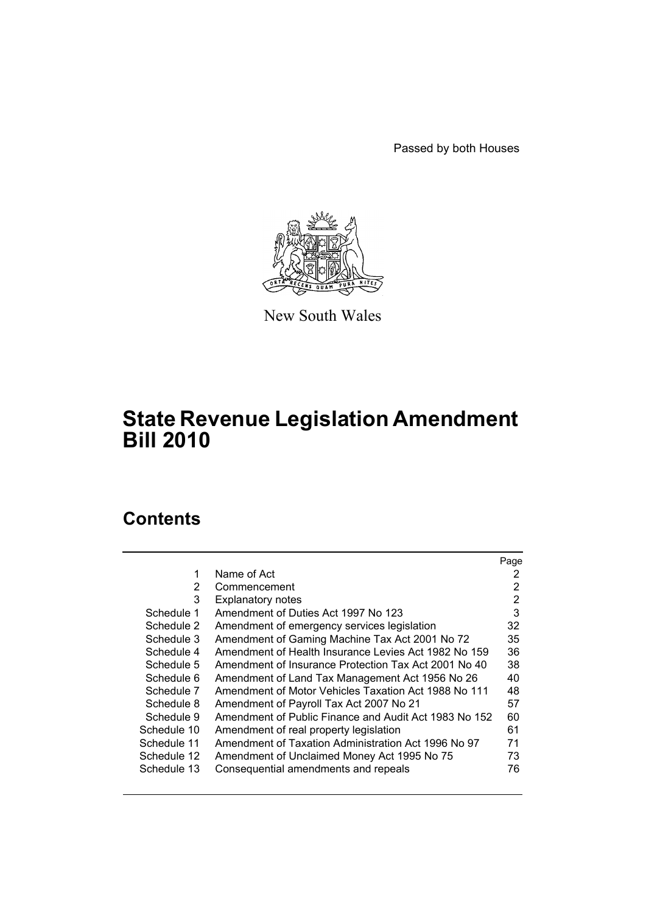Passed by both Houses

New South Wales

# State Revenue Legislation Amendment Bill 2010

## Contents

| | | Page |
|---|---|---|
| 1 | Name of Act | 2 |
| 2 | Commencement | 2 |
| 3 | Explanatory notes | 2 |
| Schedule 1 | Amendment of Duties Act 1997 No 123 | 3 |
| Schedule 2 | Amendment of emergency services legislation | 32 |
| Schedule 3 | Amendment of Gaming Machine Tax Act 2001 No 72 | 35 |
| Schedule 4 | Amendment of Health Insurance Levies Act 1982 No 159 | 36 |
| Schedule 5 | Amendment of Insurance Protection Tax Act 2001 No 40 | 38 |
| Schedule 6 | Amendment of Land Tax Management Act 1956 No 26 | 40 |
| Schedule 7 | Amendment of Motor Vehicles Taxation Act 1988 No 111 | 48 |
| Schedule 8 | Amendment of Payroll Tax Act 2007 No 21 | 57 |
| Schedule 9 | Amendment of Public Finance and Audit Act 1983 No 152 | 60 |
| Schedule 10 | Amendment of real property legislation | 61 |
| Schedule 11 | Amendment of Taxation Administration Act 1996 No 97 | 71 |
| Schedule 12 | Amendment of Unclaimed Money Act 1995 No 75 | 73 |
| Schedule 13 | Consequential amendments and repeals | 76 |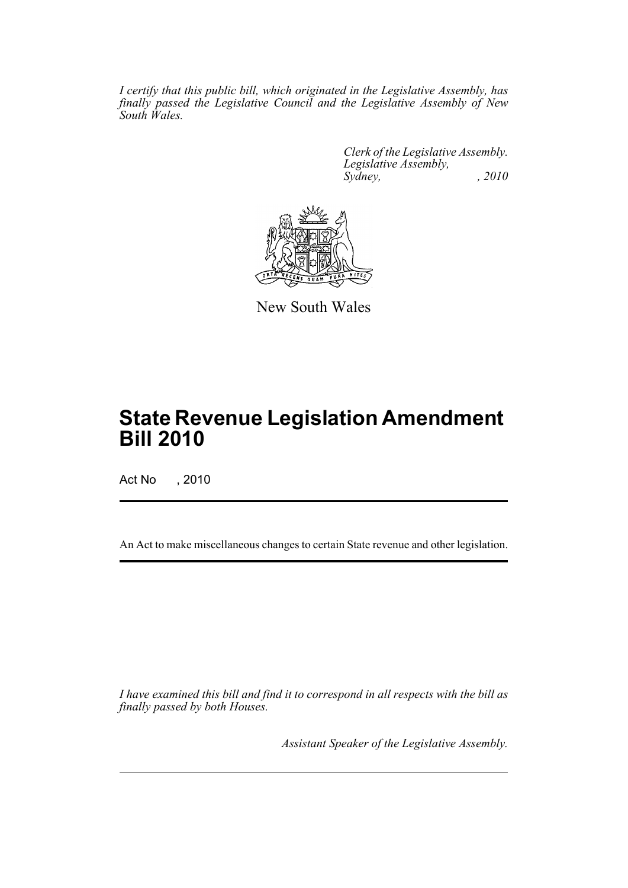*I certify that this public bill, which originated in the Legislative Assembly, has finally passed the Legislative Council and the Legislative Assembly of New South Wales.*

*Clerk of the Legislative Assembly.*
*Legislative Assembly,*
*Sydney, , 2010*

New South Wales

# State Revenue Legislation Amendment Bill 2010

Act No , 2010

An Act to make miscellaneous changes to certain State revenue and other legislation.

*I have examined this bill and find it to correspond in all respects with the bill as finally passed by both Houses.*

*Assistant Speaker of the Legislative Assembly.*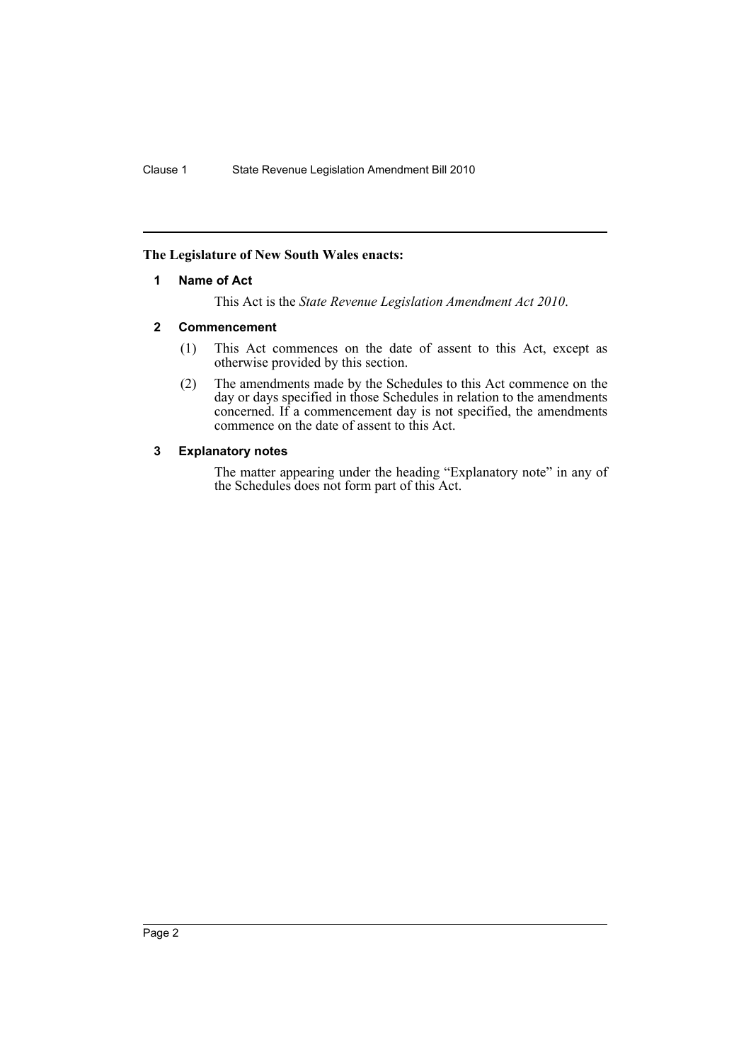**The Legislature of New South Wales enacts:**

## 1 Name of Act

This Act is the *State Revenue Legislation Amendment Act 2010*.

## 2 Commencement

(1) This Act commences on the date of assent to this Act, except as otherwise provided by this section.

(2) The amendments made by the Schedules to this Act commence on the day or days specified in those Schedules in relation to the amendments concerned. If a commencement day is not specified, the amendments commence on the date of assent to this Act.

## 3 Explanatory notes

The matter appearing under the heading "Explanatory note" in any of the Schedules does not form part of this Act.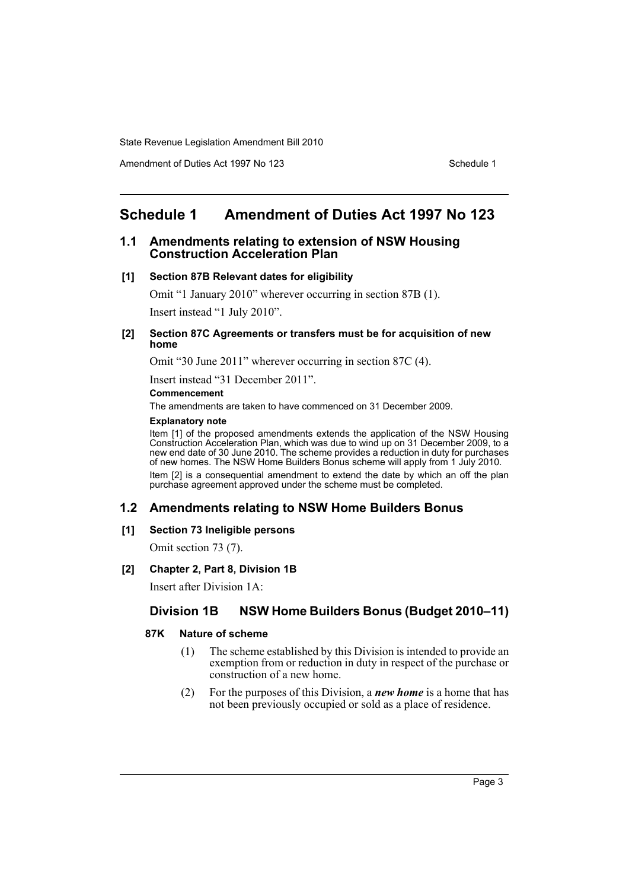# Schedule 1 Amendment of Duties Act 1997 No 123

## 1.1 Amendments relating to extension of NSW Housing Construction Acceleration Plan

### [1] Section 87B Relevant dates for eligibility

Omit "1 January 2010" wherever occurring in section 87B (1).

Insert instead "1 July 2010".

### [2] Section 87C Agreements or transfers must be for acquisition of new home

Omit "30 June 2011" wherever occurring in section 87C (4).

Insert instead "31 December 2011".

**Commencement**

The amendments are taken to have commenced on 31 December 2009.

**Explanatory note**

Item [1] of the proposed amendments extends the application of the NSW Housing Construction Acceleration Plan, which was due to wind up on 31 December 2009, to a new end date of 30 June 2010. The scheme provides a reduction in duty for purchases of new homes. The NSW Home Builders Bonus scheme will apply from 1 July 2010.

Item [2] is a consequential amendment to extend the date by which an off the plan purchase agreement approved under the scheme must be completed.

## 1.2 Amendments relating to NSW Home Builders Bonus

### [1] Section 73 Ineligible persons

Omit section 73 (7).

### [2] Chapter 2, Part 8, Division 1B

Insert after Division 1A:

### Division 1B NSW Home Builders Bonus (Budget 2010–11)

#### 87K Nature of scheme

(1) The scheme established by this Division is intended to provide an exemption from or reduction in duty in respect of the purchase or construction of a new home.

(2) For the purposes of this Division, a ***new home*** is a home that has not been previously occupied or sold as a place of residence.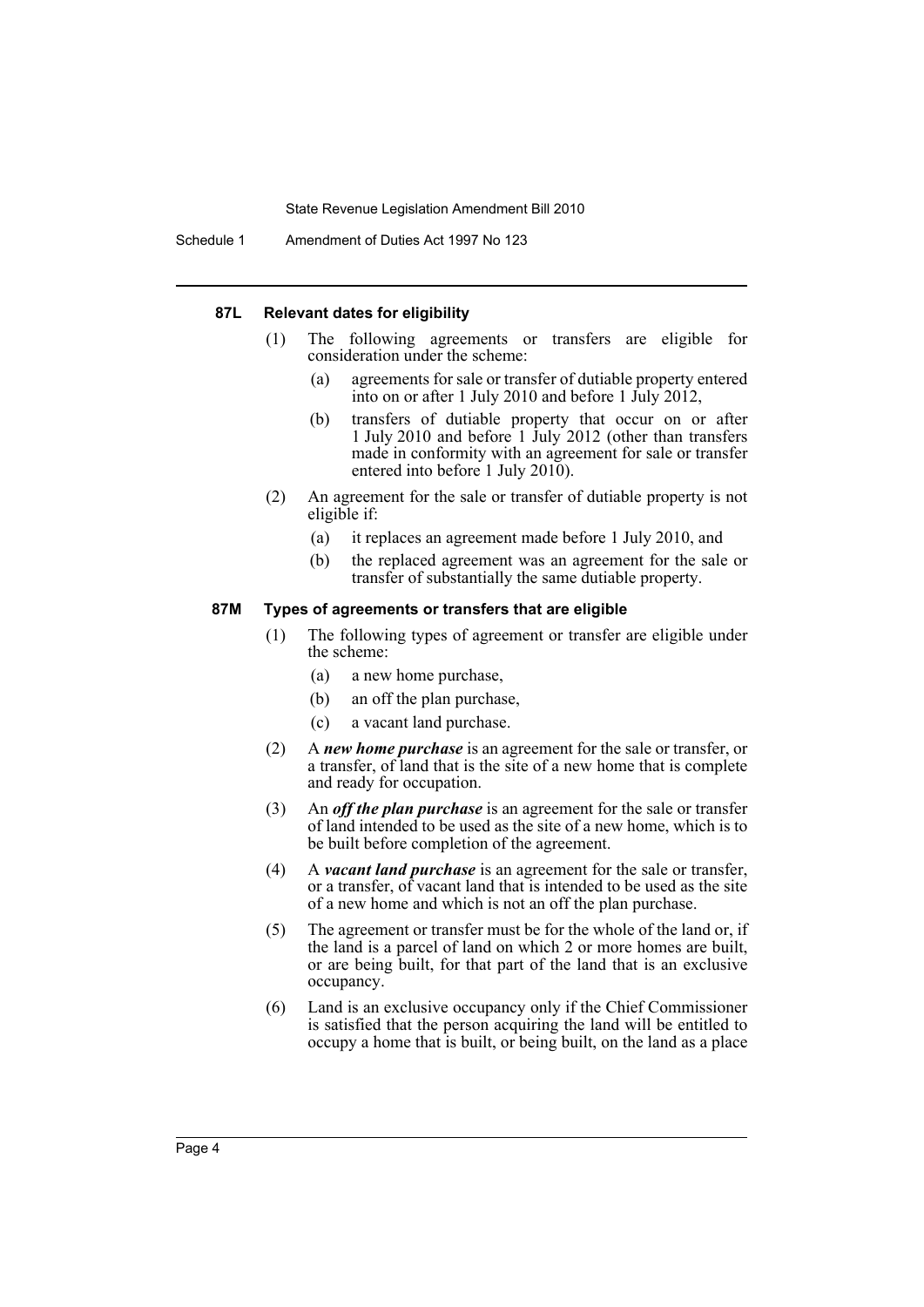#### 87L Relevant dates for eligibility

(1) The following agreements or transfers are eligible for consideration under the scheme:

- (a) agreements for sale or transfer of dutiable property entered into on or after 1 July 2010 and before 1 July 2012,
- (b) transfers of dutiable property that occur on or after 1 July 2010 and before 1 July 2012 (other than transfers made in conformity with an agreement for sale or transfer entered into before 1 July 2010).

(2) An agreement for the sale or transfer of dutiable property is not eligible if:

- (a) it replaces an agreement made before 1 July 2010, and
- (b) the replaced agreement was an agreement for the sale or transfer of substantially the same dutiable property.

#### 87M Types of agreements or transfers that are eligible

(1) The following types of agreement or transfer are eligible under the scheme:

- (a) a new home purchase,
- (b) an off the plan purchase,
- (c) a vacant land purchase.

(2) A ***new home purchase*** is an agreement for the sale or transfer, or a transfer, of land that is the site of a new home that is complete and ready for occupation.

(3) An ***off the plan purchase*** is an agreement for the sale or transfer of land intended to be used as the site of a new home, which is to be built before completion of the agreement.

(4) A ***vacant land purchase*** is an agreement for the sale or transfer, or a transfer, of vacant land that is intended to be used as the site of a new home and which is not an off the plan purchase.

(5) The agreement or transfer must be for the whole of the land or, if the land is a parcel of land on which 2 or more homes are built, or are being built, for that part of the land that is an exclusive occupancy.

(6) Land is an exclusive occupancy only if the Chief Commissioner is satisfied that the person acquiring the land will be entitled to occupy a home that is built, or being built, on the land as a place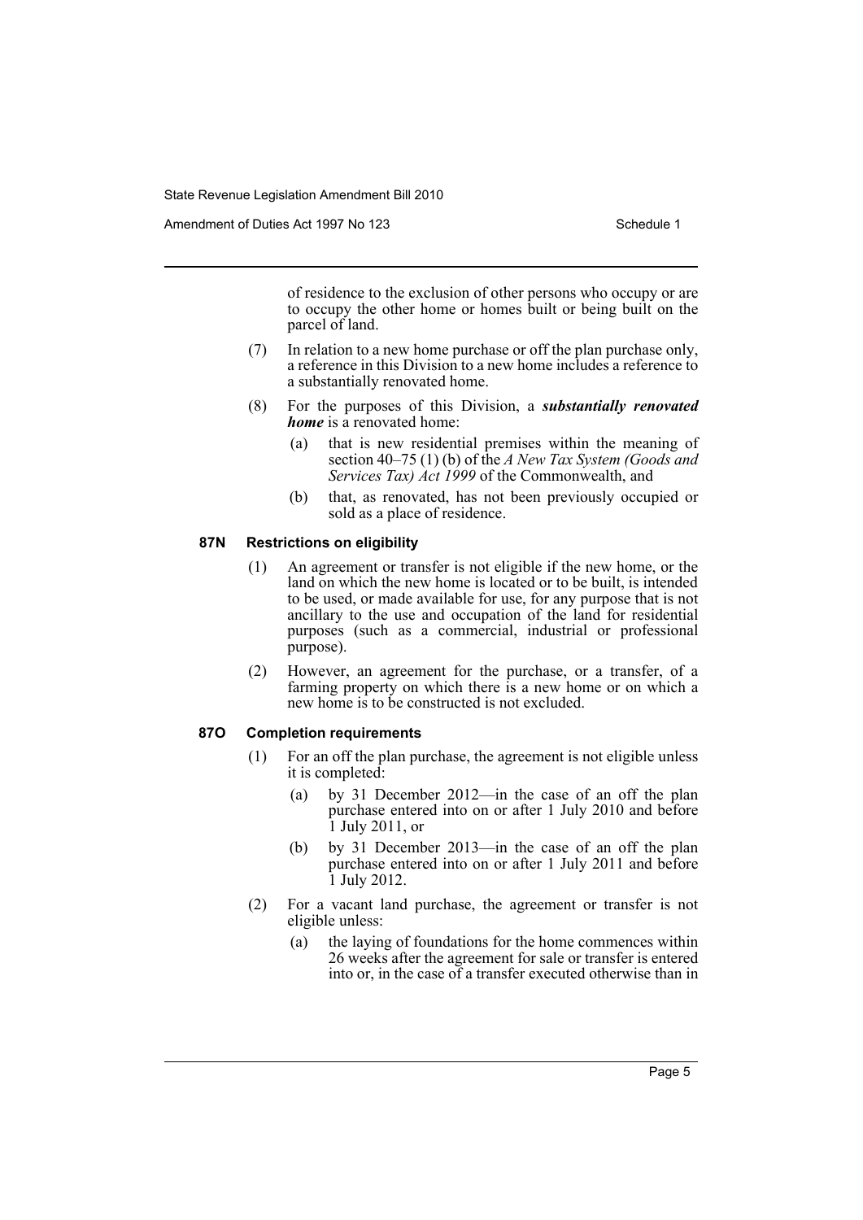of residence to the exclusion of other persons who occupy or are to occupy the other home or homes built or being built on the parcel of land.

(7) In relation to a new home purchase or off the plan purchase only, a reference in this Division to a new home includes a reference to a substantially renovated home.

(8) For the purposes of this Division, a ***substantially renovated home*** is a renovated home:

(a) that is new residential premises within the meaning of section 40–75 (1) (b) of the *A New Tax System (Goods and Services Tax) Act 1999* of the Commonwealth, and

(b) that, as renovated, has not been previously occupied or sold as a place of residence.

**87N Restrictions on eligibility**

(1) An agreement or transfer is not eligible if the new home, or the land on which the new home is located or to be built, is intended to be used, or made available for use, for any purpose that is not ancillary to the use and occupation of the land for residential purposes (such as a commercial, industrial or professional purpose).

(2) However, an agreement for the purchase, or a transfer, of a farming property on which there is a new home or on which a new home is to be constructed is not excluded.

**87O Completion requirements**

(1) For an off the plan purchase, the agreement is not eligible unless it is completed:

(a) by 31 December 2012—in the case of an off the plan purchase entered into on or after 1 July 2010 and before 1 July 2011, or

(b) by 31 December 2013—in the case of an off the plan purchase entered into on or after 1 July 2011 and before 1 July 2012.

(2) For a vacant land purchase, the agreement or transfer is not eligible unless:

(a) the laying of foundations for the home commences within 26 weeks after the agreement for sale or transfer is entered into or, in the case of a transfer executed otherwise than in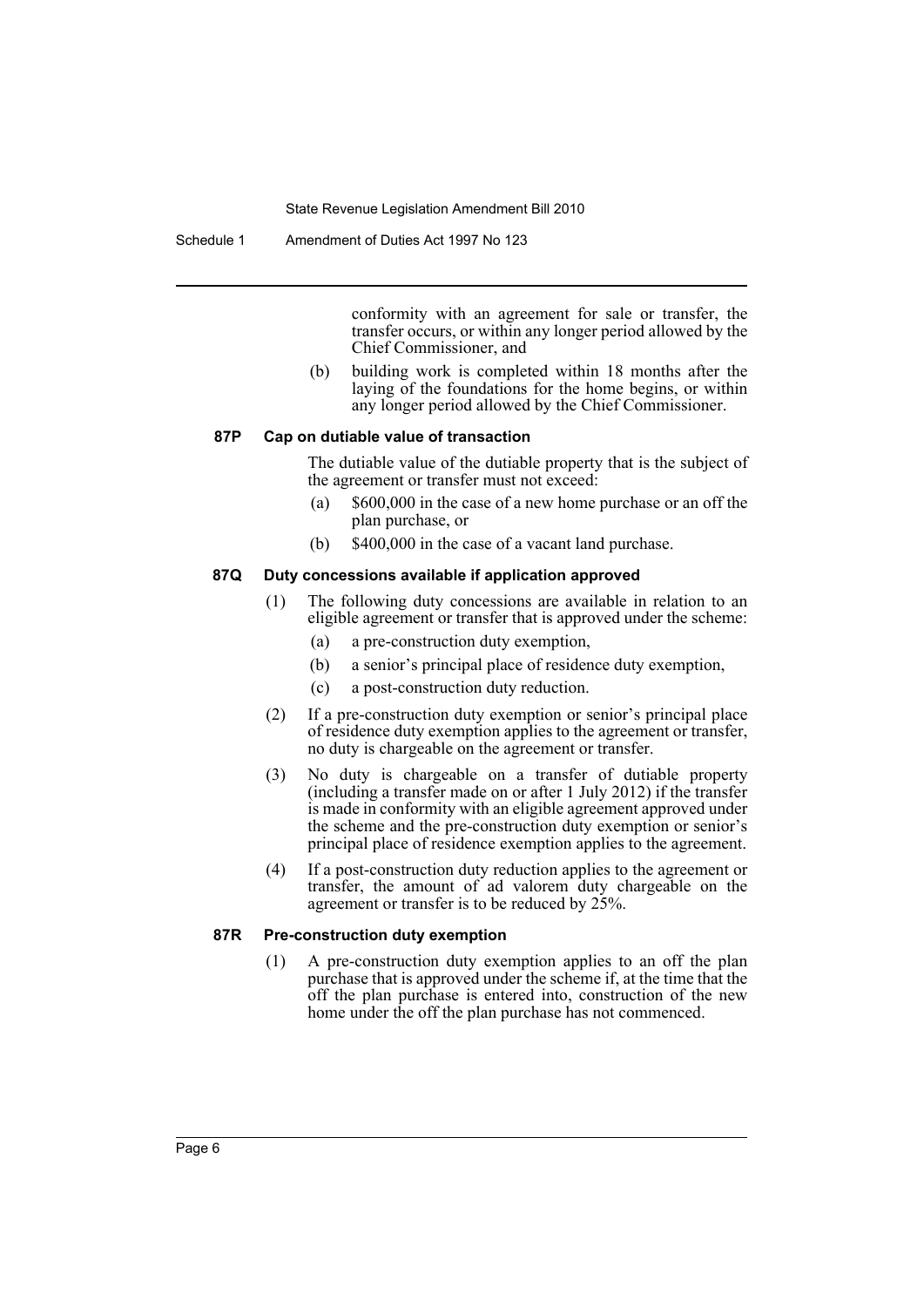conformity with an agreement for sale or transfer, the transfer occurs, or within any longer period allowed by the Chief Commissioner, and

(b) building work is completed within 18 months after the laying of the foundations for the home begins, or within any longer period allowed by the Chief Commissioner.

### 87P Cap on dutiable value of transaction

The dutiable value of the dutiable property that is the subject of the agreement or transfer must not exceed:

(a) $600,000 in the case of a new home purchase or an off the plan purchase, or

(b) $400,000 in the case of a vacant land purchase.

### 87Q Duty concessions available if application approved

(1) The following duty concessions are available in relation to an eligible agreement or transfer that is approved under the scheme:

(a) a pre-construction duty exemption,

(b) a senior's principal place of residence duty exemption,

(c) a post-construction duty reduction.

(2) If a pre-construction duty exemption or senior's principal place of residence duty exemption applies to the agreement or transfer, no duty is chargeable on the agreement or transfer.

(3) No duty is chargeable on a transfer of dutiable property (including a transfer made on or after 1 July 2012) if the transfer is made in conformity with an eligible agreement approved under the scheme and the pre-construction duty exemption or senior's principal place of residence exemption applies to the agreement.

(4) If a post-construction duty reduction applies to the agreement or transfer, the amount of ad valorem duty chargeable on the agreement or transfer is to be reduced by 25%.

### 87R Pre-construction duty exemption

(1) A pre-construction duty exemption applies to an off the plan purchase that is approved under the scheme if, at the time that the off the plan purchase is entered into, construction of the new home under the off the plan purchase has not commenced.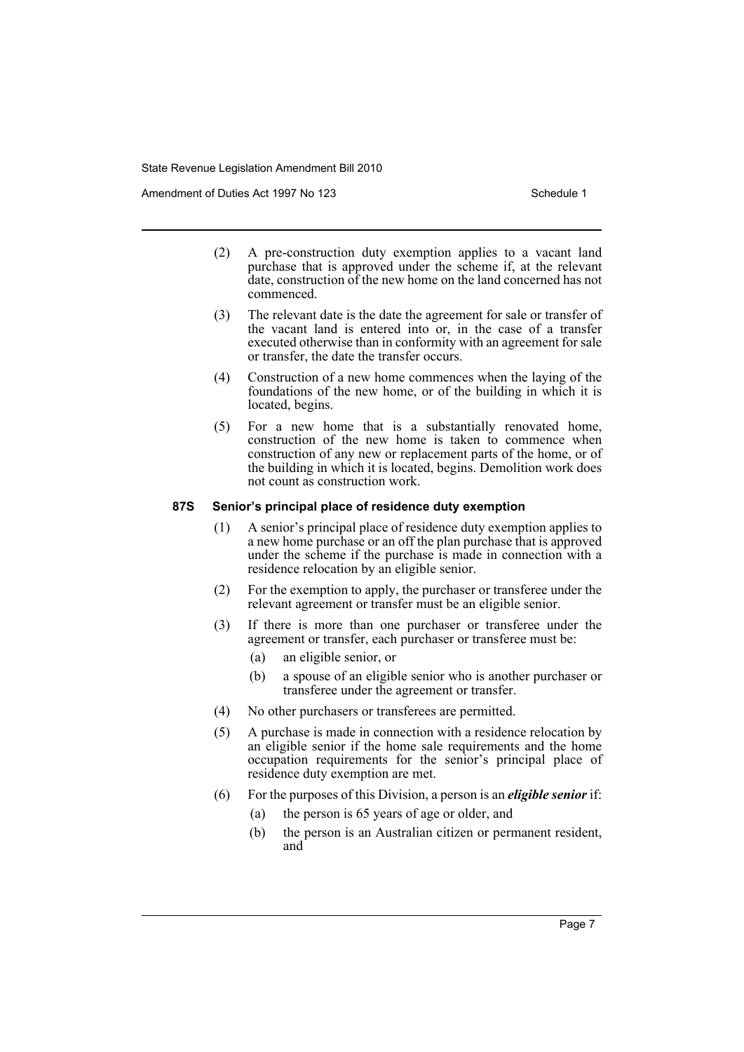(2) A pre-construction duty exemption applies to a vacant land purchase that is approved under the scheme if, at the relevant date, construction of the new home on the land concerned has not commenced.

(3) The relevant date is the date the agreement for sale or transfer of the vacant land is entered into or, in the case of a transfer executed otherwise than in conformity with an agreement for sale or transfer, the date the transfer occurs.

(4) Construction of a new home commences when the laying of the foundations of the new home, or of the building in which it is located, begins.

(5) For a new home that is a substantially renovated home, construction of the new home is taken to commence when construction of any new or replacement parts of the home, or of the building in which it is located, begins. Demolition work does not count as construction work.

#### 87S Senior's principal place of residence duty exemption

(1) A senior's principal place of residence duty exemption applies to a new home purchase or an off the plan purchase that is approved under the scheme if the purchase is made in connection with a residence relocation by an eligible senior.

(2) For the exemption to apply, the purchaser or transferee under the relevant agreement or transfer must be an eligible senior.

(3) If there is more than one purchaser or transferee under the agreement or transfer, each purchaser or transferee must be:

   (a) an eligible senior, or

   (b) a spouse of an eligible senior who is another purchaser or transferee under the agreement or transfer.

(4) No other purchasers or transferees are permitted.

(5) A purchase is made in connection with a residence relocation by an eligible senior if the home sale requirements and the home occupation requirements for the senior's principal place of residence duty exemption are met.

(6) For the purposes of this Division, a person is an ***eligible senior*** if:

   (a) the person is 65 years of age or older, and

   (b) the person is an Australian citizen or permanent resident, and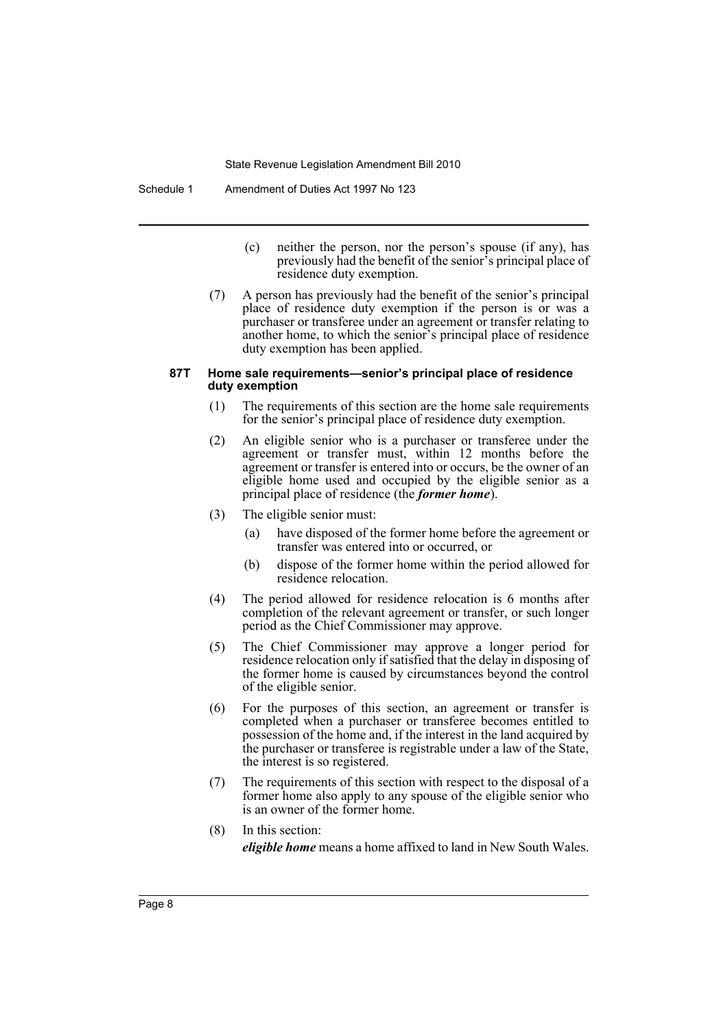(c) neither the person, nor the person's spouse (if any), has previously had the benefit of the senior's principal place of residence duty exemption.

(7) A person has previously had the benefit of the senior's principal place of residence duty exemption if the person is or was a purchaser or transferee under an agreement or transfer relating to another home, to which the senior's principal place of residence duty exemption has been applied.

#### 87T Home sale requirements—senior's principal place of residence duty exemption

(1) The requirements of this section are the home sale requirements for the senior's principal place of residence duty exemption.

(2) An eligible senior who is a purchaser or transferee under the agreement or transfer must, within 12 months before the agreement or transfer is entered into or occurs, be the owner of an eligible home used and occupied by the eligible senior as a principal place of residence (the ***former home***).

(3) The eligible senior must:

(a) have disposed of the former home before the agreement or transfer was entered into or occurred, or

(b) dispose of the former home within the period allowed for residence relocation.

(4) The period allowed for residence relocation is 6 months after completion of the relevant agreement or transfer, or such longer period as the Chief Commissioner may approve.

(5) The Chief Commissioner may approve a longer period for residence relocation only if satisfied that the delay in disposing of the former home is caused by circumstances beyond the control of the eligible senior.

(6) For the purposes of this section, an agreement or transfer is completed when a purchaser or transferee becomes entitled to possession of the home and, if the interest in the land acquired by the purchaser or transferee is registrable under a law of the State, the interest is so registered.

(7) The requirements of this section with respect to the disposal of a former home also apply to any spouse of the eligible senior who is an owner of the former home.

(8) In this section:

***eligible home*** means a home affixed to land in New South Wales.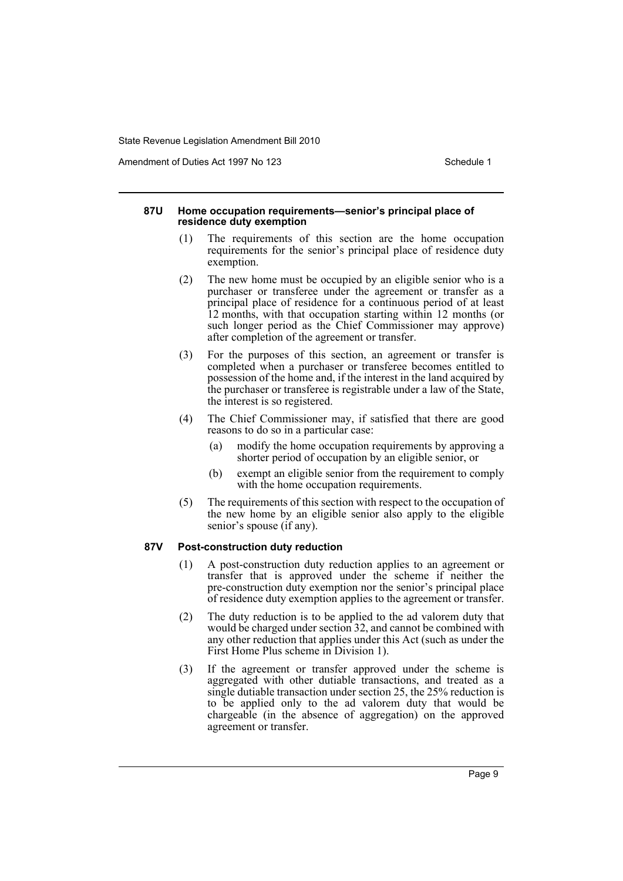#### 87U Home occupation requirements—senior's principal place of residence duty exemption

(1) The requirements of this section are the home occupation requirements for the senior's principal place of residence duty exemption.

(2) The new home must be occupied by an eligible senior who is a purchaser or transferee under the agreement or transfer as a principal place of residence for a continuous period of at least 12 months, with that occupation starting within 12 months (or such longer period as the Chief Commissioner may approve) after completion of the agreement or transfer.

(3) For the purposes of this section, an agreement or transfer is completed when a purchaser or transferee becomes entitled to possession of the home and, if the interest in the land acquired by the purchaser or transferee is registrable under a law of the State, the interest is so registered.

(4) The Chief Commissioner may, if satisfied that there are good reasons to do so in a particular case:

- (a) modify the home occupation requirements by approving a shorter period of occupation by an eligible senior, or
- (b) exempt an eligible senior from the requirement to comply with the home occupation requirements.

(5) The requirements of this section with respect to the occupation of the new home by an eligible senior also apply to the eligible senior's spouse (if any).

#### 87V Post-construction duty reduction

(1) A post-construction duty reduction applies to an agreement or transfer that is approved under the scheme if neither the pre-construction duty exemption nor the senior's principal place of residence duty exemption applies to the agreement or transfer.

(2) The duty reduction is to be applied to the ad valorem duty that would be charged under section 32, and cannot be combined with any other reduction that applies under this Act (such as under the First Home Plus scheme in Division 1).

(3) If the agreement or transfer approved under the scheme is aggregated with other dutiable transactions, and treated as a single dutiable transaction under section 25, the 25% reduction is to be applied only to the ad valorem duty that would be chargeable (in the absence of aggregation) on the approved agreement or transfer.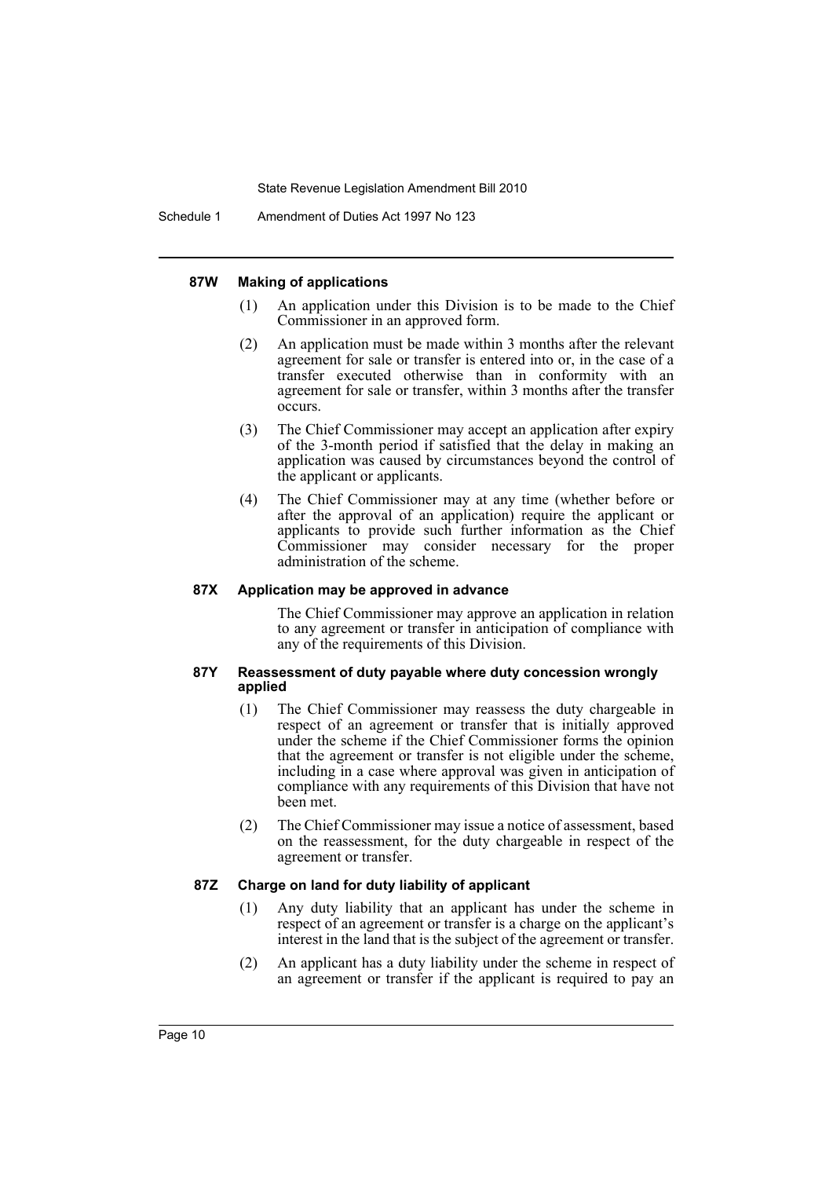#### 87W Making of applications

(1) An application under this Division is to be made to the Chief Commissioner in an approved form.

(2) An application must be made within 3 months after the relevant agreement for sale or transfer is entered into or, in the case of a transfer executed otherwise than in conformity with an agreement for sale or transfer, within 3 months after the transfer occurs.

(3) The Chief Commissioner may accept an application after expiry of the 3-month period if satisfied that the delay in making an application was caused by circumstances beyond the control of the applicant or applicants.

(4) The Chief Commissioner may at any time (whether before or after the approval of an application) require the applicant or applicants to provide such further information as the Chief Commissioner may consider necessary for the proper administration of the scheme.

#### 87X Application may be approved in advance

The Chief Commissioner may approve an application in relation to any agreement or transfer in anticipation of compliance with any of the requirements of this Division.

#### 87Y Reassessment of duty payable where duty concession wrongly applied

(1) The Chief Commissioner may reassess the duty chargeable in respect of an agreement or transfer that is initially approved under the scheme if the Chief Commissioner forms the opinion that the agreement or transfer is not eligible under the scheme, including in a case where approval was given in anticipation of compliance with any requirements of this Division that have not been met.

(2) The Chief Commissioner may issue a notice of assessment, based on the reassessment, for the duty chargeable in respect of the agreement or transfer.

#### 87Z Charge on land for duty liability of applicant

(1) Any duty liability that an applicant has under the scheme in respect of an agreement or transfer is a charge on the applicant's interest in the land that is the subject of the agreement or transfer.

(2) An applicant has a duty liability under the scheme in respect of an agreement or transfer if the applicant is required to pay an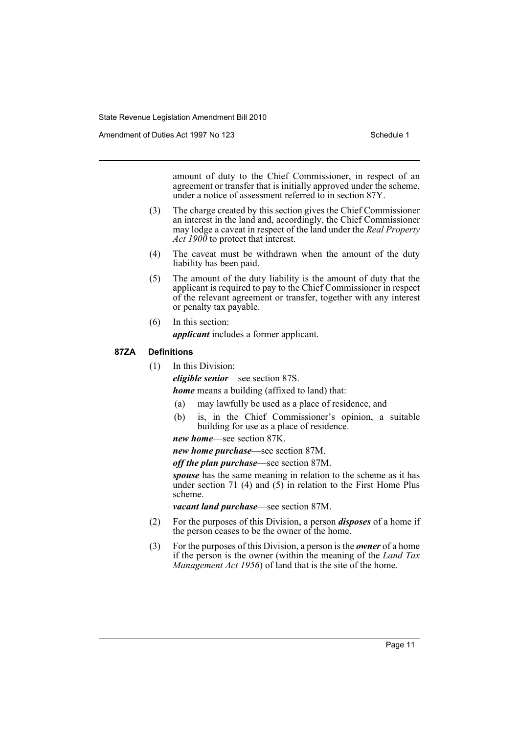amount of duty to the Chief Commissioner, in respect of an agreement or transfer that is initially approved under the scheme, under a notice of assessment referred to in section 87Y.

(3) The charge created by this section gives the Chief Commissioner an interest in the land and, accordingly, the Chief Commissioner may lodge a caveat in respect of the land under the *Real Property Act 1900* to protect that interest.

(4) The caveat must be withdrawn when the amount of the duty liability has been paid.

(5) The amount of the duty liability is the amount of duty that the applicant is required to pay to the Chief Commissioner in respect of the relevant agreement or transfer, together with any interest or penalty tax payable.

(6) In this section:

***applicant*** includes a former applicant.

#### 87ZA Definitions

(1) In this Division:

***eligible senior***—see section 87S.

***home*** means a building (affixed to land) that:

- (a) may lawfully be used as a place of residence, and
- (b) is, in the Chief Commissioner's opinion, a suitable building for use as a place of residence.

***new home***—see section 87K.

***new home purchase***—see section 87M.

***off the plan purchase***—see section 87M.

***spouse*** has the same meaning in relation to the scheme as it has under section 71 (4) and (5) in relation to the First Home Plus scheme.

***vacant land purchase***—see section 87M.

(2) For the purposes of this Division, a person ***disposes*** of a home if the person ceases to be the owner of the home.

(3) For the purposes of this Division, a person is the ***owner*** of a home if the person is the owner (within the meaning of the *Land Tax Management Act 1956*) of land that is the site of the home.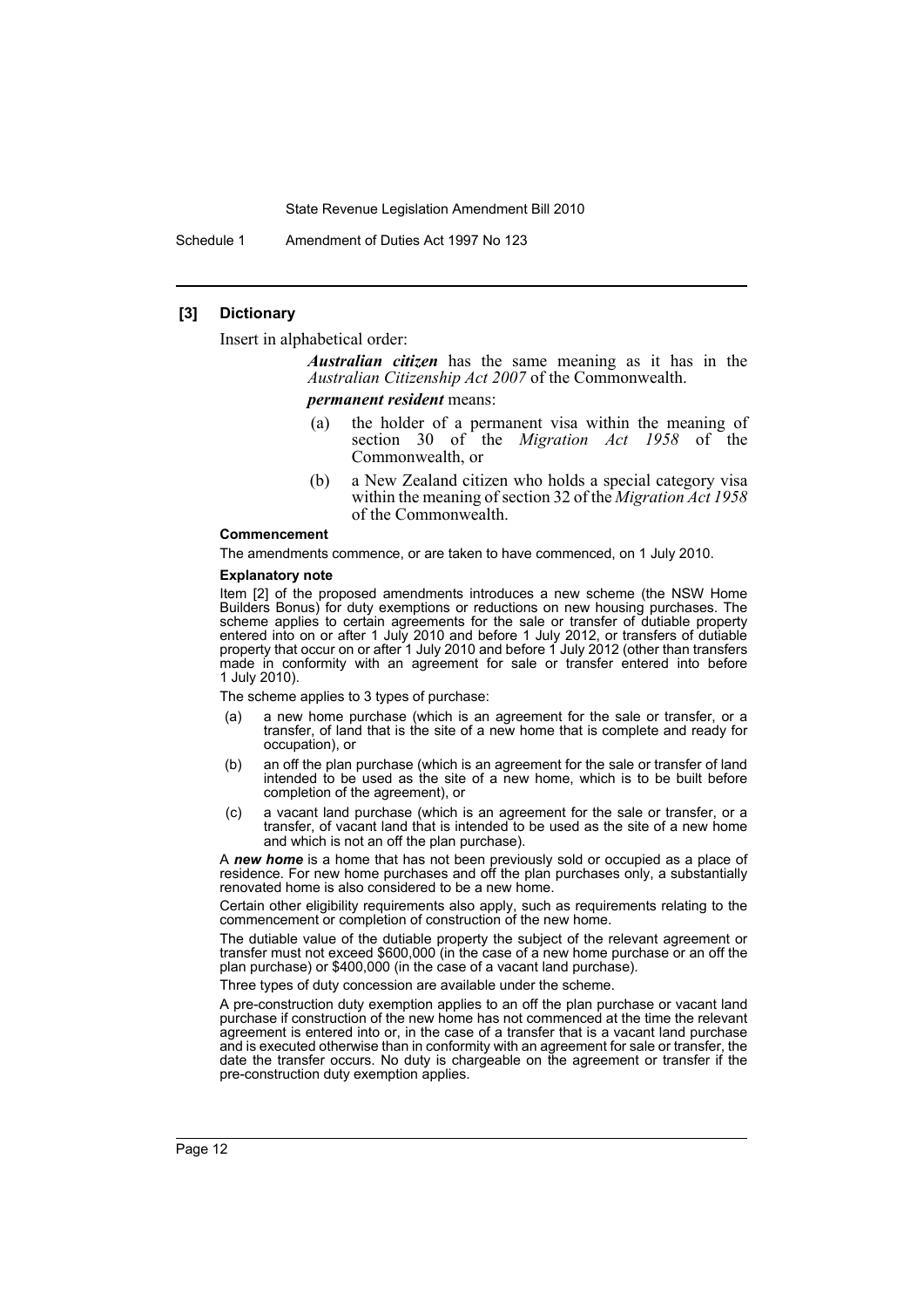## [3] Dictionary

Insert in alphabetical order:

> ***Australian citizen*** has the same meaning as it has in the *Australian Citizenship Act 2007* of the Commonwealth.
>
> ***permanent resident*** means:
>
> (a) the holder of a permanent visa within the meaning of section 30 of the *Migration Act 1958* of the Commonwealth, or
>
> (b) a New Zealand citizen who holds a special category visa within the meaning of section 32 of the *Migration Act 1958* of the Commonwealth.

#### Commencement

The amendments commence, or are taken to have commenced, on 1 July 2010.

#### Explanatory note

Item [2] of the proposed amendments introduces a new scheme (the NSW Home Builders Bonus) for duty exemptions or reductions on new housing purchases. The scheme applies to certain agreements for the sale or transfer of dutiable property entered into on or after 1 July 2010 and before 1 July 2012, or transfers of dutiable property that occur on or after 1 July 2010 and before 1 July 2012 (other than transfers made in conformity with an agreement for sale or transfer entered into before 1 July 2010).

The scheme applies to 3 types of purchase:

(a) a new home purchase (which is an agreement for the sale or transfer, or a transfer, of land that is the site of a new home that is complete and ready for occupation), or

(b) an off the plan purchase (which is an agreement for the sale or transfer of land intended to be used as the site of a new home, which is to be built before completion of the agreement), or

(c) a vacant land purchase (which is an agreement for the sale or transfer, or a transfer, of vacant land that is intended to be used as the site of a new home and which is not an off the plan purchase).

A ***new home*** is a home that has not been previously sold or occupied as a place of residence. For new home purchases and off the plan purchases only, a substantially renovated home is also considered to be a new home.

Certain other eligibility requirements also apply, such as requirements relating to the commencement or completion of construction of the new home.

The dutiable value of the dutiable property the subject of the relevant agreement or transfer must not exceed $600,000 (in the case of a new home purchase or an off the plan purchase) or $400,000 (in the case of a vacant land purchase).

Three types of duty concession are available under the scheme.

A pre-construction duty exemption applies to an off the plan purchase or vacant land purchase if construction of the new home has not commenced at the time the relevant agreement is entered into or, in the case of a transfer that is a vacant land purchase and is executed otherwise than in conformity with an agreement for sale or transfer, the date the transfer occurs. No duty is chargeable on the agreement or transfer if the pre-construction duty exemption applies.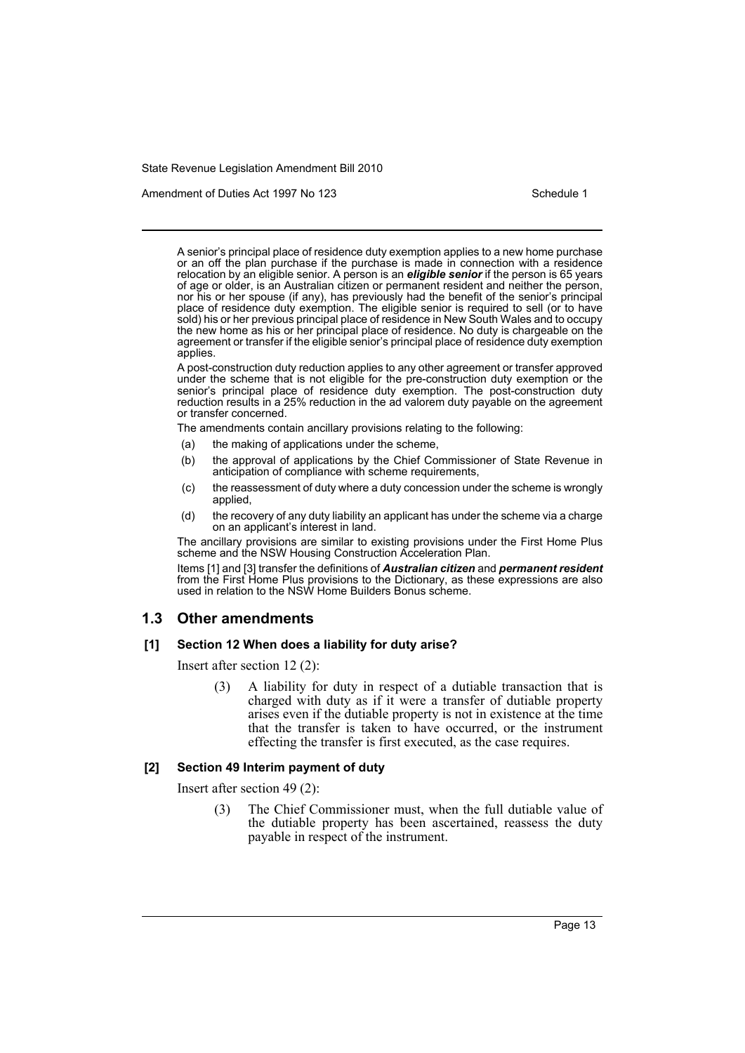A senior's principal place of residence duty exemption applies to a new home purchase or an off the plan purchase if the purchase is made in connection with a residence relocation by an eligible senior. A person is an ***eligible senior*** if the person is 65 years of age or older, is an Australian citizen or permanent resident and neither the person, nor his or her spouse (if any), has previously had the benefit of the senior's principal place of residence duty exemption. The eligible senior is required to sell (or to have sold) his or her previous principal place of residence in New South Wales and to occupy the new home as his or her principal place of residence. No duty is chargeable on the agreement or transfer if the eligible senior's principal place of residence duty exemption applies.

A post-construction duty reduction applies to any other agreement or transfer approved under the scheme that is not eligible for the pre-construction duty exemption or the senior's principal place of residence duty exemption. The post-construction duty reduction results in a 25% reduction in the ad valorem duty payable on the agreement or transfer concerned.

The amendments contain ancillary provisions relating to the following:

(a) the making of applications under the scheme,

(b) the approval of applications by the Chief Commissioner of State Revenue in anticipation of compliance with scheme requirements,

(c) the reassessment of duty where a duty concession under the scheme is wrongly applied,

(d) the recovery of any duty liability an applicant has under the scheme via a charge on an applicant's interest in land.

The ancillary provisions are similar to existing provisions under the First Home Plus scheme and the NSW Housing Construction Acceleration Plan.

Items [1] and [3] transfer the definitions of ***Australian citizen*** and ***permanent resident*** from the First Home Plus provisions to the Dictionary, as these expressions are also used in relation to the NSW Home Builders Bonus scheme.

## 1.3 Other amendments

### [1] Section 12 When does a liability for duty arise?

Insert after section 12 (2):

> (3) A liability for duty in respect of a dutiable transaction that is charged with duty as if it were a transfer of dutiable property arises even if the dutiable property is not in existence at the time that the transfer is taken to have occurred, or the instrument effecting the transfer is first executed, as the case requires.

### [2] Section 49 Interim payment of duty

Insert after section 49 (2):

> (3) The Chief Commissioner must, when the full dutiable value of the dutiable property has been ascertained, reassess the duty payable in respect of the instrument.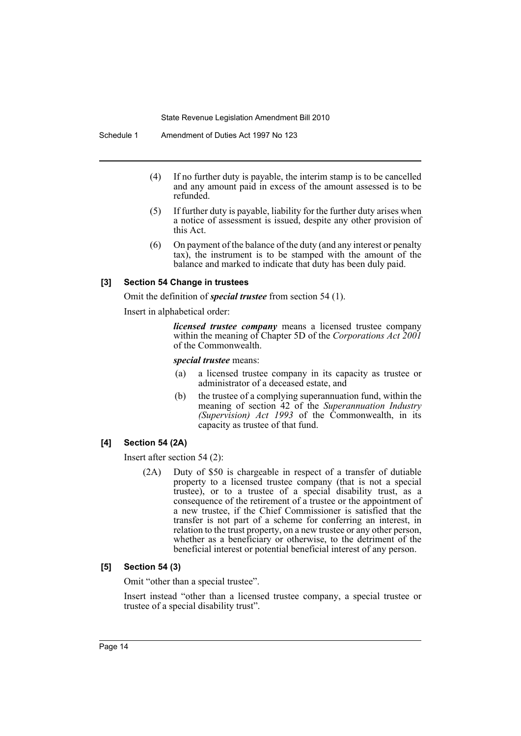(4) If no further duty is payable, the interim stamp is to be cancelled and any amount paid in excess of the amount assessed is to be refunded.

(5) If further duty is payable, liability for the further duty arises when a notice of assessment is issued, despite any other provision of this Act.

(6) On payment of the balance of the duty (and any interest or penalty tax), the instrument is to be stamped with the amount of the balance and marked to indicate that duty has been duly paid.

### [3] Section 54 Change in trustees

Omit the definition of ***special trustee*** from section 54 (1).

Insert in alphabetical order:

> ***licensed trustee company*** means a licensed trustee company within the meaning of Chapter 5D of the *Corporations Act 2001* of the Commonwealth.
>
> ***special trustee*** means:
>
> (a) a licensed trustee company in its capacity as trustee or administrator of a deceased estate, and
>
> (b) the trustee of a complying superannuation fund, within the meaning of section 42 of the *Superannuation Industry (Supervision) Act 1993* of the Commonwealth, in its capacity as trustee of that fund.

### [4] Section 54 (2A)

Insert after section 54 (2):

> (2A) Duty of $50 is chargeable in respect of a transfer of dutiable property to a licensed trustee company (that is not a special trustee), or to a trustee of a special disability trust, as a consequence of the retirement of a trustee or the appointment of a new trustee, if the Chief Commissioner is satisfied that the transfer is not part of a scheme for conferring an interest, in relation to the trust property, on a new trustee or any other person, whether as a beneficiary or otherwise, to the detriment of the beneficial interest or potential beneficial interest of any person.

### [5] Section 54 (3)

Omit "other than a special trustee".

Insert instead "other than a licensed trustee company, a special trustee or trustee of a special disability trust".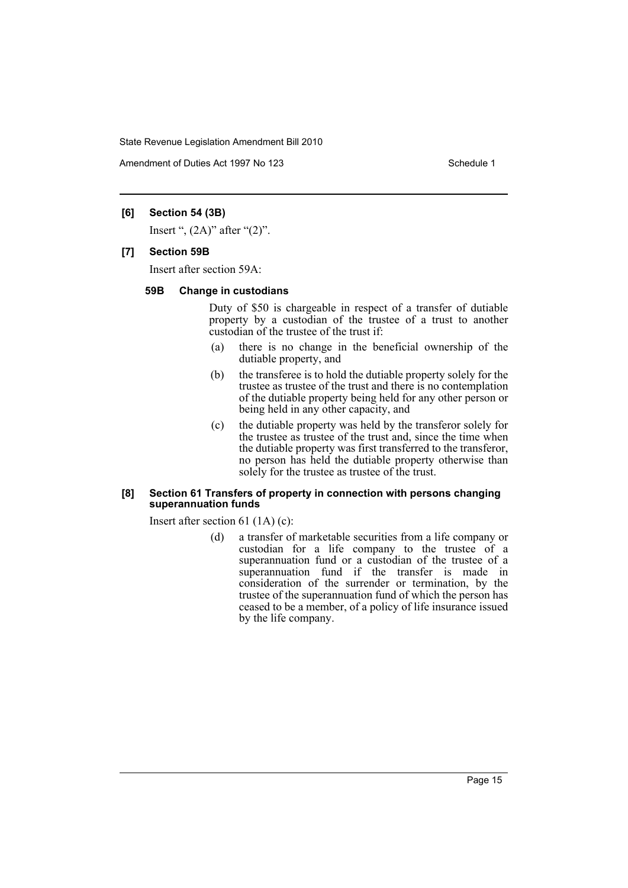**[6] Section 54 (3B)**

Insert ", (2A)" after "(2)".

**[7] Section 59B**

Insert after section 59A:

**59B Change in custodians**

Duty of $50 is chargeable in respect of a transfer of dutiable property by a custodian of the trustee of a trust to another custodian of the trustee of the trust if:

(a) there is no change in the beneficial ownership of the dutiable property, and

(b) the transferee is to hold the dutiable property solely for the trustee as trustee of the trust and there is no contemplation of the dutiable property being held for any other person or being held in any other capacity, and

(c) the dutiable property was held by the transferor solely for the trustee as trustee of the trust and, since the time when the dutiable property was first transferred to the transferor, no person has held the dutiable property otherwise than solely for the trustee as trustee of the trust.

**[8] Section 61 Transfers of property in connection with persons changing superannuation funds**

Insert after section 61 (1A) (c):

(d) a transfer of marketable securities from a life company or custodian for a life company to the trustee of a superannuation fund or a custodian of the trustee of a superannuation fund if the transfer is made in consideration of the surrender or termination, by the trustee of the superannuation fund of which the person has ceased to be a member, of a policy of life insurance issued by the life company.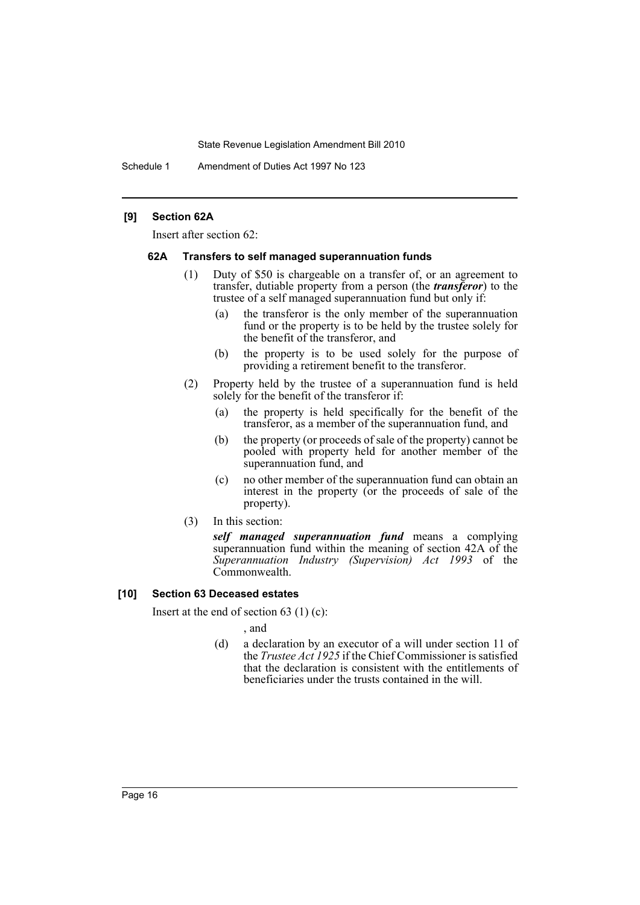### [9] Section 62A

Insert after section 62:

#### 62A Transfers to self managed superannuation funds

(1) Duty of $50 is chargeable on a transfer of, or an agreement to transfer, dutiable property from a person (the ***transferor***) to the trustee of a self managed superannuation fund but only if:

(a) the transferor is the only member of the superannuation fund or the property is to be held by the trustee solely for the benefit of the transferor, and

(b) the property is to be used solely for the purpose of providing a retirement benefit to the transferor.

(2) Property held by the trustee of a superannuation fund is held solely for the benefit of the transferor if:

(a) the property is held specifically for the benefit of the transferor, as a member of the superannuation fund, and

(b) the property (or proceeds of sale of the property) cannot be pooled with property held for another member of the superannuation fund, and

(c) no other member of the superannuation fund can obtain an interest in the property (or the proceeds of sale of the property).

(3) In this section:

***self managed superannuation fund*** means a complying superannuation fund within the meaning of section 42A of the *Superannuation Industry (Supervision) Act 1993* of the Commonwealth.

### [10] Section 63 Deceased estates

Insert at the end of section 63 (1) (c):

, and

(d) a declaration by an executor of a will under section 11 of the *Trustee Act 1925* if the Chief Commissioner is satisfied that the declaration is consistent with the entitlements of beneficiaries under the trusts contained in the will.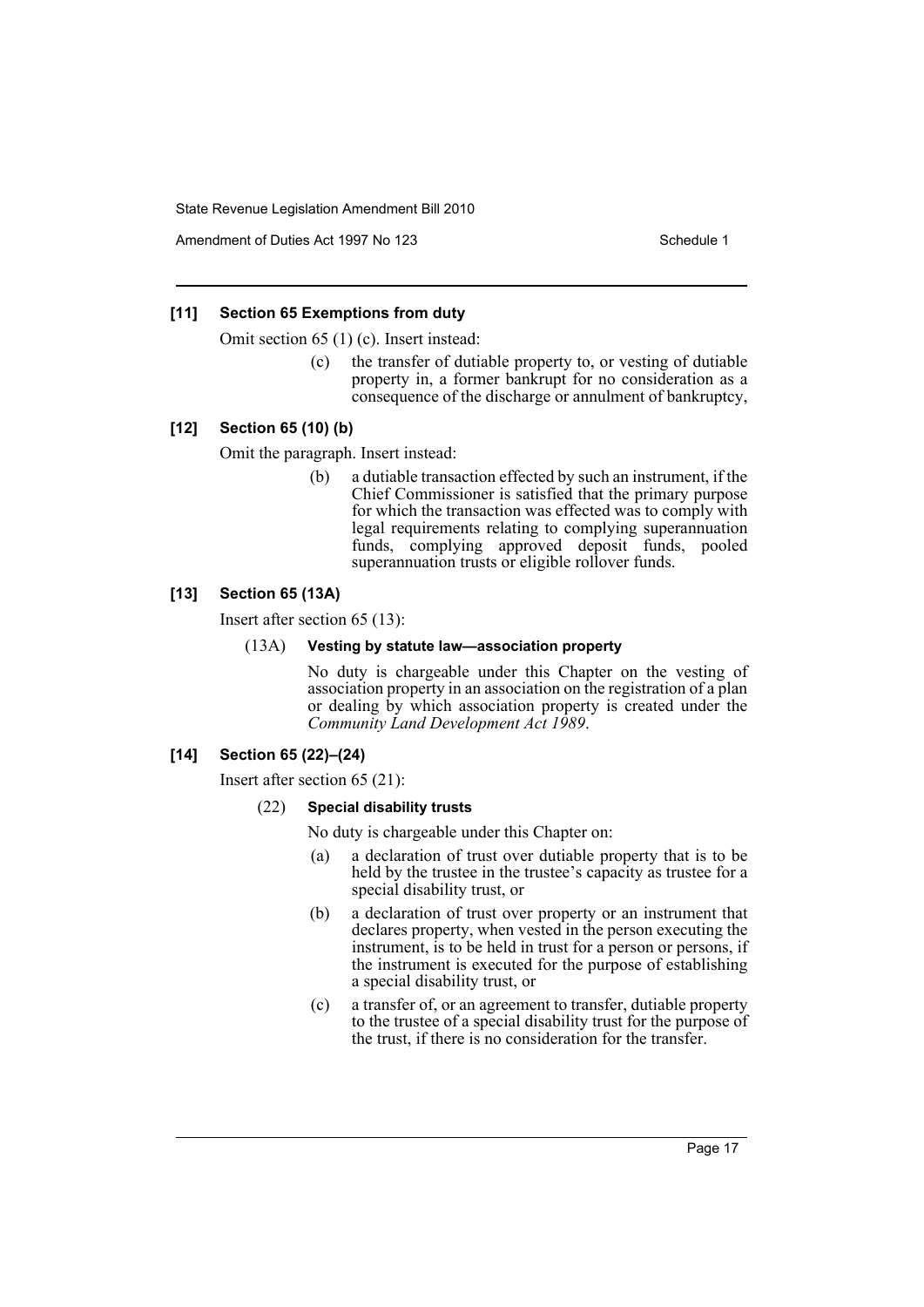### [11] Section 65 Exemptions from duty

Omit section 65 (1) (c). Insert instead:

> (c) the transfer of dutiable property to, or vesting of dutiable property in, a former bankrupt for no consideration as a consequence of the discharge or annulment of bankruptcy,

### [12] Section 65 (10) (b)

Omit the paragraph. Insert instead:

> (b) a dutiable transaction effected by such an instrument, if the Chief Commissioner is satisfied that the primary purpose for which the transaction was effected was to comply with legal requirements relating to complying superannuation funds, complying approved deposit funds, pooled superannuation trusts or eligible rollover funds.

### [13] Section 65 (13A)

Insert after section 65 (13):

> (13A) **Vesting by statute law—association property**
>
> No duty is chargeable under this Chapter on the vesting of association property in an association on the registration of a plan or dealing by which association property is created under the *Community Land Development Act 1989*.

### [14] Section 65 (22)–(24)

Insert after section 65 (21):

> (22) **Special disability trusts**
>
> No duty is chargeable under this Chapter on:
>
> (a) a declaration of trust over dutiable property that is to be held by the trustee in the trustee's capacity as trustee for a special disability trust, or
>
> (b) a declaration of trust over property or an instrument that declares property, when vested in the person executing the instrument, is to be held in trust for a person or persons, if the instrument is executed for the purpose of establishing a special disability trust, or
>
> (c) a transfer of, or an agreement to transfer, dutiable property to the trustee of a special disability trust for the purpose of the trust, if there is no consideration for the transfer.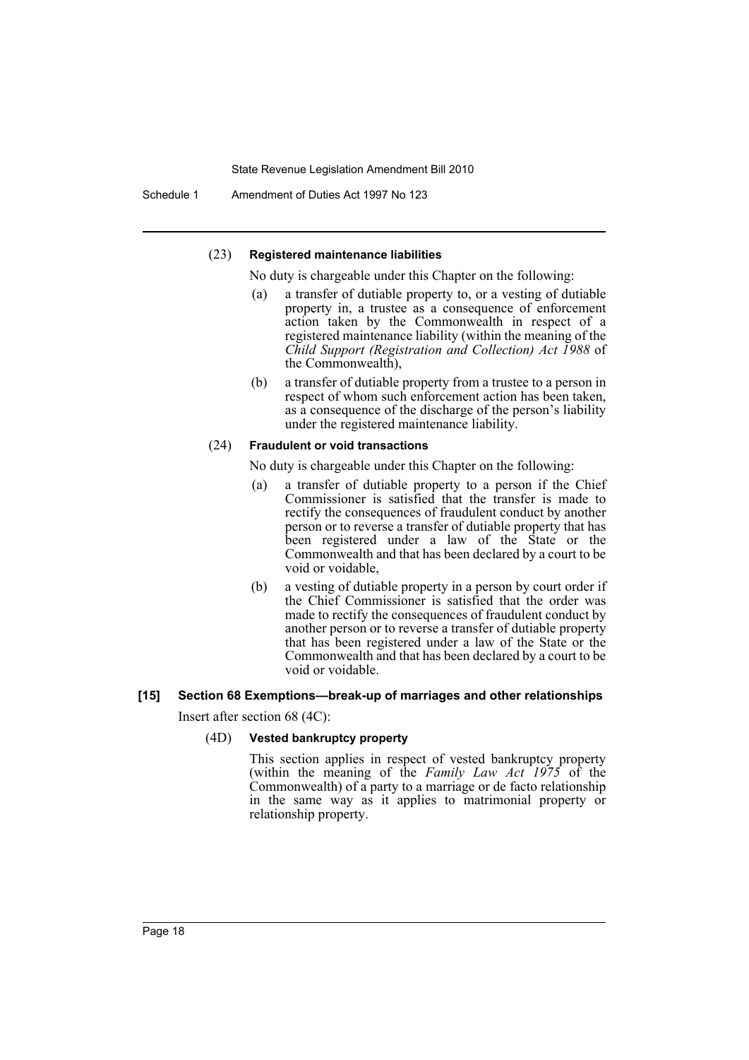(23) **Registered maintenance liabilities**

No duty is chargeable under this Chapter on the following:

(a) a transfer of dutiable property to, or a vesting of dutiable property in, a trustee as a consequence of enforcement action taken by the Commonwealth in respect of a registered maintenance liability (within the meaning of the *Child Support (Registration and Collection) Act 1988* of the Commonwealth),

(b) a transfer of dutiable property from a trustee to a person in respect of whom such enforcement action has been taken, as a consequence of the discharge of the person's liability under the registered maintenance liability.

(24) **Fraudulent or void transactions**

No duty is chargeable under this Chapter on the following:

(a) a transfer of dutiable property to a person if the Chief Commissioner is satisfied that the transfer is made to rectify the consequences of fraudulent conduct by another person or to reverse a transfer of dutiable property that has been registered under a law of the State or the Commonwealth and that has been declared by a court to be void or voidable,

(b) a vesting of dutiable property in a person by court order if the Chief Commissioner is satisfied that the order was made to rectify the consequences of fraudulent conduct by another person or to reverse a transfer of dutiable property that has been registered under a law of the State or the Commonwealth and that has been declared by a court to be void or voidable.

### [15] Section 68 Exemptions—break-up of marriages and other relationships

Insert after section 68 (4C):

(4D) **Vested bankruptcy property**

This section applies in respect of vested bankruptcy property (within the meaning of the *Family Law Act 1975* of the Commonwealth) of a party to a marriage or de facto relationship in the same way as it applies to matrimonial property or relationship property.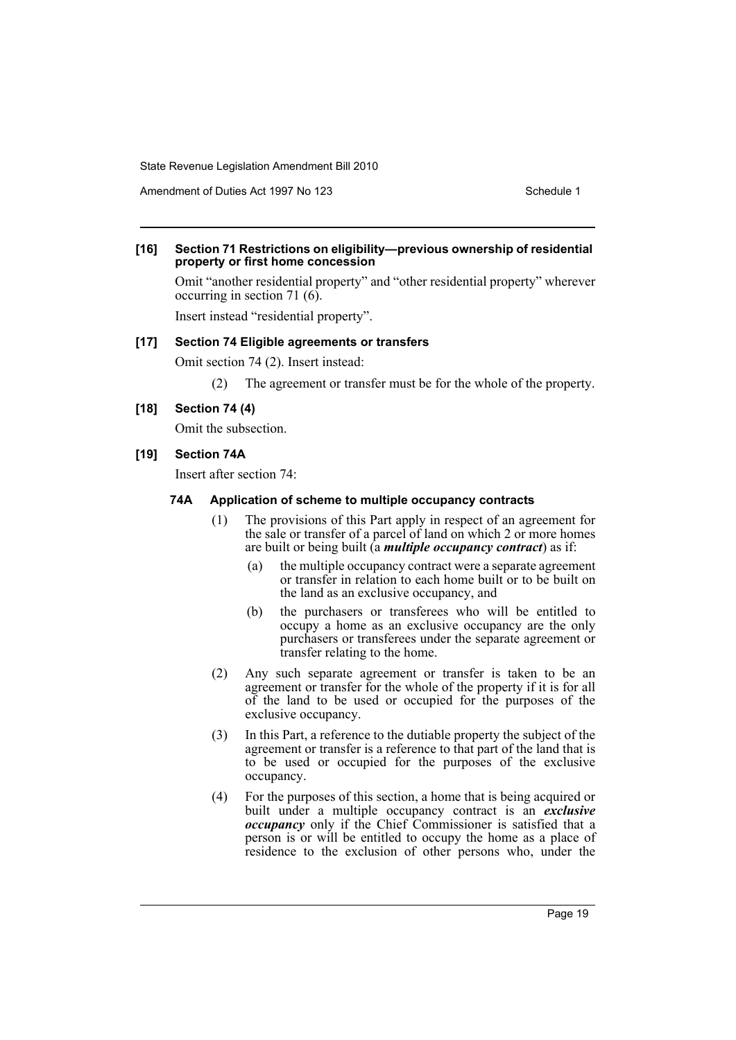**[16] Section 71 Restrictions on eligibility—previous ownership of residential property or first home concession**

Omit "another residential property" and "other residential property" wherever occurring in section 71 (6).

Insert instead "residential property".

**[17] Section 74 Eligible agreements or transfers**

Omit section 74 (2). Insert instead:

(2) The agreement or transfer must be for the whole of the property.

**[18] Section 74 (4)**

Omit the subsection.

**[19] Section 74A**

Insert after section 74:

**74A Application of scheme to multiple occupancy contracts**

(1) The provisions of this Part apply in respect of an agreement for the sale or transfer of a parcel of land on which 2 or more homes are built or being built (a ***multiple occupancy contract***) as if:

(a) the multiple occupancy contract were a separate agreement or transfer in relation to each home built or to be built on the land as an exclusive occupancy, and

(b) the purchasers or transferees who will be entitled to occupy a home as an exclusive occupancy are the only purchasers or transferees under the separate agreement or transfer relating to the home.

(2) Any such separate agreement or transfer is taken to be an agreement or transfer for the whole of the property if it is for all of the land to be used or occupied for the purposes of the exclusive occupancy.

(3) In this Part, a reference to the dutiable property the subject of the agreement or transfer is a reference to that part of the land that is to be used or occupied for the purposes of the exclusive occupancy.

(4) For the purposes of this section, a home that is being acquired or built under a multiple occupancy contract is an ***exclusive occupancy*** only if the Chief Commissioner is satisfied that a person is or will be entitled to occupy the home as a place of residence to the exclusion of other persons who, under the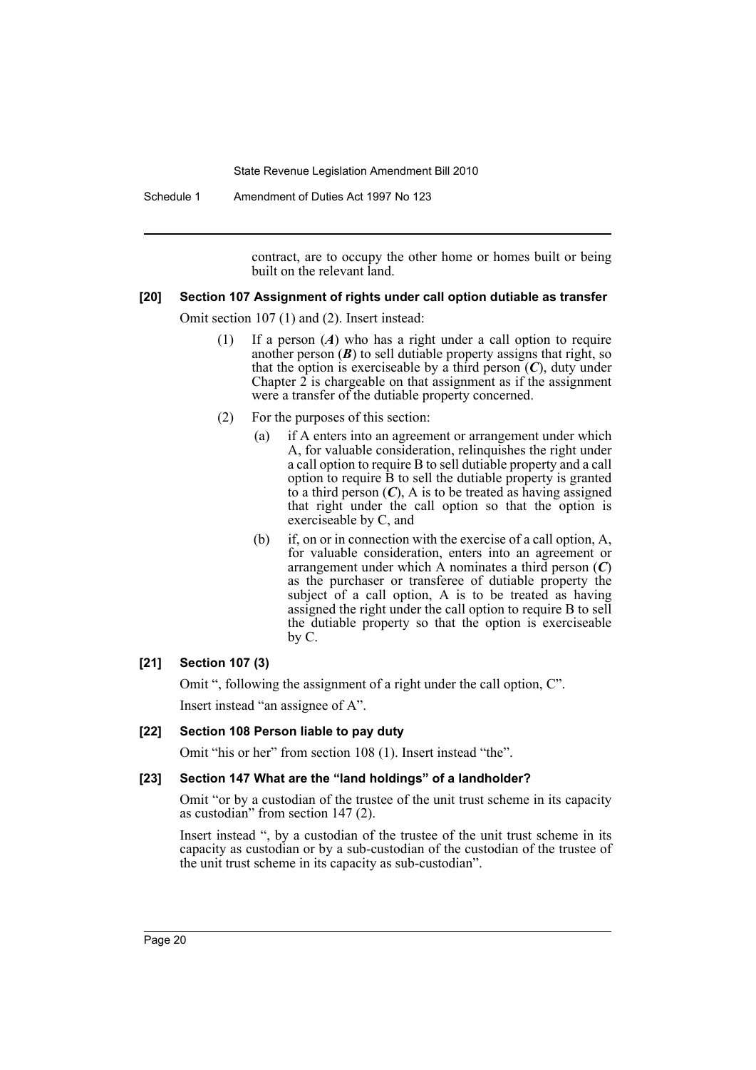contract, are to occupy the other home or homes built or being built on the relevant land.

**[20] Section 107 Assignment of rights under call option dutiable as transfer**

Omit section 107 (1) and (2). Insert instead:

(1) If a person (***A***) who has a right under a call option to require another person (***B***) to sell dutiable property assigns that right, so that the option is exerciseable by a third person (***C***), duty under Chapter 2 is chargeable on that assignment as if the assignment were a transfer of the dutiable property concerned.

(2) For the purposes of this section:

(a) if A enters into an agreement or arrangement under which A, for valuable consideration, relinquishes the right under a call option to require B to sell dutiable property and a call option to require B to sell the dutiable property is granted to a third person (***C***), A is to be treated as having assigned that right under the call option so that the option is exerciseable by C, and

(b) if, on or in connection with the exercise of a call option, A, for valuable consideration, enters into an agreement or arrangement under which A nominates a third person (***C***) as the purchaser or transferee of dutiable property the subject of a call option, A is to be treated as having assigned the right under the call option to require B to sell the dutiable property so that the option is exerciseable by C.

**[21] Section 107 (3)**

Omit ", following the assignment of a right under the call option, C".

Insert instead "an assignee of A".

**[22] Section 108 Person liable to pay duty**

Omit "his or her" from section 108 (1). Insert instead "the".

**[23] Section 147 What are the "land holdings" of a landholder?**

Omit "or by a custodian of the trustee of the unit trust scheme in its capacity as custodian" from section 147 (2).

Insert instead ", by a custodian of the trustee of the unit trust scheme in its capacity as custodian or by a sub-custodian of the custodian of the trustee of the unit trust scheme in its capacity as sub-custodian".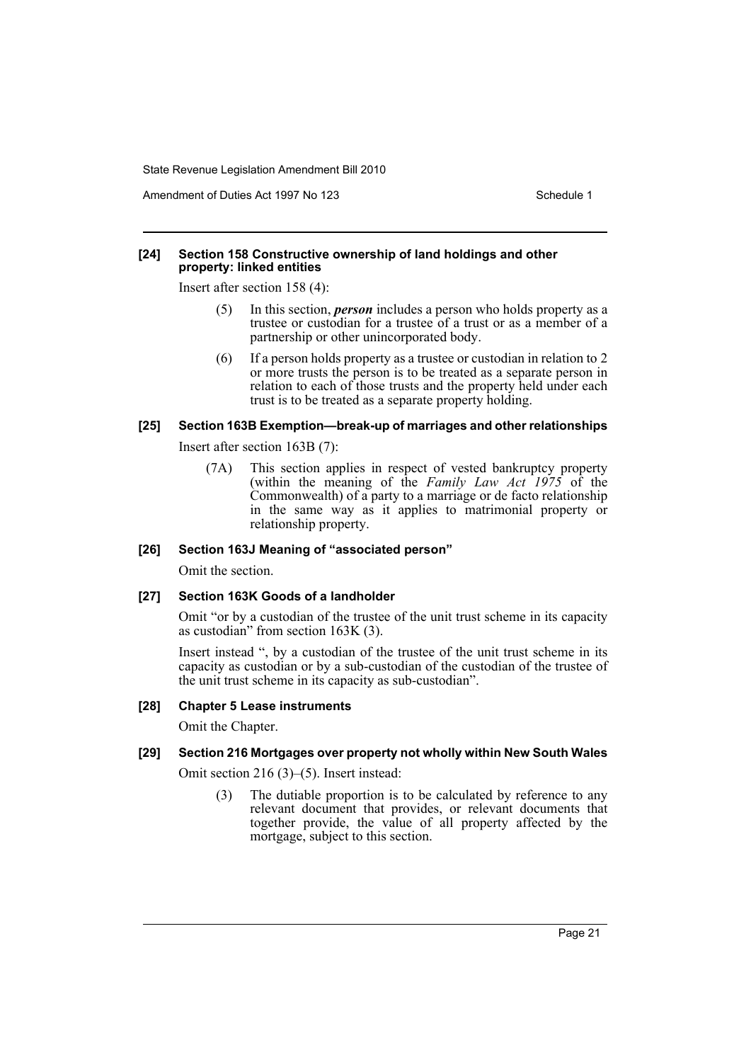#### [24] Section 158 Constructive ownership of land holdings and other property: linked entities

Insert after section 158 (4):

> (5) In this section, ***person*** includes a person who holds property as a trustee or custodian for a trustee of a trust or as a member of a partnership or other unincorporated body.
>
> (6) If a person holds property as a trustee or custodian in relation to 2 or more trusts the person is to be treated as a separate person in relation to each of those trusts and the property held under each trust is to be treated as a separate property holding.

#### [25] Section 163B Exemption—break-up of marriages and other relationships

Insert after section 163B (7):

> (7A) This section applies in respect of vested bankruptcy property (within the meaning of the *Family Law Act 1975* of the Commonwealth) of a party to a marriage or de facto relationship in the same way as it applies to matrimonial property or relationship property.

#### [26] Section 163J Meaning of "associated person"

Omit the section.

#### [27] Section 163K Goods of a landholder

Omit "or by a custodian of the trustee of the unit trust scheme in its capacity as custodian" from section 163K (3).

Insert instead ", by a custodian of the trustee of the unit trust scheme in its capacity as custodian or by a sub-custodian of the custodian of the trustee of the unit trust scheme in its capacity as sub-custodian".

#### [28] Chapter 5 Lease instruments

Omit the Chapter.

#### [29] Section 216 Mortgages over property not wholly within New South Wales

Omit section 216 (3)–(5). Insert instead:

> (3) The dutiable proportion is to be calculated by reference to any relevant document that provides, or relevant documents that together provide, the value of all property affected by the mortgage, subject to this section.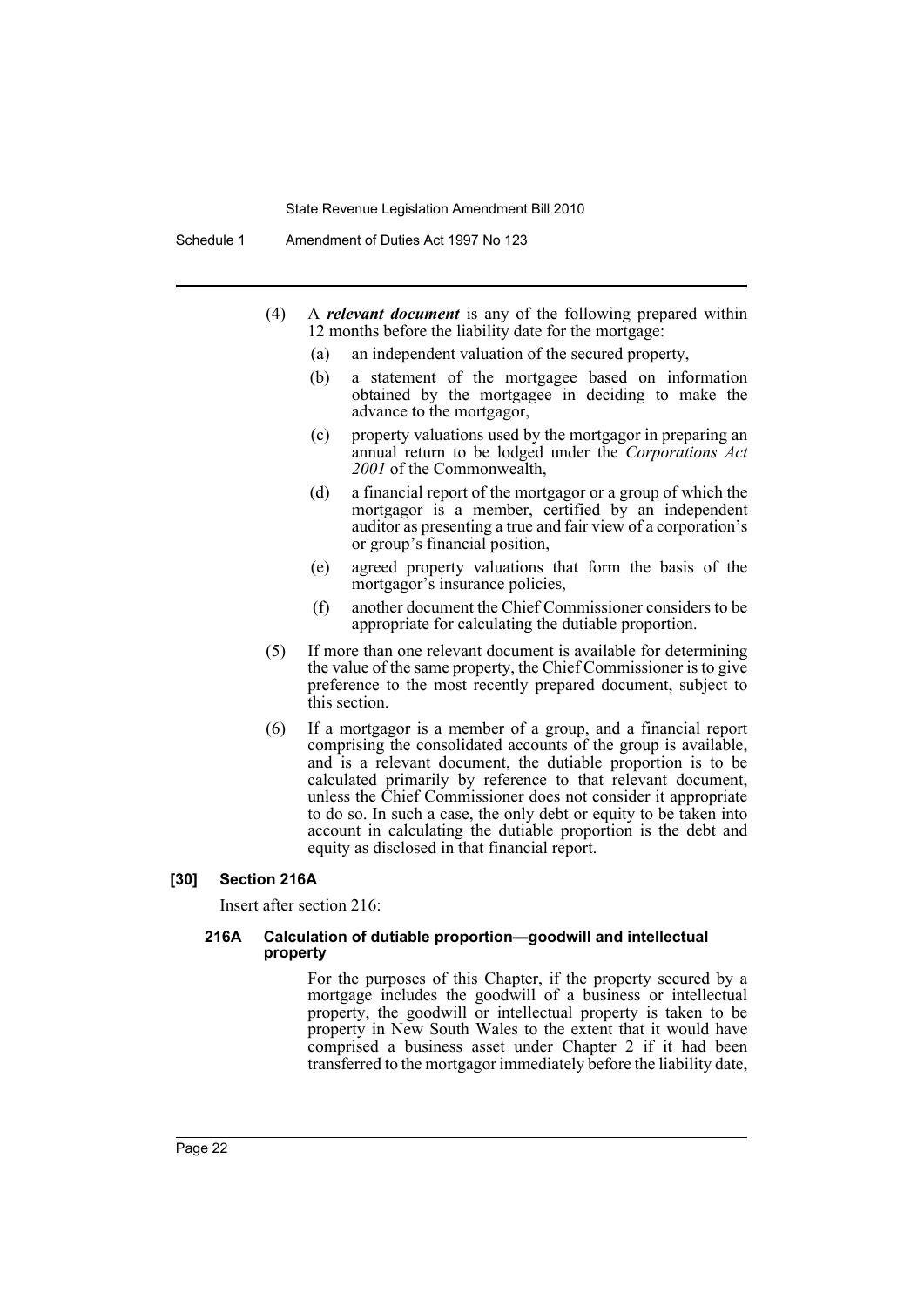(4) A ***relevant document*** is any of the following prepared within 12 months before the liability date for the mortgage:

- (a) an independent valuation of the secured property,
- (b) a statement of the mortgagee based on information obtained by the mortgagee in deciding to make the advance to the mortgagor,
- (c) property valuations used by the mortgagor in preparing an annual return to be lodged under the *Corporations Act 2001* of the Commonwealth,
- (d) a financial report of the mortgagor or a group of which the mortgagor is a member, certified by an independent auditor as presenting a true and fair view of a corporation's or group's financial position,
- (e) agreed property valuations that form the basis of the mortgagor's insurance policies,
- (f) another document the Chief Commissioner considers to be appropriate for calculating the dutiable proportion.

(5) If more than one relevant document is available for determining the value of the same property, the Chief Commissioner is to give preference to the most recently prepared document, subject to this section.

(6) If a mortgagor is a member of a group, and a financial report comprising the consolidated accounts of the group is available, and is a relevant document, the dutiable proportion is to be calculated primarily by reference to that relevant document, unless the Chief Commissioner does not consider it appropriate to do so. In such a case, the only debt or equity to be taken into account in calculating the dutiable proportion is the debt and equity as disclosed in that financial report.

### [30] Section 216A

Insert after section 216:

#### 216A Calculation of dutiable proportion—goodwill and intellectual property

For the purposes of this Chapter, if the property secured by a mortgage includes the goodwill of a business or intellectual property, the goodwill or intellectual property is taken to be property in New South Wales to the extent that it would have comprised a business asset under Chapter 2 if it had been transferred to the mortgagor immediately before the liability date,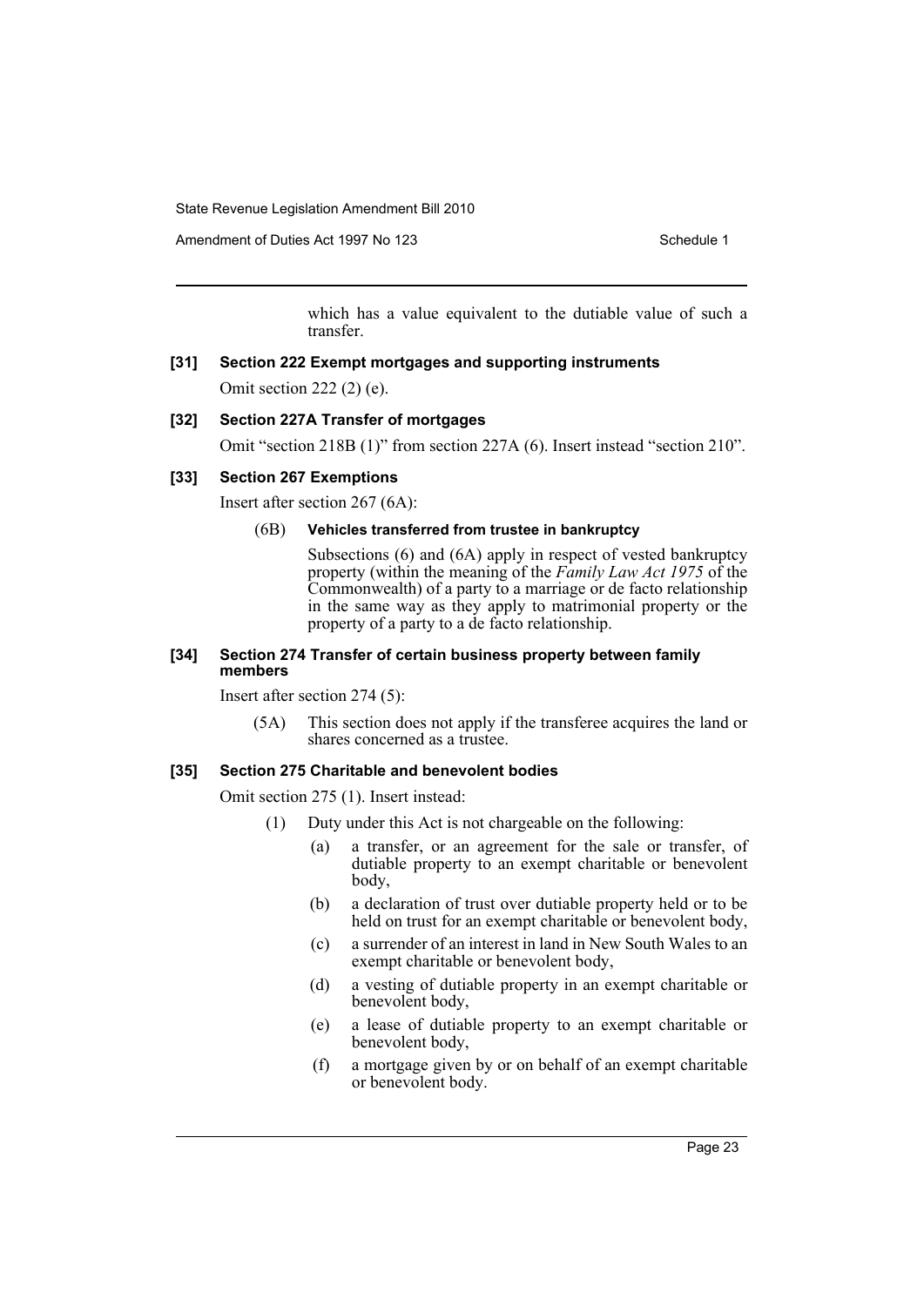which has a value equivalent to the dutiable value of such a transfer.

**[31] Section 222 Exempt mortgages and supporting instruments**

Omit section 222 (2) (e).

**[32] Section 227A Transfer of mortgages**

Omit "section 218B (1)" from section 227A (6). Insert instead "section 210".

**[33] Section 267 Exemptions**

Insert after section 267 (6A):

(6B) **Vehicles transferred from trustee in bankruptcy**

Subsections (6) and (6A) apply in respect of vested bankruptcy property (within the meaning of the *Family Law Act 1975* of the Commonwealth) of a party to a marriage or de facto relationship in the same way as they apply to matrimonial property or the property of a party to a de facto relationship.

**[34] Section 274 Transfer of certain business property between family members**

Insert after section 274 (5):

(5A) This section does not apply if the transferee acquires the land or shares concerned as a trustee.

**[35] Section 275 Charitable and benevolent bodies**

Omit section 275 (1). Insert instead:

(1) Duty under this Act is not chargeable on the following:

(a) a transfer, or an agreement for the sale or transfer, of dutiable property to an exempt charitable or benevolent body,

(b) a declaration of trust over dutiable property held or to be held on trust for an exempt charitable or benevolent body,

(c) a surrender of an interest in land in New South Wales to an exempt charitable or benevolent body,

(d) a vesting of dutiable property in an exempt charitable or benevolent body,

(e) a lease of dutiable property to an exempt charitable or benevolent body,

(f) a mortgage given by or on behalf of an exempt charitable or benevolent body.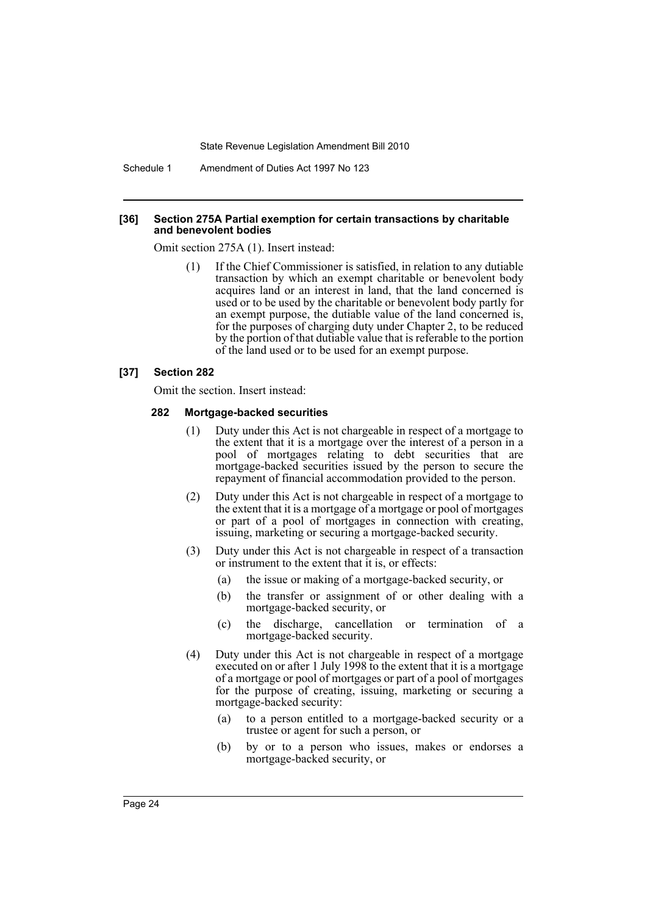**[36] Section 275A Partial exemption for certain transactions by charitable and benevolent bodies**

Omit section 275A (1). Insert instead:

(1) If the Chief Commissioner is satisfied, in relation to any dutiable transaction by which an exempt charitable or benevolent body acquires land or an interest in land, that the land concerned is used or to be used by the charitable or benevolent body partly for an exempt purpose, the dutiable value of the land concerned is, for the purposes of charging duty under Chapter 2, to be reduced by the portion of that dutiable value that is referable to the portion of the land used or to be used for an exempt purpose.

**[37] Section 282**

Omit the section. Insert instead:

**282 Mortgage-backed securities**

(1) Duty under this Act is not chargeable in respect of a mortgage to the extent that it is a mortgage over the interest of a person in a pool of mortgages relating to debt securities that are mortgage-backed securities issued by the person to secure the repayment of financial accommodation provided to the person.

(2) Duty under this Act is not chargeable in respect of a mortgage to the extent that it is a mortgage of a mortgage or pool of mortgages or part of a pool of mortgages in connection with creating, issuing, marketing or securing a mortgage-backed security.

(3) Duty under this Act is not chargeable in respect of a transaction or instrument to the extent that it is, or effects:

(a) the issue or making of a mortgage-backed security, or

(b) the transfer or assignment of or other dealing with a mortgage-backed security, or

(c) the discharge, cancellation or termination of a mortgage-backed security.

(4) Duty under this Act is not chargeable in respect of a mortgage executed on or after 1 July 1998 to the extent that it is a mortgage of a mortgage or pool of mortgages or part of a pool of mortgages for the purpose of creating, issuing, marketing or securing a mortgage-backed security:

(a) to a person entitled to a mortgage-backed security or a trustee or agent for such a person, or

(b) by or to a person who issues, makes or endorses a mortgage-backed security, or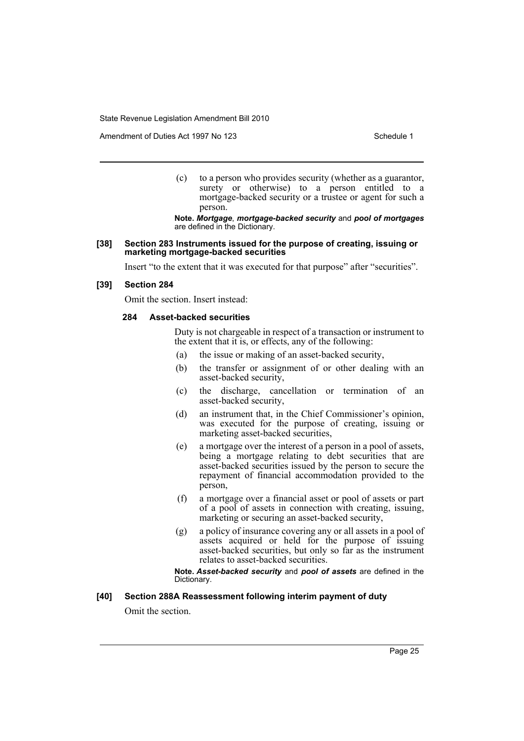(c) to a person who provides security (whether as a guarantor, surety or otherwise) to a person entitled to a mortgage-backed security or a trustee or agent for such a person.

**Note.** ***Mortgage***, ***mortgage-backed security*** and ***pool of mortgages*** are defined in the Dictionary.

#### [38] Section 283 Instruments issued for the purpose of creating, issuing or marketing mortgage-backed securities

Insert "to the extent that it was executed for that purpose" after "securities".

#### [39] Section 284

Omit the section. Insert instead:

**284 Asset-backed securities**

Duty is not chargeable in respect of a transaction or instrument to the extent that it is, or effects, any of the following:

(a) the issue or making of an asset-backed security,

(b) the transfer or assignment of or other dealing with an asset-backed security,

(c) the discharge, cancellation or termination of an asset-backed security,

(d) an instrument that, in the Chief Commissioner's opinion, was executed for the purpose of creating, issuing or marketing asset-backed securities,

(e) a mortgage over the interest of a person in a pool of assets, being a mortgage relating to debt securities that are asset-backed securities issued by the person to secure the repayment of financial accommodation provided to the person,

(f) a mortgage over a financial asset or pool of assets or part of a pool of assets in connection with creating, issuing, marketing or securing an asset-backed security,

(g) a policy of insurance covering any or all assets in a pool of assets acquired or held for the purpose of issuing asset-backed securities, but only so far as the instrument relates to asset-backed securities.

**Note.** ***Asset-backed security*** and ***pool of assets*** are defined in the Dictionary.

#### [40] Section 288A Reassessment following interim payment of duty

Omit the section.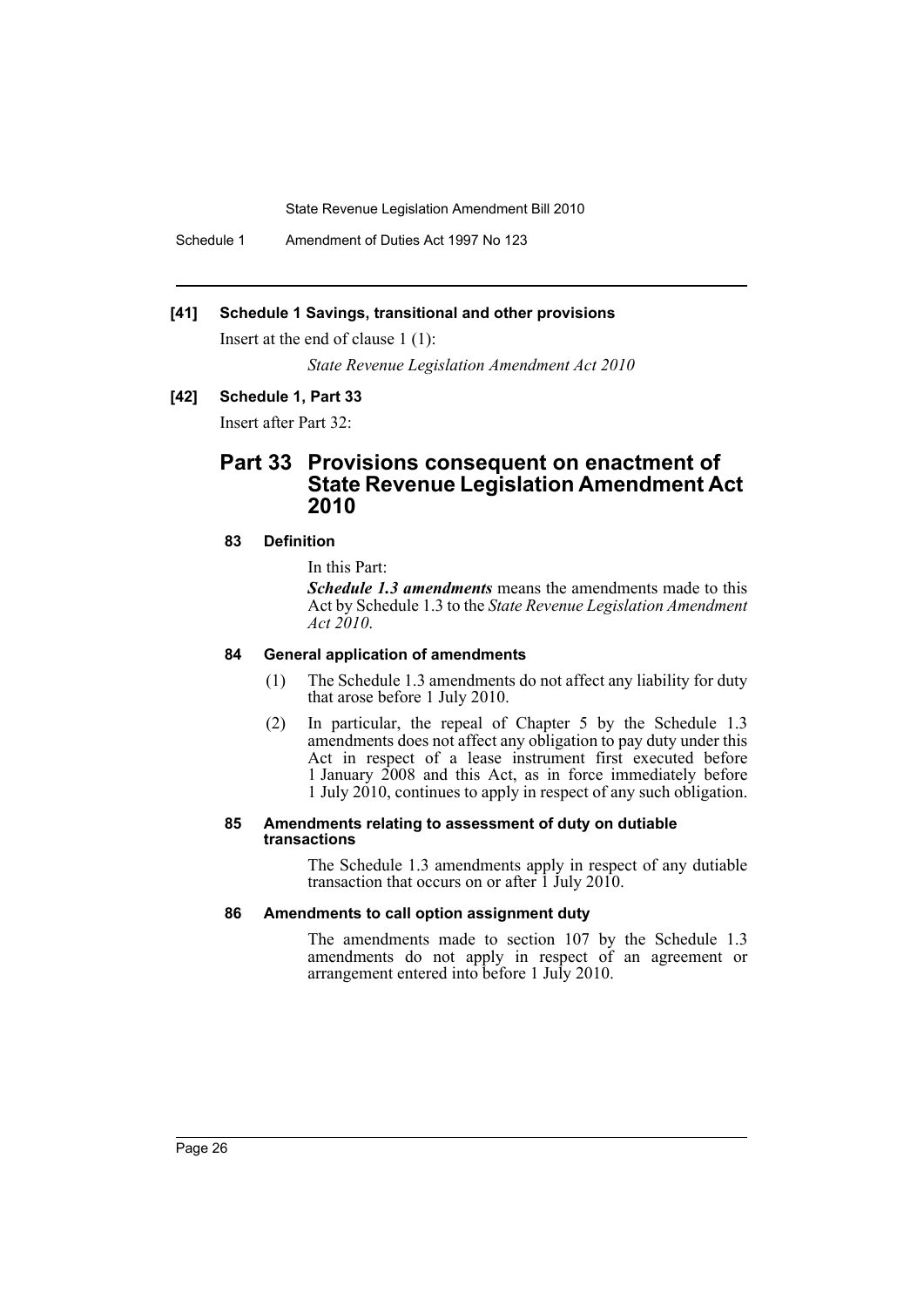**[41] Schedule 1 Savings, transitional and other provisions**

Insert at the end of clause 1 (1):

*State Revenue Legislation Amendment Act 2010*

**[42] Schedule 1, Part 33**

Insert after Part 32:

## Part 33 Provisions consequent on enactment of State Revenue Legislation Amendment Act 2010

### 83 Definition

In this Part:

***Schedule 1.3 amendments*** means the amendments made to this Act by Schedule 1.3 to the *State Revenue Legislation Amendment Act 2010*.

### 84 General application of amendments

(1) The Schedule 1.3 amendments do not affect any liability for duty that arose before 1 July 2010.

(2) In particular, the repeal of Chapter 5 by the Schedule 1.3 amendments does not affect any obligation to pay duty under this Act in respect of a lease instrument first executed before 1 January 2008 and this Act, as in force immediately before 1 July 2010, continues to apply in respect of any such obligation.

### 85 Amendments relating to assessment of duty on dutiable transactions

The Schedule 1.3 amendments apply in respect of any dutiable transaction that occurs on or after 1 July 2010.

### 86 Amendments to call option assignment duty

The amendments made to section 107 by the Schedule 1.3 amendments do not apply in respect of an agreement or arrangement entered into before 1 July 2010.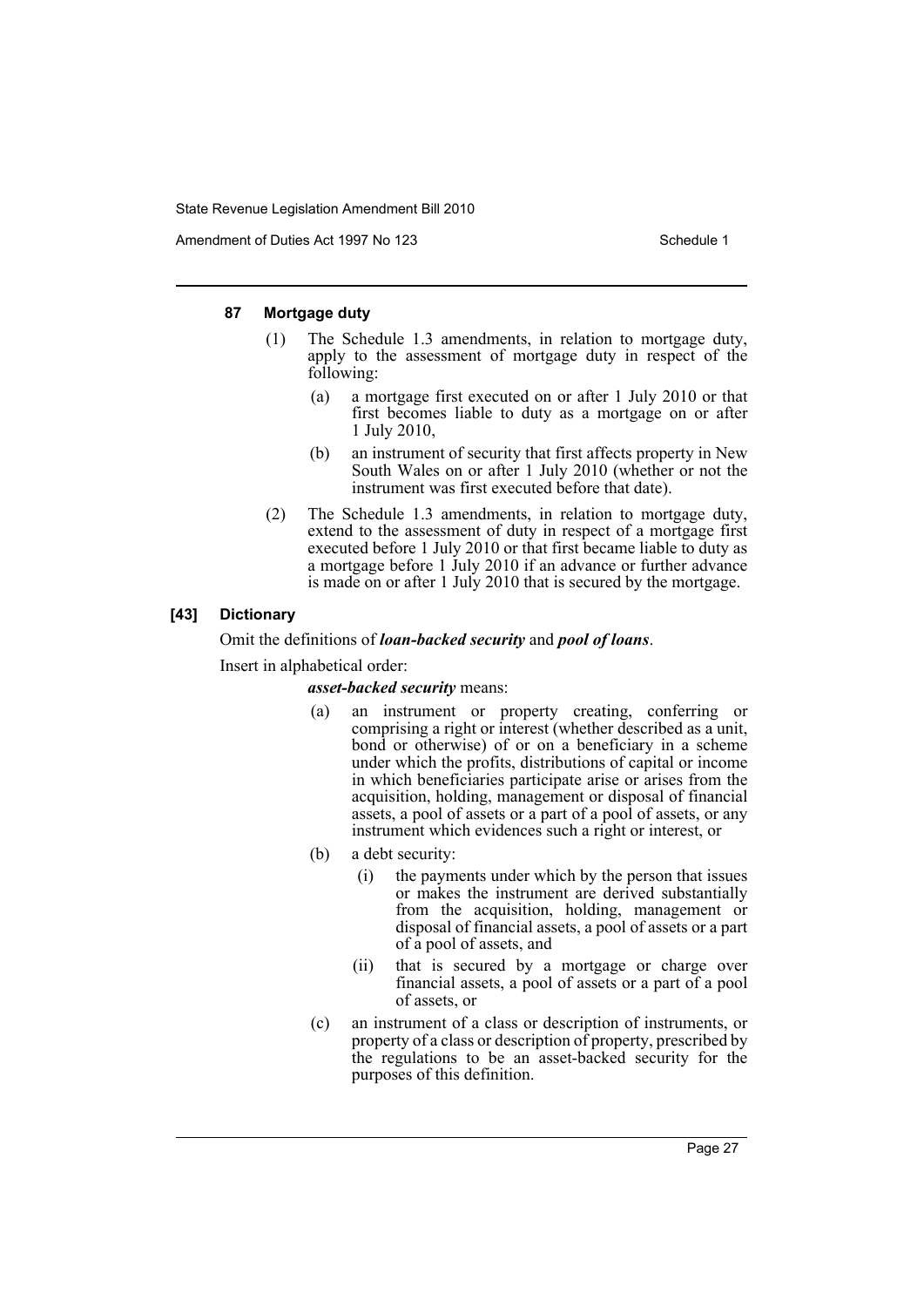#### 87 Mortgage duty

(1) The Schedule 1.3 amendments, in relation to mortgage duty, apply to the assessment of mortgage duty in respect of the following:

- (a) a mortgage first executed on or after 1 July 2010 or that first becomes liable to duty as a mortgage on or after 1 July 2010,
- (b) an instrument of security that first affects property in New South Wales on or after 1 July 2010 (whether or not the instrument was first executed before that date).

(2) The Schedule 1.3 amendments, in relation to mortgage duty, extend to the assessment of duty in respect of a mortgage first executed before 1 July 2010 or that first became liable to duty as a mortgage before 1 July 2010 if an advance or further advance is made on or after 1 July 2010 that is secured by the mortgage.

#### [43] Dictionary

Omit the definitions of ***loan-backed security*** and ***pool of loans***.

Insert in alphabetical order:

***asset-backed security*** means:

- (a) an instrument or property creating, conferring or comprising a right or interest (whether described as a unit, bond or otherwise) of or on a beneficiary in a scheme under which the profits, distributions of capital or income in which beneficiaries participate arise or arises from the acquisition, holding, management or disposal of financial assets, a pool of assets or a part of a pool of assets, or any instrument which evidences such a right or interest, or
- (b) a debt security:
  - (i) the payments under which by the person that issues or makes the instrument are derived substantially from the acquisition, holding, management or disposal of financial assets, a pool of assets or a part of a pool of assets, and
  - (ii) that is secured by a mortgage or charge over financial assets, a pool of assets or a part of a pool of assets, or
- (c) an instrument of a class or description of instruments, or property of a class or description of property, prescribed by the regulations to be an asset-backed security for the purposes of this definition.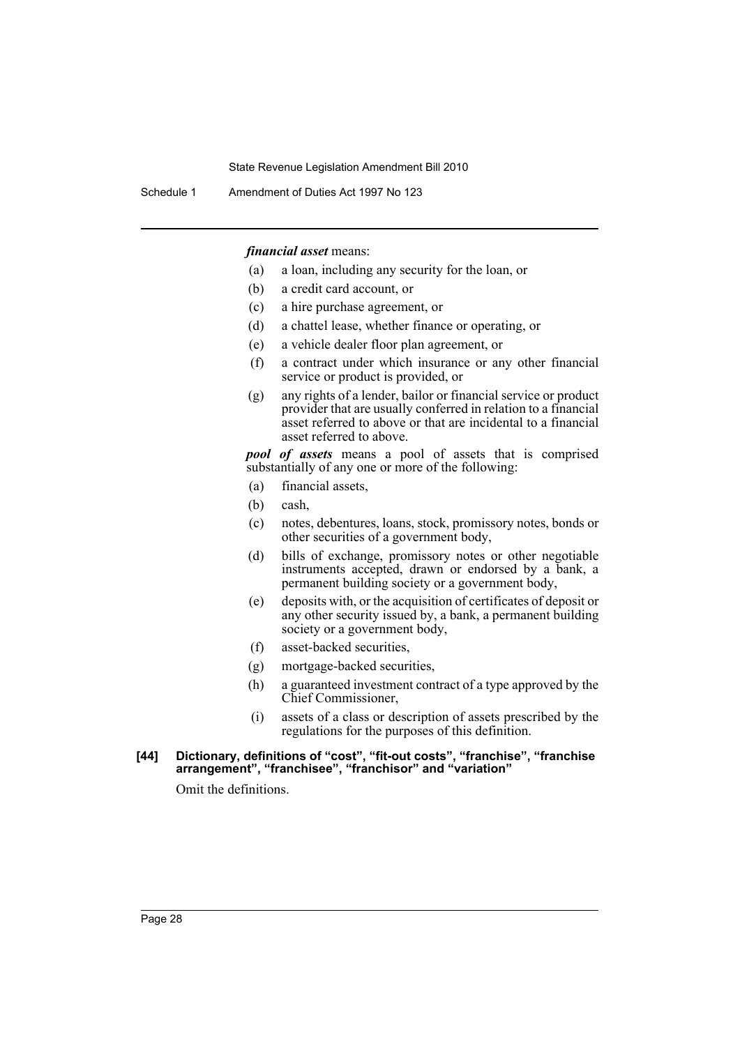***financial asset*** means:

(a) a loan, including any security for the loan, or

(b) a credit card account, or

(c) a hire purchase agreement, or

(d) a chattel lease, whether finance or operating, or

(e) a vehicle dealer floor plan agreement, or

(f) a contract under which insurance or any other financial service or product is provided, or

(g) any rights of a lender, bailor or financial service or product provider that are usually conferred in relation to a financial asset referred to above or that are incidental to a financial asset referred to above.

***pool of assets*** means a pool of assets that is comprised substantially of any one or more of the following:

(a) financial assets,

(b) cash,

(c) notes, debentures, loans, stock, promissory notes, bonds or other securities of a government body,

(d) bills of exchange, promissory notes or other negotiable instruments accepted, drawn or endorsed by a bank, a permanent building society or a government body,

(e) deposits with, or the acquisition of certificates of deposit or any other security issued by, a bank, a permanent building society or a government body,

(f) asset-backed securities,

(g) mortgage-backed securities,

(h) a guaranteed investment contract of a type approved by the Chief Commissioner,

(i) assets of a class or description of assets prescribed by the regulations for the purposes of this definition.

**[44] Dictionary, definitions of "cost", "fit-out costs", "franchise", "franchise arrangement", "franchisee", "franchisor" and "variation"**

Omit the definitions.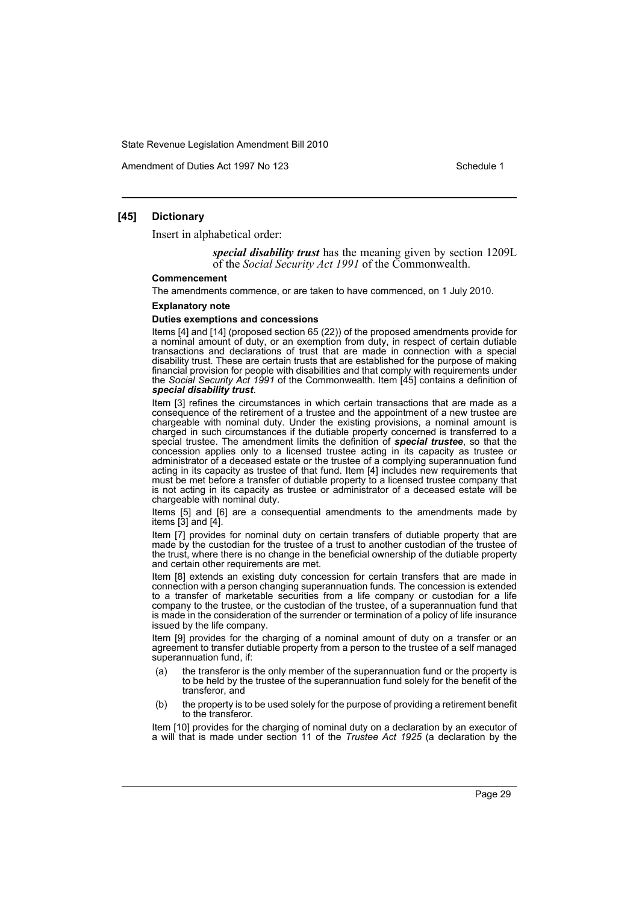### [45] Dictionary

Insert in alphabetical order:

> ***special disability trust*** has the meaning given by section 1209L of the *Social Security Act 1991* of the Commonwealth.

#### Commencement

The amendments commence, or are taken to have commenced, on 1 July 2010.

#### Explanatory note

**Duties exemptions and concessions**

Items [4] and [14] (proposed section 65 (22)) of the proposed amendments provide for a nominal amount of duty, or an exemption from duty, in respect of certain dutiable transactions and declarations of trust that are made in connection with a special disability trust. These are certain trusts that are established for the purpose of making financial provision for people with disabilities and that comply with requirements under the *Social Security Act 1991* of the Commonwealth. Item [45] contains a definition of ***special disability trust***.

Item [3] refines the circumstances in which certain transactions that are made as a consequence of the retirement of a trustee and the appointment of a new trustee are chargeable with nominal duty. Under the existing provisions, a nominal amount is charged in such circumstances if the dutiable property concerned is transferred to a special trustee. The amendment limits the definition of ***special trustee***, so that the concession applies only to a licensed trustee acting in its capacity as trustee or administrator of a deceased estate or the trustee of a complying superannuation fund acting in its capacity as trustee of that fund. Item [4] includes new requirements that must be met before a transfer of dutiable property to a licensed trustee company that is not acting in its capacity as trustee or administrator of a deceased estate will be chargeable with nominal duty.

Items [5] and [6] are a consequential amendments to the amendments made by items [3] and [4].

Item [7] provides for nominal duty on certain transfers of dutiable property that are made by the custodian for the trustee of a trust to another custodian of the trustee of the trust, where there is no change in the beneficial ownership of the dutiable property and certain other requirements are met.

Item [8] extends an existing duty concession for certain transfers that are made in connection with a person changing superannuation funds. The concession is extended to a transfer of marketable securities from a life company or custodian for a life company to the trustee, or the custodian of the trustee, of a superannuation fund that is made in the consideration of the surrender or termination of a policy of life insurance issued by the life company.

Item [9] provides for the charging of a nominal amount of duty on a transfer or an agreement to transfer dutiable property from a person to the trustee of a self managed superannuation fund, if:

(a) the transferor is the only member of the superannuation fund or the property is to be held by the trustee of the superannuation fund solely for the benefit of the transferor, and

(b) the property is to be used solely for the purpose of providing a retirement benefit to the transferor.

Item [10] provides for the charging of nominal duty on a declaration by an executor of a will that is made under section 11 of the *Trustee Act 1925* (a declaration by the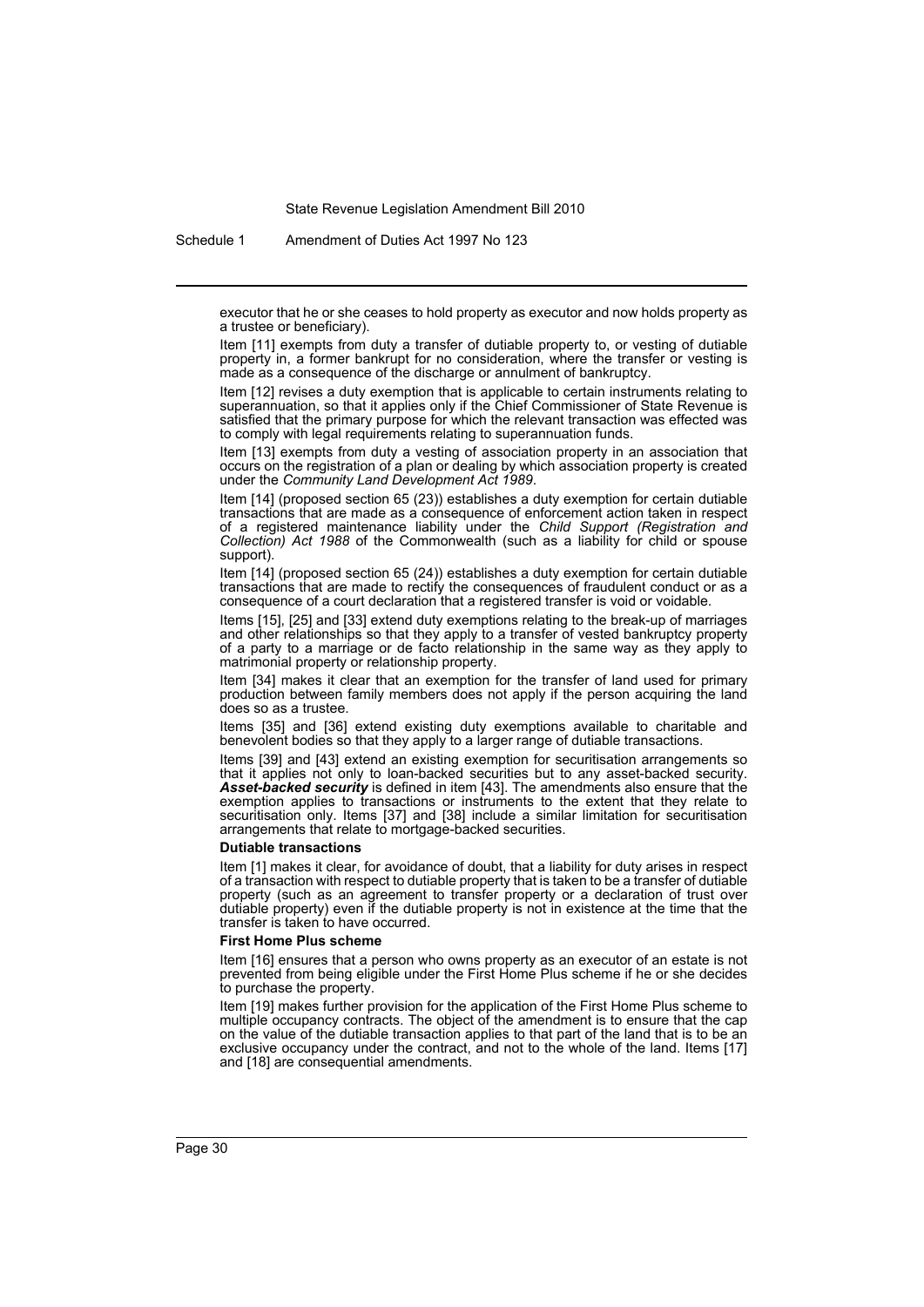executor that he or she ceases to hold property as executor and now holds property as a trustee or beneficiary).

Item [11] exempts from duty a transfer of dutiable property to, or vesting of dutiable property in, a former bankrupt for no consideration, where the transfer or vesting is made as a consequence of the discharge or annulment of bankruptcy.

Item [12] revises a duty exemption that is applicable to certain instruments relating to superannuation, so that it applies only if the Chief Commissioner of State Revenue is satisfied that the primary purpose for which the relevant transaction was effected was to comply with legal requirements relating to superannuation funds.

Item [13] exempts from duty a vesting of association property in an association that occurs on the registration of a plan or dealing by which association property is created under the *Community Land Development Act 1989*.

Item [14] (proposed section 65 (23)) establishes a duty exemption for certain dutiable transactions that are made as a consequence of enforcement action taken in respect of a registered maintenance liability under the *Child Support (Registration and Collection) Act 1988* of the Commonwealth (such as a liability for child or spouse support).

Item [14] (proposed section 65 (24)) establishes a duty exemption for certain dutiable transactions that are made to rectify the consequences of fraudulent conduct or as a consequence of a court declaration that a registered transfer is void or voidable.

Items [15], [25] and [33] extend duty exemptions relating to the break-up of marriages and other relationships so that they apply to a transfer of vested bankruptcy property of a party to a marriage or de facto relationship in the same way as they apply to matrimonial property or relationship property.

Item [34] makes it clear that an exemption for the transfer of land used for primary production between family members does not apply if the person acquiring the land does so as a trustee.

Items [35] and [36] extend existing duty exemptions available to charitable and benevolent bodies so that they apply to a larger range of dutiable transactions.

Items [39] and [43] extend an existing exemption for securitisation arrangements so that it applies not only to loan-backed securities but to any asset-backed security. ***Asset-backed security*** is defined in item [43]. The amendments also ensure that the exemption applies to transactions or instruments to the extent that they relate to securitisation only. Items [37] and [38] include a similar limitation for securitisation arrangements that relate to mortgage-backed securities.

**Dutiable transactions**

Item [1] makes it clear, for avoidance of doubt, that a liability for duty arises in respect of a transaction with respect to dutiable property that is taken to be a transfer of dutiable property (such as an agreement to transfer property or a declaration of trust over dutiable property) even if the dutiable property is not in existence at the time that the transfer is taken to have occurred.

**First Home Plus scheme**

Item [16] ensures that a person who owns property as an executor of an estate is not prevented from being eligible under the First Home Plus scheme if he or she decides to purchase the property.

Item [19] makes further provision for the application of the First Home Plus scheme to multiple occupancy contracts. The object of the amendment is to ensure that the cap on the value of the dutiable transaction applies to that part of the land that is to be an exclusive occupancy under the contract, and not to the whole of the land. Items [17] and [18] are consequential amendments.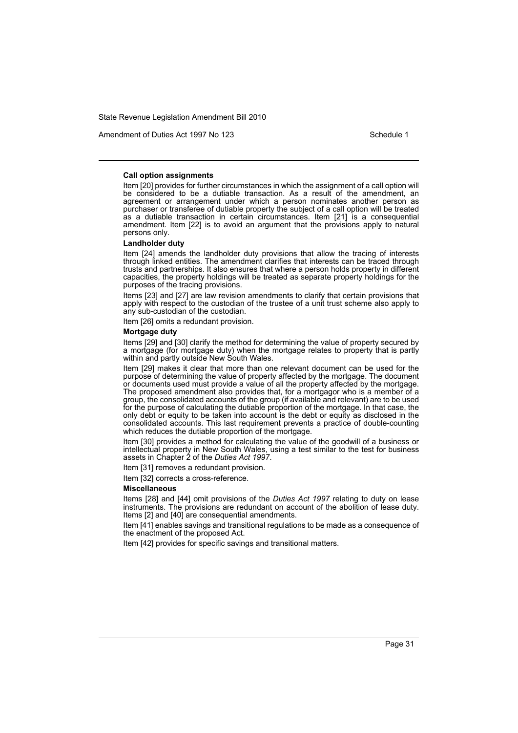#### Call option assignments

Item [20] provides for further circumstances in which the assignment of a call option will be considered to be a dutiable transaction. As a result of the amendment, an agreement or arrangement under which a person nominates another person as purchaser or transferee of dutiable property the subject of a call option will be treated as a dutiable transaction in certain circumstances. Item [21] is a consequential amendment. Item [22] is to avoid an argument that the provisions apply to natural persons only.

#### Landholder duty

Item [24] amends the landholder duty provisions that allow the tracing of interests through linked entities. The amendment clarifies that interests can be traced through trusts and partnerships. It also ensures that where a person holds property in different capacities, the property holdings will be treated as separate property holdings for the purposes of the tracing provisions.

Items [23] and [27] are law revision amendments to clarify that certain provisions that apply with respect to the custodian of the trustee of a unit trust scheme also apply to any sub-custodian of the custodian.

Item [26] omits a redundant provision.

#### Mortgage duty

Items [29] and [30] clarify the method for determining the value of property secured by a mortgage (for mortgage duty) when the mortgage relates to property that is partly within and partly outside New South Wales.

Item [29] makes it clear that more than one relevant document can be used for the purpose of determining the value of property affected by the mortgage. The document or documents used must provide a value of all the property affected by the mortgage. The proposed amendment also provides that, for a mortgagor who is a member of a group, the consolidated accounts of the group (if available and relevant) are to be used for the purpose of calculating the dutiable proportion of the mortgage. In that case, the only debt or equity to be taken into account is the debt or equity as disclosed in the consolidated accounts. This last requirement prevents a practice of double-counting which reduces the dutiable proportion of the mortgage.

Item [30] provides a method for calculating the value of the goodwill of a business or intellectual property in New South Wales, using a test similar to the test for business assets in Chapter 2 of the *Duties Act 1997*.

Item [31] removes a redundant provision.

Item [32] corrects a cross-reference.

#### Miscellaneous

Items [28] and [44] omit provisions of the *Duties Act 1997* relating to duty on lease instruments. The provisions are redundant on account of the abolition of lease duty. Items [2] and [40] are consequential amendments.

Item [41] enables savings and transitional regulations to be made as a consequence of the enactment of the proposed Act.

Item [42] provides for specific savings and transitional matters.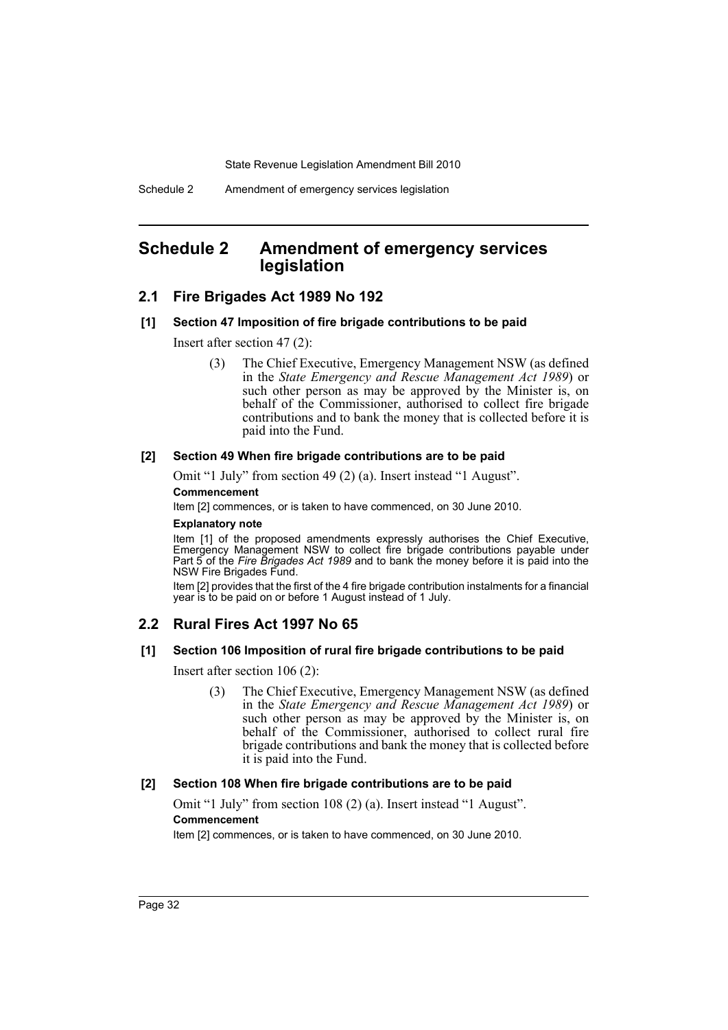## Schedule 2 Amendment of emergency services legislation

### 2.1 Fire Brigades Act 1989 No 192

#### [1] Section 47 Imposition of fire brigade contributions to be paid

Insert after section 47 (2):

> (3) The Chief Executive, Emergency Management NSW (as defined in the *State Emergency and Rescue Management Act 1989*) or such other person as may be approved by the Minister is, on behalf of the Commissioner, authorised to collect fire brigade contributions and to bank the money that is collected before it is paid into the Fund.

#### [2] Section 49 When fire brigade contributions are to be paid

Omit "1 July" from section 49 (2) (a). Insert instead "1 August".

**Commencement**

Item [2] commences, or is taken to have commenced, on 30 June 2010.

**Explanatory note**

Item [1] of the proposed amendments expressly authorises the Chief Executive, Emergency Management NSW to collect fire brigade contributions payable under Part 5 of the *Fire Brigades Act 1989* and to bank the money before it is paid into the NSW Fire Brigades Fund.

Item [2] provides that the first of the 4 fire brigade contribution instalments for a financial year is to be paid on or before 1 August instead of 1 July.

### 2.2 Rural Fires Act 1997 No 65

#### [1] Section 106 Imposition of rural fire brigade contributions to be paid

Insert after section 106 (2):

> (3) The Chief Executive, Emergency Management NSW (as defined in the *State Emergency and Rescue Management Act 1989*) or such other person as may be approved by the Minister is, on behalf of the Commissioner, authorised to collect rural fire brigade contributions and bank the money that is collected before it is paid into the Fund.

#### [2] Section 108 When fire brigade contributions are to be paid

Omit "1 July" from section 108 (2) (a). Insert instead "1 August".

**Commencement**

Item [2] commences, or is taken to have commenced, on 30 June 2010.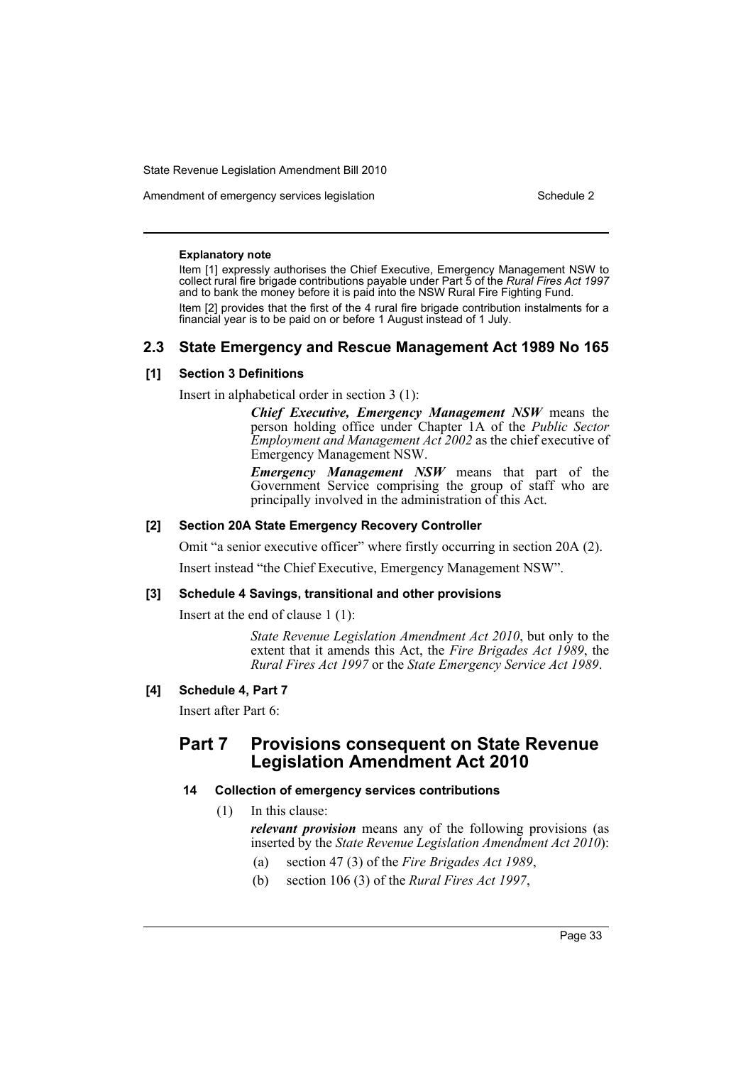**Explanatory note**

Item [1] expressly authorises the Chief Executive, Emergency Management NSW to collect rural fire brigade contributions payable under Part 5 of the *Rural Fires Act 1997* and to bank the money before it is paid into the NSW Rural Fire Fighting Fund.

Item [2] provides that the first of the 4 rural fire brigade contribution instalments for a financial year is to be paid on or before 1 August instead of 1 July.

## 2.3 State Emergency and Rescue Management Act 1989 No 165

### [1] Section 3 Definitions

Insert in alphabetical order in section 3 (1):

> ***Chief Executive, Emergency Management NSW*** means the person holding office under Chapter 1A of the *Public Sector Employment and Management Act 2002* as the chief executive of Emergency Management NSW.
>
> ***Emergency Management NSW*** means that part of the Government Service comprising the group of staff who are principally involved in the administration of this Act.

### [2] Section 20A State Emergency Recovery Controller

Omit “a senior executive officer” where firstly occurring in section 20A (2).

Insert instead “the Chief Executive, Emergency Management NSW”.

### [3] Schedule 4 Savings, transitional and other provisions

Insert at the end of clause 1 (1):

> *State Revenue Legislation Amendment Act 2010*, but only to the extent that it amends this Act, the *Fire Brigades Act 1989*, the *Rural Fires Act 1997* or the *State Emergency Service Act 1989*.

### [4] Schedule 4, Part 7

Insert after Part 6:

## Part 7 Provisions consequent on State Revenue Legislation Amendment Act 2010

### 14 Collection of emergency services contributions

(1) In this clause:

***relevant provision*** means any of the following provisions (as inserted by the *State Revenue Legislation Amendment Act 2010*):

- (a) section 47 (3) of the *Fire Brigades Act 1989*,
- (b) section 106 (3) of the *Rural Fires Act 1997*,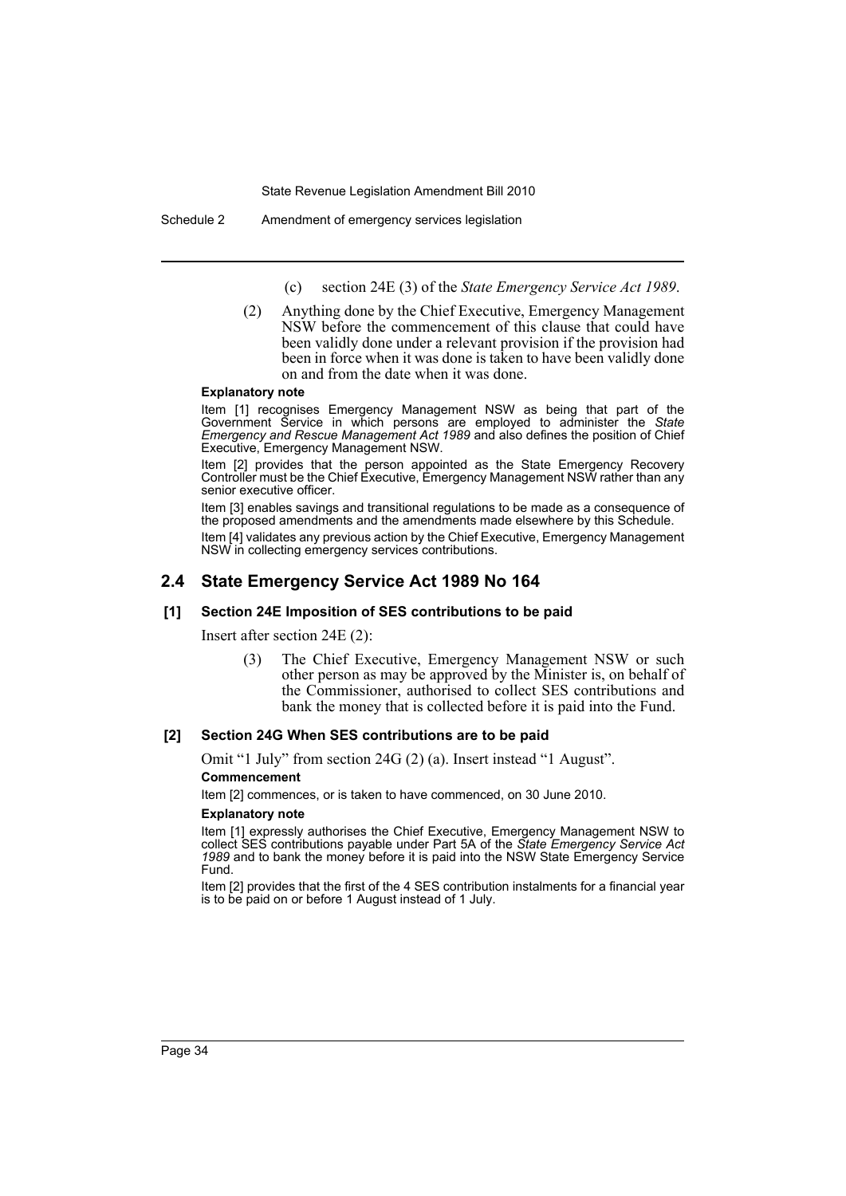(c) section 24E (3) of the *State Emergency Service Act 1989*.

(2) Anything done by the Chief Executive, Emergency Management NSW before the commencement of this clause that could have been validly done under a relevant provision if the provision had been in force when it was done is taken to have been validly done on and from the date when it was done.

**Explanatory note**

Item [1] recognises Emergency Management NSW as being that part of the Government Service in which persons are employed to administer the *State Emergency and Rescue Management Act 1989* and also defines the position of Chief Executive, Emergency Management NSW.

Item [2] provides that the person appointed as the State Emergency Recovery Controller must be the Chief Executive, Emergency Management NSW rather than any senior executive officer.

Item [3] enables savings and transitional regulations to be made as a consequence of the proposed amendments and the amendments made elsewhere by this Schedule.

Item [4] validates any previous action by the Chief Executive, Emergency Management NSW in collecting emergency services contributions.

## 2.4 State Emergency Service Act 1989 No 164

### [1] Section 24E Imposition of SES contributions to be paid

Insert after section 24E (2):

(3) The Chief Executive, Emergency Management NSW or such other person as may be approved by the Minister is, on behalf of the Commissioner, authorised to collect SES contributions and bank the money that is collected before it is paid into the Fund.

### [2] Section 24G When SES contributions are to be paid

Omit "1 July" from section 24G (2) (a). Insert instead "1 August".

**Commencement**

Item [2] commences, or is taken to have commenced, on 30 June 2010.

**Explanatory note**

Item [1] expressly authorises the Chief Executive, Emergency Management NSW to collect SES contributions payable under Part 5A of the *State Emergency Service Act 1989* and to bank the money before it is paid into the NSW State Emergency Service Fund.

Item [2] provides that the first of the 4 SES contribution instalments for a financial year is to be paid on or before 1 August instead of 1 July.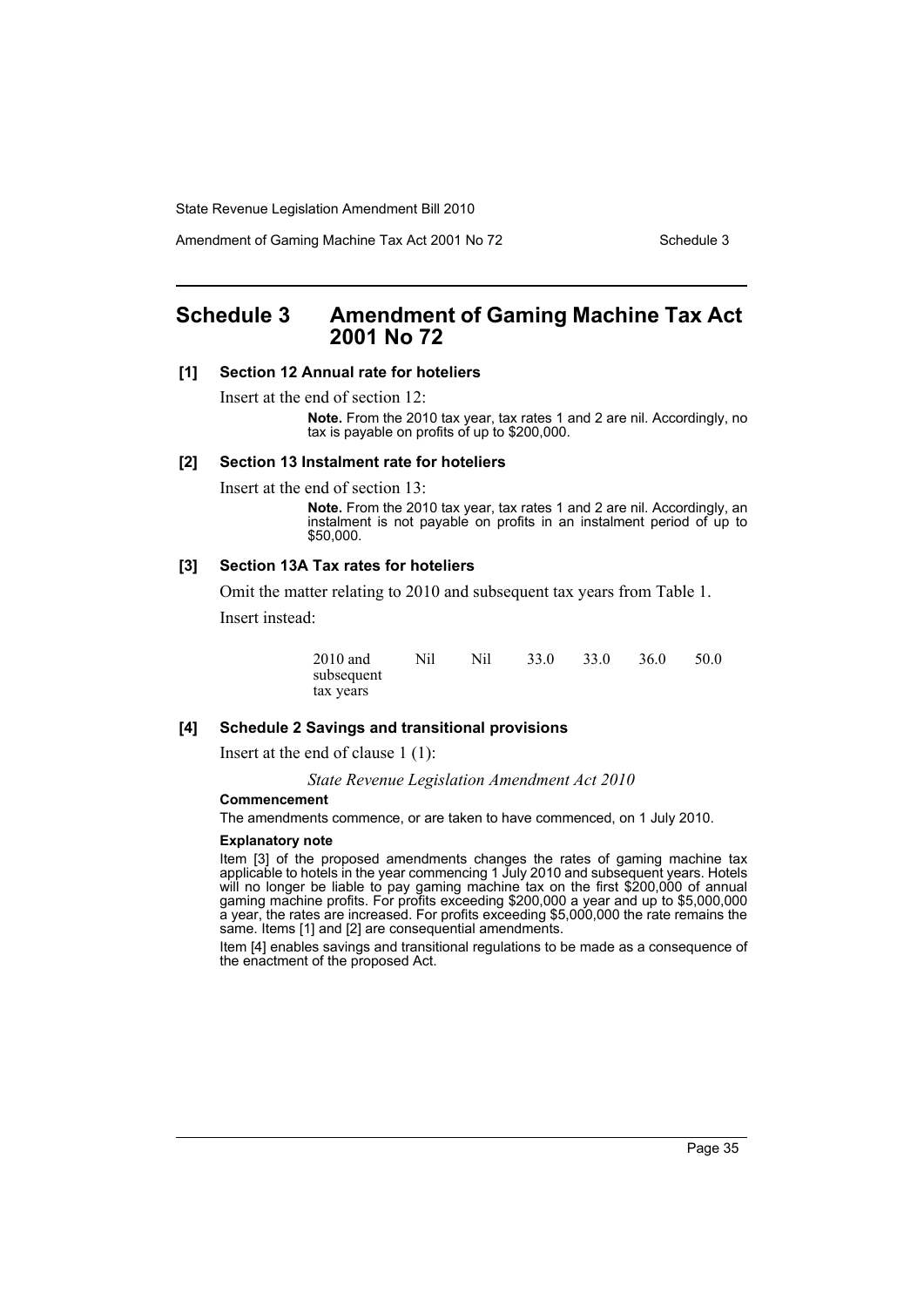# Schedule 3 Amendment of Gaming Machine Tax Act 2001 No 72

**[1] Section 12 Annual rate for hoteliers**

Insert at the end of section 12:

> **Note.** From the 2010 tax year, tax rates 1 and 2 are nil. Accordingly, no tax is payable on profits of up to $200,000.

**[2] Section 13 Instalment rate for hoteliers**

Insert at the end of section 13:

> **Note.** From the 2010 tax year, tax rates 1 and 2 are nil. Accordingly, an instalment is not payable on profits in an instalment period of up to $50,000.

**[3] Section 13A Tax rates for hoteliers**

Omit the matter relating to 2010 and subsequent tax years from Table 1.

Insert instead:

| | | | | | | |
|---|---|---|---|---|---|---|
| 2010 and subsequent tax years | Nil | Nil | 33.0 | 33.0 | 36.0 | 50.0 |

**[4] Schedule 2 Savings and transitional provisions**

Insert at the end of clause 1 (1):

*State Revenue Legislation Amendment Act 2010*

**Commencement**

The amendments commence, or are taken to have commenced, on 1 July 2010.

**Explanatory note**

Item [3] of the proposed amendments changes the rates of gaming machine tax applicable to hotels in the year commencing 1 July 2010 and subsequent years. Hotels will no longer be liable to pay gaming machine tax on the first $200,000 of annual gaming machine profits. For profits exceeding $200,000 a year and up to $5,000,000 a year, the rates are increased. For profits exceeding $5,000,000 the rate remains the same. Items [1] and [2] are consequential amendments.

Item [4] enables savings and transitional regulations to be made as a consequence of the enactment of the proposed Act.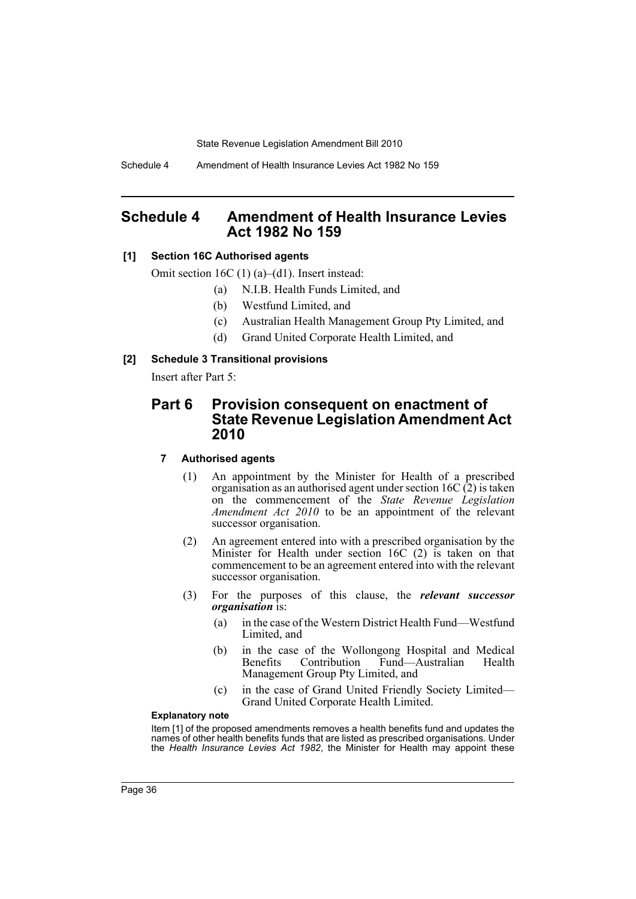# Schedule 4 Amendment of Health Insurance Levies Act 1982 No 159

**[1] Section 16C Authorised agents**

Omit section 16C (1) (a)–(d1). Insert instead:

- (a) N.I.B. Health Funds Limited, and
- (b) Westfund Limited, and
- (c) Australian Health Management Group Pty Limited, and
- (d) Grand United Corporate Health Limited, and

**[2] Schedule 3 Transitional provisions**

Insert after Part 5:

## Part 6 Provision consequent on enactment of State Revenue Legislation Amendment Act 2010

### 7 Authorised agents

(1) An appointment by the Minister for Health of a prescribed organisation as an authorised agent under section 16C (2) is taken on the commencement of the *State Revenue Legislation Amendment Act 2010* to be an appointment of the relevant successor organisation.

(2) An agreement entered into with a prescribed organisation by the Minister for Health under section 16C (2) is taken on that commencement to be an agreement entered into with the relevant successor organisation.

(3) For the purposes of this clause, the ***relevant successor organisation*** is:

- (a) in the case of the Western District Health Fund—Westfund Limited, and
- (b) in the case of the Wollongong Hospital and Medical Benefits Contribution Fund—Australian Health Management Group Pty Limited, and
- (c) in the case of Grand United Friendly Society Limited—Grand United Corporate Health Limited.

**Explanatory note**

Item [1] of the proposed amendments removes a health benefits fund and updates the names of other health benefits funds that are listed as prescribed organisations. Under the *Health Insurance Levies Act 1982*, the Minister for Health may appoint these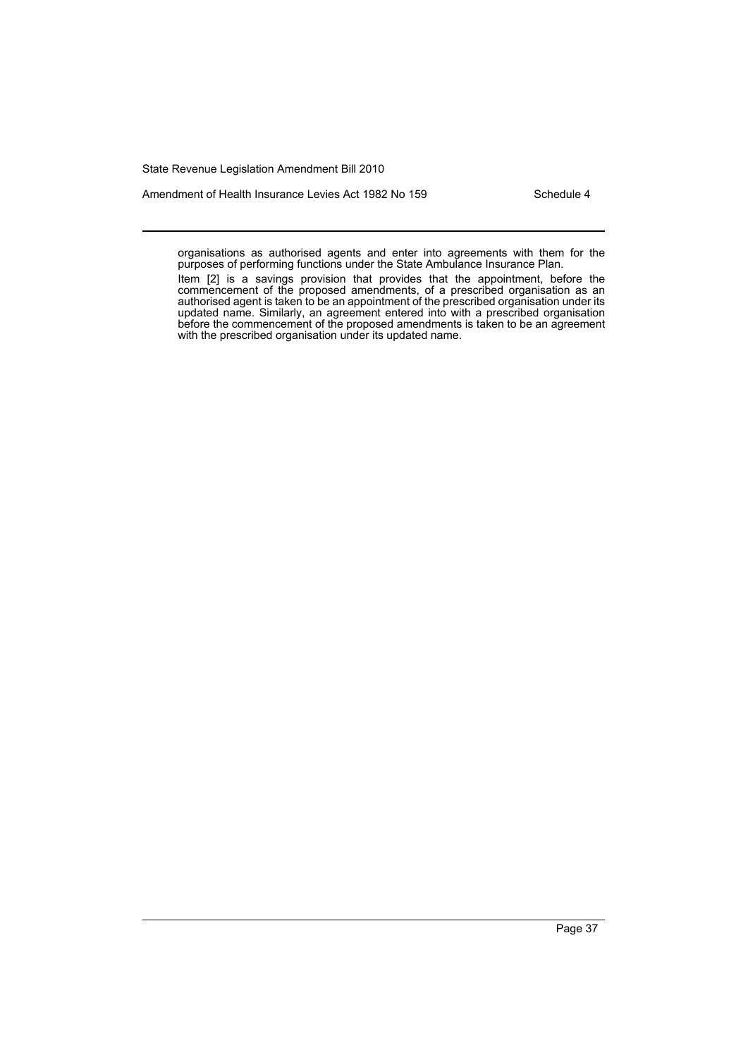organisations as authorised agents and enter into agreements with them for the purposes of performing functions under the State Ambulance Insurance Plan.

Item [2] is a savings provision that provides that the appointment, before the commencement of the proposed amendments, of a prescribed organisation as an authorised agent is taken to be an appointment of the prescribed organisation under its updated name. Similarly, an agreement entered into with a prescribed organisation before the commencement of the proposed amendments is taken to be an agreement with the prescribed organisation under its updated name.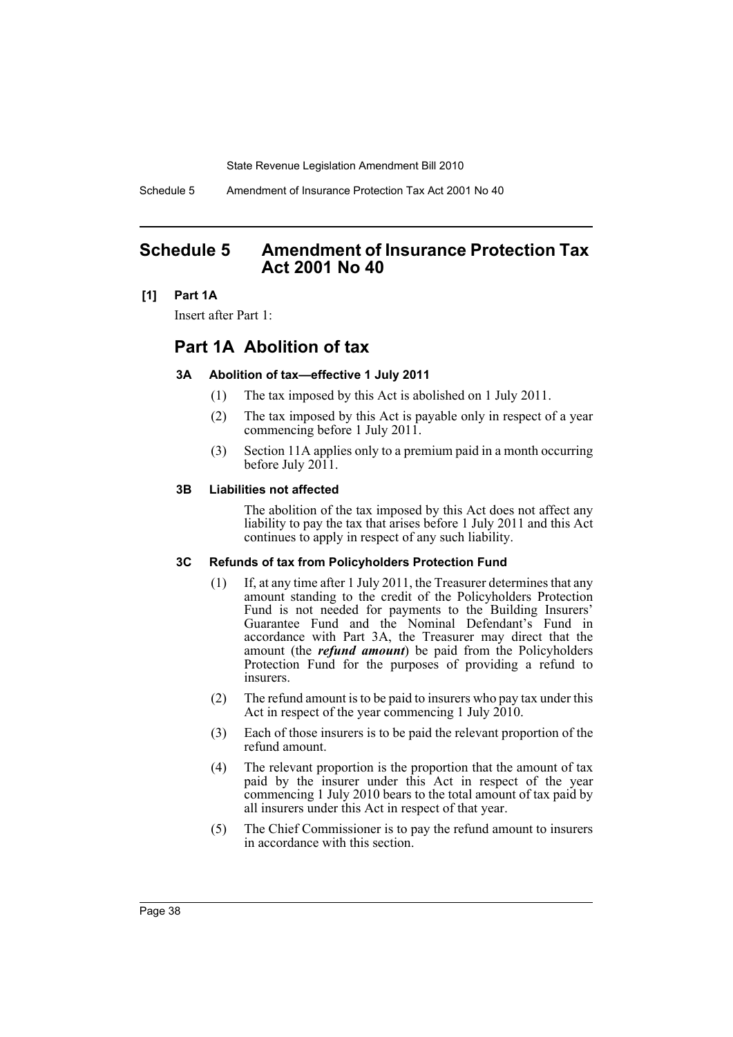# Schedule 5 Amendment of Insurance Protection Tax Act 2001 No 40

**[1] Part 1A**

Insert after Part 1:

## Part 1A Abolition of tax

### 3A Abolition of tax—effective 1 July 2011

(1) The tax imposed by this Act is abolished on 1 July 2011.

(2) The tax imposed by this Act is payable only in respect of a year commencing before 1 July 2011.

(3) Section 11A applies only to a premium paid in a month occurring before July 2011.

### 3B Liabilities not affected

The abolition of the tax imposed by this Act does not affect any liability to pay the tax that arises before 1 July 2011 and this Act continues to apply in respect of any such liability.

### 3C Refunds of tax from Policyholders Protection Fund

(1) If, at any time after 1 July 2011, the Treasurer determines that any amount standing to the credit of the Policyholders Protection Fund is not needed for payments to the Building Insurers' Guarantee Fund and the Nominal Defendant's Fund in accordance with Part 3A, the Treasurer may direct that the amount (the ***refund amount***) be paid from the Policyholders Protection Fund for the purposes of providing a refund to insurers.

(2) The refund amount is to be paid to insurers who pay tax under this Act in respect of the year commencing 1 July 2010.

(3) Each of those insurers is to be paid the relevant proportion of the refund amount.

(4) The relevant proportion is the proportion that the amount of tax paid by the insurer under this Act in respect of the year commencing 1 July 2010 bears to the total amount of tax paid by all insurers under this Act in respect of that year.

(5) The Chief Commissioner is to pay the refund amount to insurers in accordance with this section.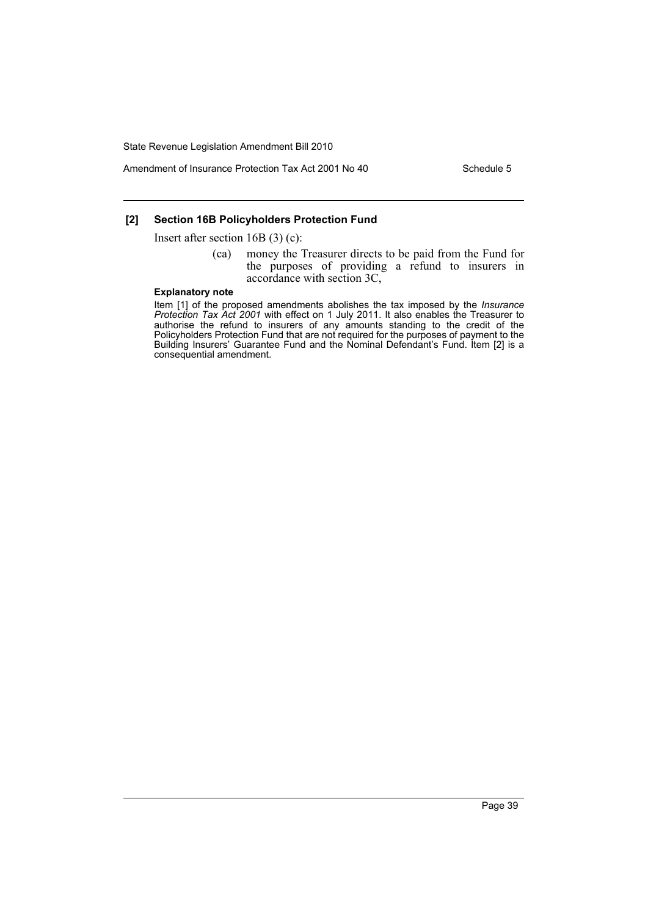**[2] Section 16B Policyholders Protection Fund**

Insert after section 16B (3) (c):

> (ca) money the Treasurer directs to be paid from the Fund for the purposes of providing a refund to insurers in accordance with section 3C,

**Explanatory note**

Item [1] of the proposed amendments abolishes the tax imposed by the *Insurance Protection Tax Act 2001* with effect on 1 July 2011. It also enables the Treasurer to authorise the refund to insurers of any amounts standing to the credit of the Policyholders Protection Fund that are not required for the purposes of payment to the Building Insurers' Guarantee Fund and the Nominal Defendant's Fund. Item [2] is a consequential amendment.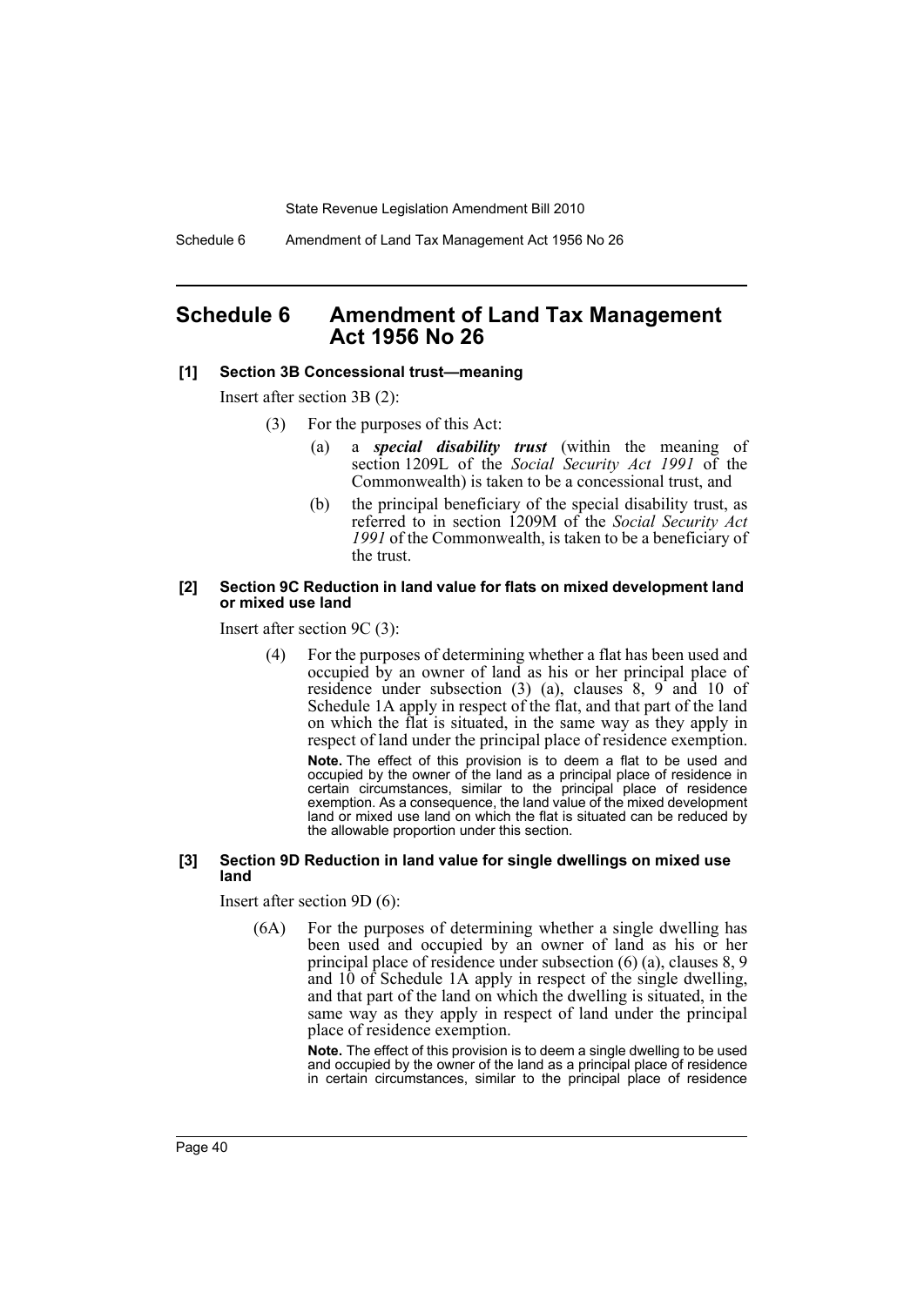# Schedule 6 Amendment of Land Tax Management Act 1956 No 26

**[1] Section 3B Concessional trust—meaning**

Insert after section 3B (2):

(3) For the purposes of this Act:

(a) a ***special disability trust*** (within the meaning of section 1209L of the *Social Security Act 1991* of the Commonwealth) is taken to be a concessional trust, and

(b) the principal beneficiary of the special disability trust, as referred to in section 1209M of the *Social Security Act 1991* of the Commonwealth, is taken to be a beneficiary of the trust.

**[2] Section 9C Reduction in land value for flats on mixed development land or mixed use land**

Insert after section 9C (3):

(4) For the purposes of determining whether a flat has been used and occupied by an owner of land as his or her principal place of residence under subsection (3) (a), clauses 8, 9 and 10 of Schedule 1A apply in respect of the flat, and that part of the land on which the flat is situated, in the same way as they apply in respect of land under the principal place of residence exemption.

**Note.** The effect of this provision is to deem a flat to be used and occupied by the owner of the land as a principal place of residence in certain circumstances, similar to the principal place of residence exemption. As a consequence, the land value of the mixed development land or mixed use land on which the flat is situated can be reduced by the allowable proportion under this section.

**[3] Section 9D Reduction in land value for single dwellings on mixed use land**

Insert after section 9D (6):

(6A) For the purposes of determining whether a single dwelling has been used and occupied by an owner of land as his or her principal place of residence under subsection (6) (a), clauses 8, 9 and 10 of Schedule 1A apply in respect of the single dwelling, and that part of the land on which the dwelling is situated, in the same way as they apply in respect of land under the principal place of residence exemption.

**Note.** The effect of this provision is to deem a single dwelling to be used and occupied by the owner of the land as a principal place of residence in certain circumstances, similar to the principal place of residence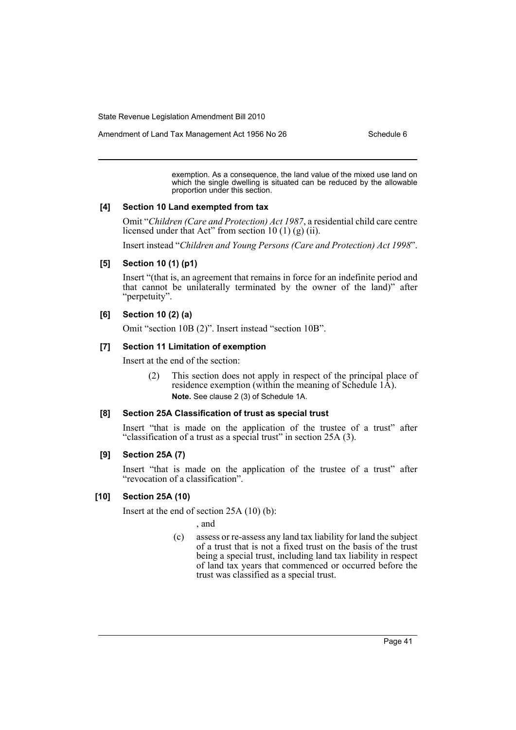exemption. As a consequence, the land value of the mixed use land on which the single dwelling is situated can be reduced by the allowable proportion under this section.

### [4] Section 10 Land exempted from tax

Omit "*Children (Care and Protection) Act 1987*, a residential child care centre licensed under that Act" from section 10 (1) (g) (ii).

Insert instead "*Children and Young Persons (Care and Protection) Act 1998*".

### [5] Section 10 (1) (p1)

Insert "(that is, an agreement that remains in force for an indefinite period and that cannot be unilaterally terminated by the owner of the land)" after "perpetuity".

### [6] Section 10 (2) (a)

Omit "section 10B (2)". Insert instead "section 10B".

### [7] Section 11 Limitation of exemption

Insert at the end of the section:

(2) This section does not apply in respect of the principal place of residence exemption (within the meaning of Schedule 1A).

**Note.** See clause 2 (3) of Schedule 1A.

### [8] Section 25A Classification of trust as special trust

Insert "that is made on the application of the trustee of a trust" after "classification of a trust as a special trust" in section 25A (3).

### [9] Section 25A (7)

Insert "that is made on the application of the trustee of a trust" after "revocation of a classification".

### [10] Section 25A (10)

Insert at the end of section 25A (10) (b):

, and

(c) assess or re-assess any land tax liability for land the subject of a trust that is not a fixed trust on the basis of the trust being a special trust, including land tax liability in respect of land tax years that commenced or occurred before the trust was classified as a special trust.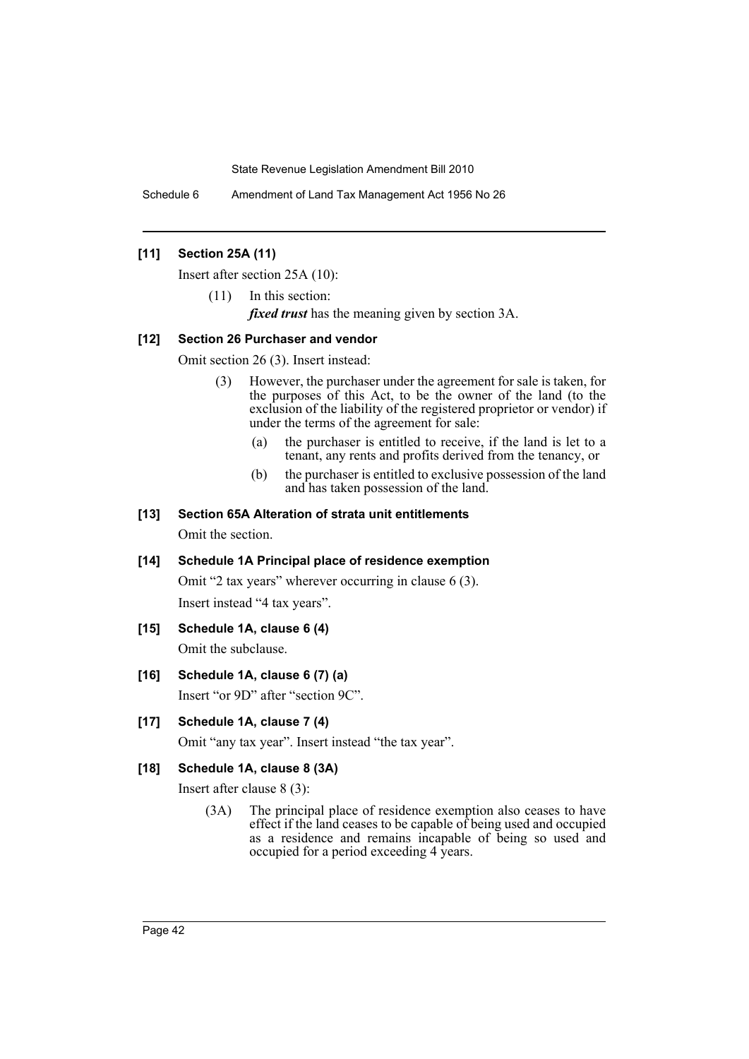### [11] Section 25A (11)

Insert after section 25A (10):

(11) In this section:

*fixed trust* has the meaning given by section 3A.

### [12] Section 26 Purchaser and vendor

Omit section 26 (3). Insert instead:

(3) However, the purchaser under the agreement for sale is taken, for the purposes of this Act, to be the owner of the land (to the exclusion of the liability of the registered proprietor or vendor) if under the terms of the agreement for sale:

(a) the purchaser is entitled to receive, if the land is let to a tenant, any rents and profits derived from the tenancy, or

(b) the purchaser is entitled to exclusive possession of the land and has taken possession of the land.

### [13] Section 65A Alteration of strata unit entitlements

Omit the section.

### [14] Schedule 1A Principal place of residence exemption

Omit "2 tax years" wherever occurring in clause 6 (3).

Insert instead "4 tax years".

### [15] Schedule 1A, clause 6 (4)

Omit the subclause.

### [16] Schedule 1A, clause 6 (7) (a)

Insert "or 9D" after "section 9C".

### [17] Schedule 1A, clause 7 (4)

Omit "any tax year". Insert instead "the tax year".

### [18] Schedule 1A, clause 8 (3A)

Insert after clause 8 (3):

(3A) The principal place of residence exemption also ceases to have effect if the land ceases to be capable of being used and occupied as a residence and remains incapable of being so used and occupied for a period exceeding 4 years.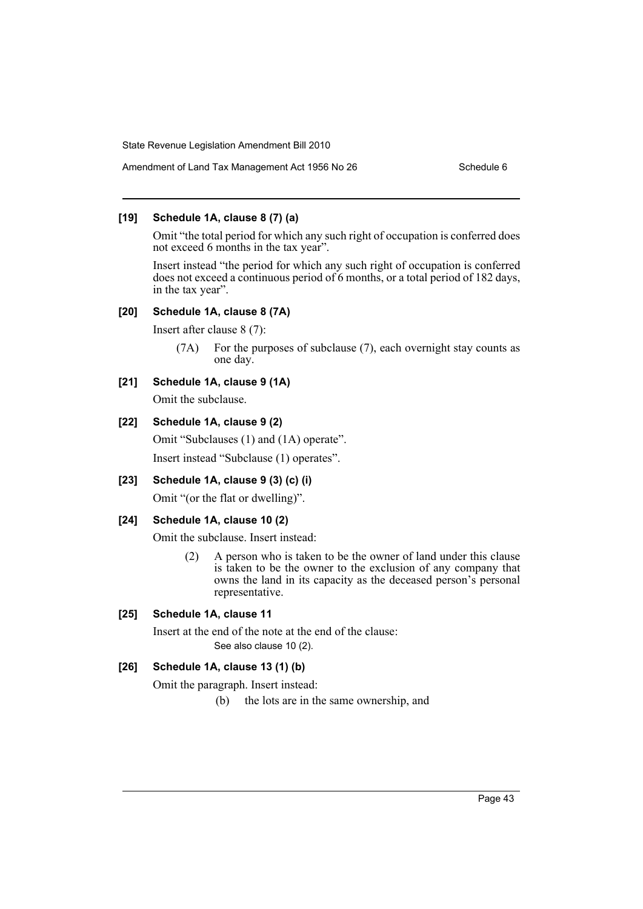### [19] Schedule 1A, clause 8 (7) (a)

Omit "the total period for which any such right of occupation is conferred does not exceed 6 months in the tax year".

Insert instead "the period for which any such right of occupation is conferred does not exceed a continuous period of 6 months, or a total period of 182 days, in the tax year".

### [20] Schedule 1A, clause 8 (7A)

Insert after clause 8 (7):

> (7A) For the purposes of subclause (7), each overnight stay counts as one day.

### [21] Schedule 1A, clause 9 (1A)

Omit the subclause.

### [22] Schedule 1A, clause 9 (2)

Omit "Subclauses (1) and (1A) operate".

Insert instead "Subclause (1) operates".

### [23] Schedule 1A, clause 9 (3) (c) (i)

Omit "(or the flat or dwelling)".

### [24] Schedule 1A, clause 10 (2)

Omit the subclause. Insert instead:

> (2) A person who is taken to be the owner of land under this clause is taken to be the owner to the exclusion of any company that owns the land in its capacity as the deceased person's personal representative.

### [25] Schedule 1A, clause 11

Insert at the end of the note at the end of the clause:

> See also clause 10 (2).

### [26] Schedule 1A, clause 13 (1) (b)

Omit the paragraph. Insert instead:

> (b) the lots are in the same ownership, and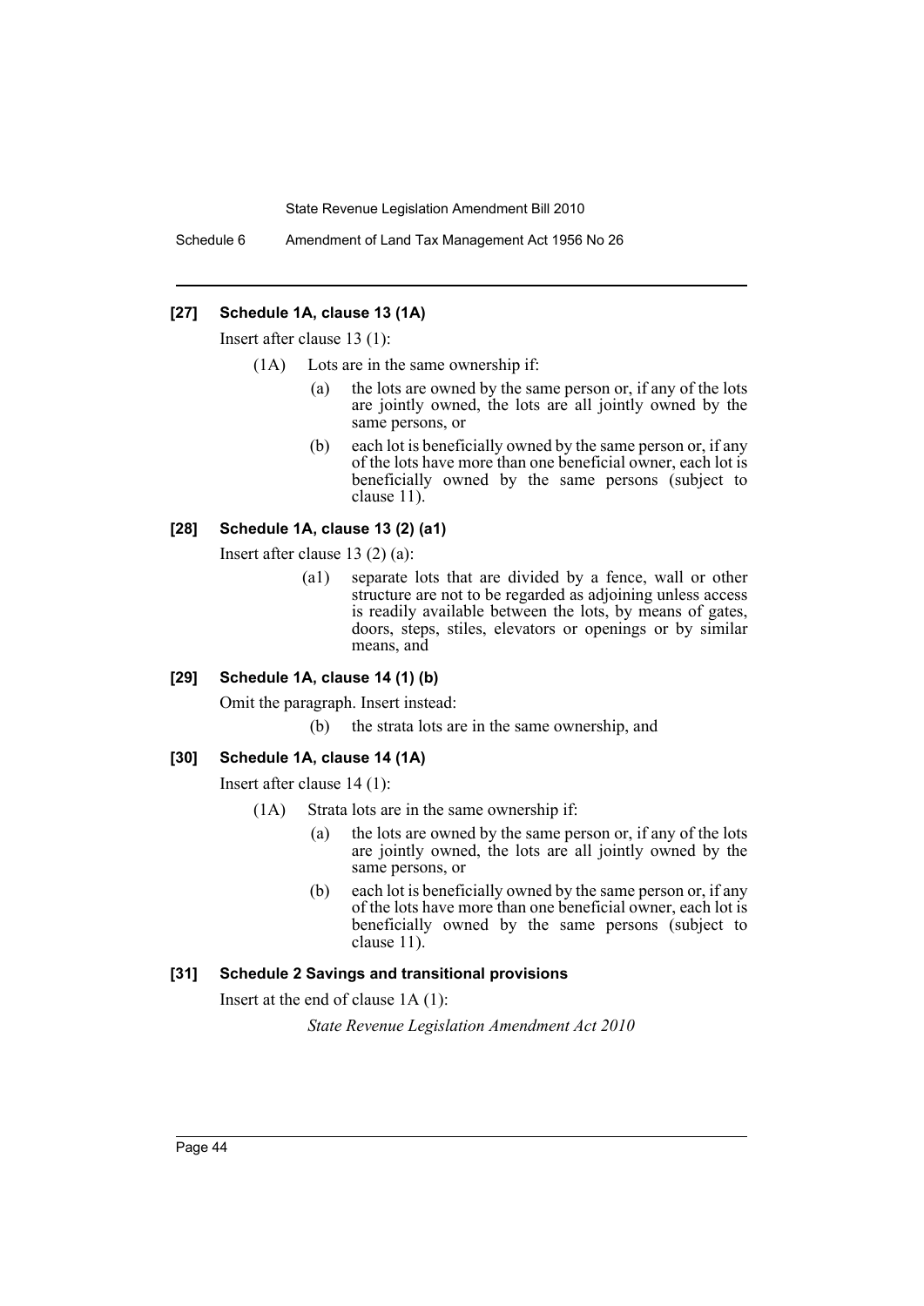### [27] Schedule 1A, clause 13 (1A)

Insert after clause 13 (1):

(1A) Lots are in the same ownership if:

- (a) the lots are owned by the same person or, if any of the lots are jointly owned, the lots are all jointly owned by the same persons, or
- (b) each lot is beneficially owned by the same person or, if any of the lots have more than one beneficial owner, each lot is beneficially owned by the same persons (subject to clause 11).

### [28] Schedule 1A, clause 13 (2) (a1)

Insert after clause 13 (2) (a):

- (a1) separate lots that are divided by a fence, wall or other structure are not to be regarded as adjoining unless access is readily available between the lots, by means of gates, doors, steps, stiles, elevators or openings or by similar means, and

### [29] Schedule 1A, clause 14 (1) (b)

Omit the paragraph. Insert instead:

- (b) the strata lots are in the same ownership, and

### [30] Schedule 1A, clause 14 (1A)

Insert after clause 14 (1):

(1A) Strata lots are in the same ownership if:

- (a) the lots are owned by the same person or, if any of the lots are jointly owned, the lots are all jointly owned by the same persons, or
- (b) each lot is beneficially owned by the same person or, if any of the lots have more than one beneficial owner, each lot is beneficially owned by the same persons (subject to clause 11).

### [31] Schedule 2 Savings and transitional provisions

Insert at the end of clause 1A (1):

*State Revenue Legislation Amendment Act 2010*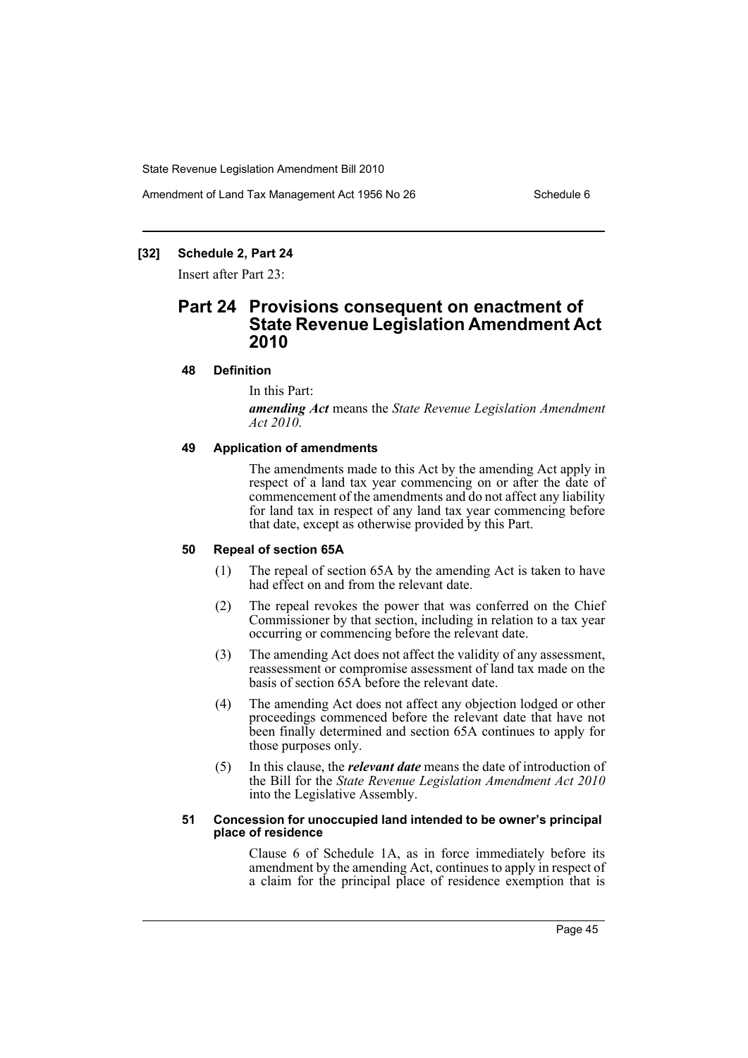## [32] Schedule 2, Part 24

Insert after Part 23:

# Part 24 Provisions consequent on enactment of State Revenue Legislation Amendment Act 2010

### 48 Definition

In this Part:

***amending Act*** means the *State Revenue Legislation Amendment Act 2010*.

### 49 Application of amendments

The amendments made to this Act by the amending Act apply in respect of a land tax year commencing on or after the date of commencement of the amendments and do not affect any liability for land tax in respect of any land tax year commencing before that date, except as otherwise provided by this Part.

### 50 Repeal of section 65A

(1) The repeal of section 65A by the amending Act is taken to have had effect on and from the relevant date.

(2) The repeal revokes the power that was conferred on the Chief Commissioner by that section, including in relation to a tax year occurring or commencing before the relevant date.

(3) The amending Act does not affect the validity of any assessment, reassessment or compromise assessment of land tax made on the basis of section 65A before the relevant date.

(4) The amending Act does not affect any objection lodged or other proceedings commenced before the relevant date that have not been finally determined and section 65A continues to apply for those purposes only.

(5) In this clause, the ***relevant date*** means the date of introduction of the Bill for the *State Revenue Legislation Amendment Act 2010* into the Legislative Assembly.

### 51 Concession for unoccupied land intended to be owner's principal place of residence

Clause 6 of Schedule 1A, as in force immediately before its amendment by the amending Act, continues to apply in respect of a claim for the principal place of residence exemption that is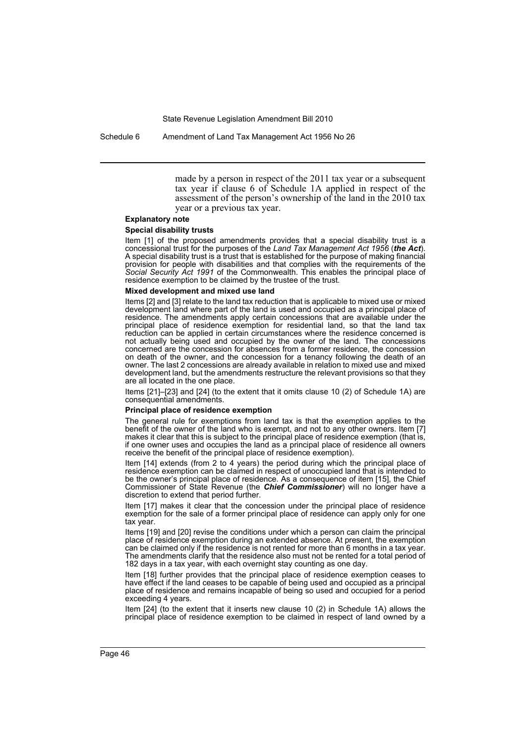made by a person in respect of the 2011 tax year or a subsequent tax year if clause 6 of Schedule 1A applied in respect of the assessment of the person's ownership of the land in the 2010 tax year or a previous tax year.

### Explanatory note

#### Special disability trusts

Item [1] of the proposed amendments provides that a special disability trust is a concessional trust for the purposes of the *Land Tax Management Act 1956* (***the Act***). A special disability trust is a trust that is established for the purpose of making financial provision for people with disabilities and that complies with the requirements of the *Social Security Act 1991* of the Commonwealth. This enables the principal place of residence exemption to be claimed by the trustee of the trust.

#### Mixed development and mixed use land

Items [2] and [3] relate to the land tax reduction that is applicable to mixed use or mixed development land where part of the land is used and occupied as a principal place of residence. The amendments apply certain concessions that are available under the principal place of residence exemption for residential land, so that the land tax reduction can be applied in certain circumstances where the residence concerned is not actually being used and occupied by the owner of the land. The concessions concerned are the concession for absences from a former residence, the concession on death of the owner, and the concession for a tenancy following the death of an owner. The last 2 concessions are already available in relation to mixed use and mixed development land, but the amendments restructure the relevant provisions so that they are all located in the one place.

Items [21]–[23] and [24] (to the extent that it omits clause 10 (2) of Schedule 1A) are consequential amendments.

#### Principal place of residence exemption

The general rule for exemptions from land tax is that the exemption applies to the benefit of the owner of the land who is exempt, and not to any other owners. Item [7] makes it clear that this is subject to the principal place of residence exemption (that is, if one owner uses and occupies the land as a principal place of residence all owners receive the benefit of the principal place of residence exemption).

Item [14] extends (from 2 to 4 years) the period during which the principal place of residence exemption can be claimed in respect of unoccupied land that is intended to be the owner's principal place of residence. As a consequence of item [15], the Chief Commissioner of State Revenue (the ***Chief Commissioner***) will no longer have a discretion to extend that period further.

Item [17] makes it clear that the concession under the principal place of residence exemption for the sale of a former principal place of residence can apply only for one tax year.

Items [19] and [20] revise the conditions under which a person can claim the principal place of residence exemption during an extended absence. At present, the exemption can be claimed only if the residence is not rented for more than 6 months in a tax year. The amendments clarify that the residence also must not be rented for a total period of 182 days in a tax year, with each overnight stay counting as one day.

Item [18] further provides that the principal place of residence exemption ceases to have effect if the land ceases to be capable of being used and occupied as a principal place of residence and remains incapable of being so used and occupied for a period exceeding 4 years.

Item [24] (to the extent that it inserts new clause 10 (2) in Schedule 1A) allows the principal place of residence exemption to be claimed in respect of land owned by a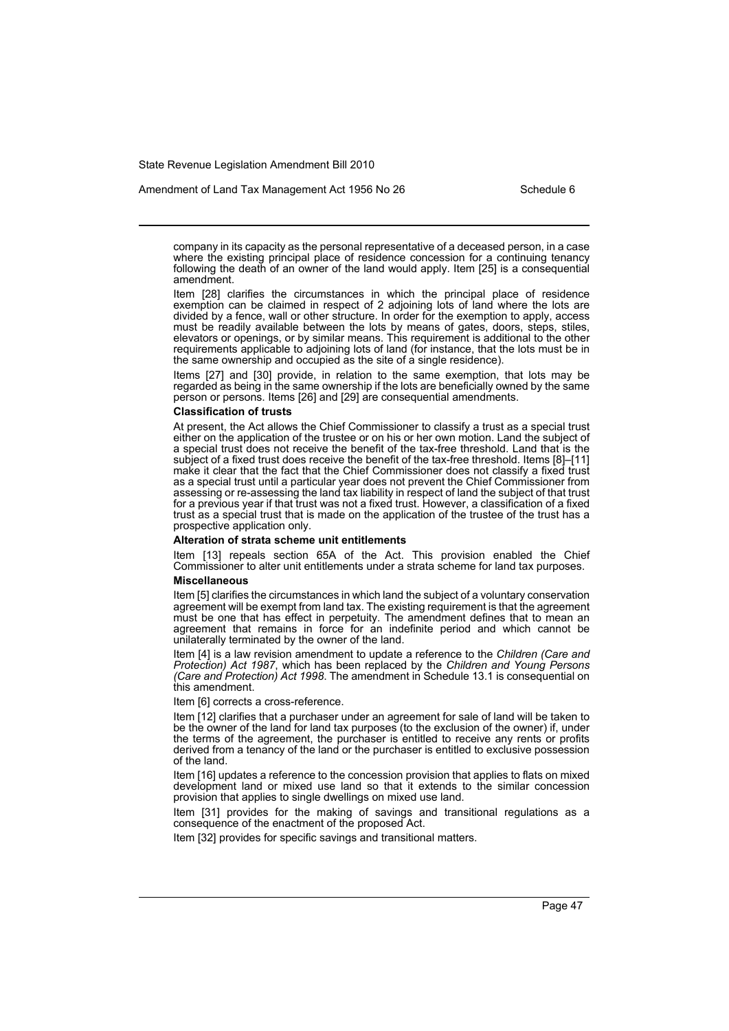company in its capacity as the personal representative of a deceased person, in a case where the existing principal place of residence concession for a continuing tenancy following the death of an owner of the land would apply. Item [25] is a consequential amendment.

Item [28] clarifies the circumstances in which the principal place of residence exemption can be claimed in respect of 2 adjoining lots of land where the lots are divided by a fence, wall or other structure. In order for the exemption to apply, access must be readily available between the lots by means of gates, doors, steps, stiles, elevators or openings, or by similar means. This requirement is additional to the other requirements applicable to adjoining lots of land (for instance, that the lots must be in the same ownership and occupied as the site of a single residence).

Items [27] and [30] provide, in relation to the same exemption, that lots may be regarded as being in the same ownership if the lots are beneficially owned by the same person or persons. Items [26] and [29] are consequential amendments.

**Classification of trusts**

At present, the Act allows the Chief Commissioner to classify a trust as a special trust either on the application of the trustee or on his or her own motion. Land the subject of a special trust does not receive the benefit of the tax-free threshold. Land that is the subject of a fixed trust does receive the benefit of the tax-free threshold. Items [8]–[11] make it clear that the fact that the Chief Commissioner does not classify a fixed trust as a special trust until a particular year does not prevent the Chief Commissioner from assessing or re-assessing the land tax liability in respect of land the subject of that trust for a previous year if that trust was not a fixed trust. However, a classification of a fixed trust as a special trust that is made on the application of the trustee of the trust has a prospective application only.

**Alteration of strata scheme unit entitlements**

Item [13] repeals section 65A of the Act. This provision enabled the Chief Commissioner to alter unit entitlements under a strata scheme for land tax purposes.

**Miscellaneous**

Item [5] clarifies the circumstances in which land the subject of a voluntary conservation agreement will be exempt from land tax. The existing requirement is that the agreement must be one that has effect in perpetuity. The amendment defines that to mean an agreement that remains in force for an indefinite period and which cannot be unilaterally terminated by the owner of the land.

Item [4] is a law revision amendment to update a reference to the *Children (Care and Protection) Act 1987*, which has been replaced by the *Children and Young Persons (Care and Protection) Act 1998*. The amendment in Schedule 13.1 is consequential on this amendment.

Item [6] corrects a cross-reference.

Item [12] clarifies that a purchaser under an agreement for sale of land will be taken to be the owner of the land for land tax purposes (to the exclusion of the owner) if, under the terms of the agreement, the purchaser is entitled to receive any rents or profits derived from a tenancy of the land or the purchaser is entitled to exclusive possession of the land.

Item [16] updates a reference to the concession provision that applies to flats on mixed development land or mixed use land so that it extends to the similar concession provision that applies to single dwellings on mixed use land.

Item [31] provides for the making of savings and transitional regulations as a consequence of the enactment of the proposed Act.

Item [32] provides for specific savings and transitional matters.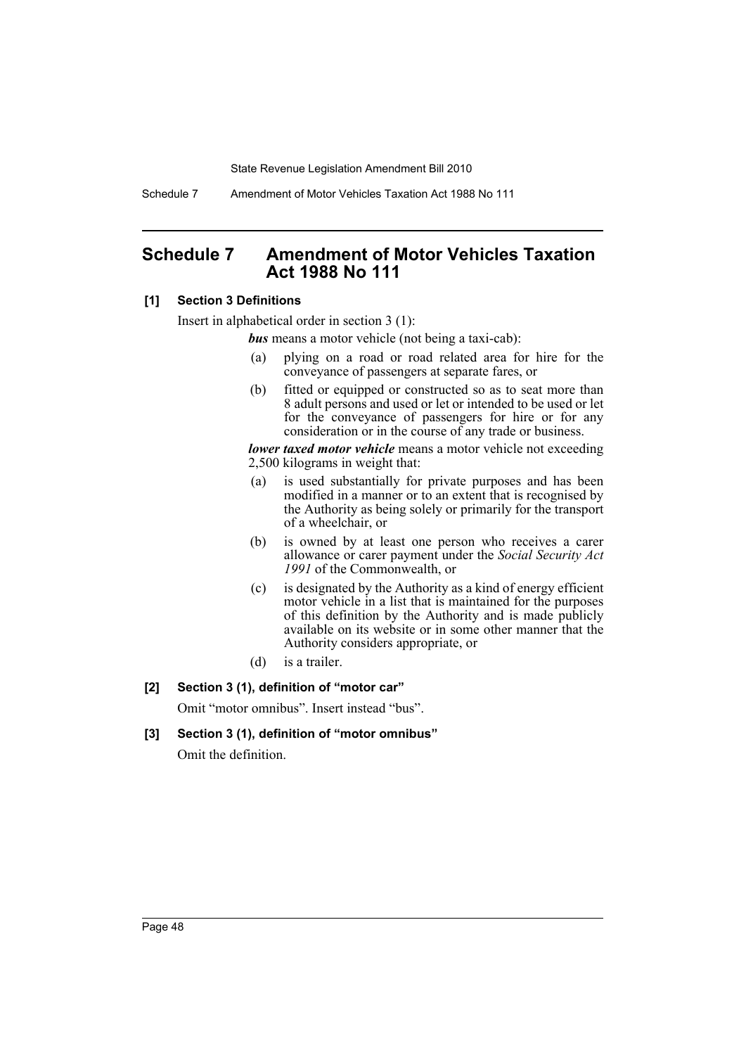## Schedule 7 Amendment of Motor Vehicles Taxation Act 1988 No 111

**[1] Section 3 Definitions**

Insert in alphabetical order in section 3 (1):

***bus*** means a motor vehicle (not being a taxi-cab):

(a) plying on a road or road related area for hire for the conveyance of passengers at separate fares, or

(b) fitted or equipped or constructed so as to seat more than 8 adult persons and used or let or intended to be used or let for the conveyance of passengers for hire or for any consideration or in the course of any trade or business.

***lower taxed motor vehicle*** means a motor vehicle not exceeding 2,500 kilograms in weight that:

(a) is used substantially for private purposes and has been modified in a manner or to an extent that is recognised by the Authority as being solely or primarily for the transport of a wheelchair, or

(b) is owned by at least one person who receives a carer allowance or carer payment under the *Social Security Act 1991* of the Commonwealth, or

(c) is designated by the Authority as a kind of energy efficient motor vehicle in a list that is maintained for the purposes of this definition by the Authority and is made publicly available on its website or in some other manner that the Authority considers appropriate, or

(d) is a trailer.

**[2] Section 3 (1), definition of "motor car"**

Omit "motor omnibus". Insert instead "bus".

**[3] Section 3 (1), definition of "motor omnibus"**

Omit the definition.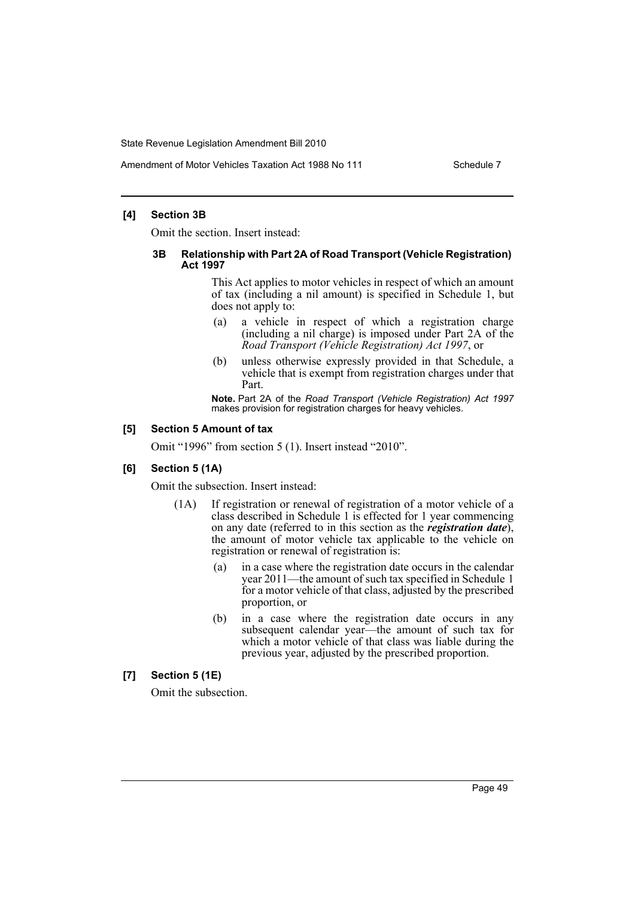### [4] Section 3B

Omit the section. Insert instead:

#### 3B Relationship with Part 2A of Road Transport (Vehicle Registration) Act 1997

This Act applies to motor vehicles in respect of which an amount of tax (including a nil amount) is specified in Schedule 1, but does not apply to:

- (a) a vehicle in respect of which a registration charge (including a nil charge) is imposed under Part 2A of the *Road Transport (Vehicle Registration) Act 1997*, or
- (b) unless otherwise expressly provided in that Schedule, a vehicle that is exempt from registration charges under that Part.

**Note.** Part 2A of the *Road Transport (Vehicle Registration) Act 1997* makes provision for registration charges for heavy vehicles.

### [5] Section 5 Amount of tax

Omit "1996" from section 5 (1). Insert instead "2010".

### [6] Section 5 (1A)

Omit the subsection. Insert instead:

(1A) If registration or renewal of registration of a motor vehicle of a class described in Schedule 1 is effected for 1 year commencing on any date (referred to in this section as the ***registration date***), the amount of motor vehicle tax applicable to the vehicle on registration or renewal of registration is:

- (a) in a case where the registration date occurs in the calendar year 2011—the amount of such tax specified in Schedule 1 for a motor vehicle of that class, adjusted by the prescribed proportion, or
- (b) in a case where the registration date occurs in any subsequent calendar year—the amount of such tax for which a motor vehicle of that class was liable during the previous year, adjusted by the prescribed proportion.

### [7] Section 5 (1E)

Omit the subsection.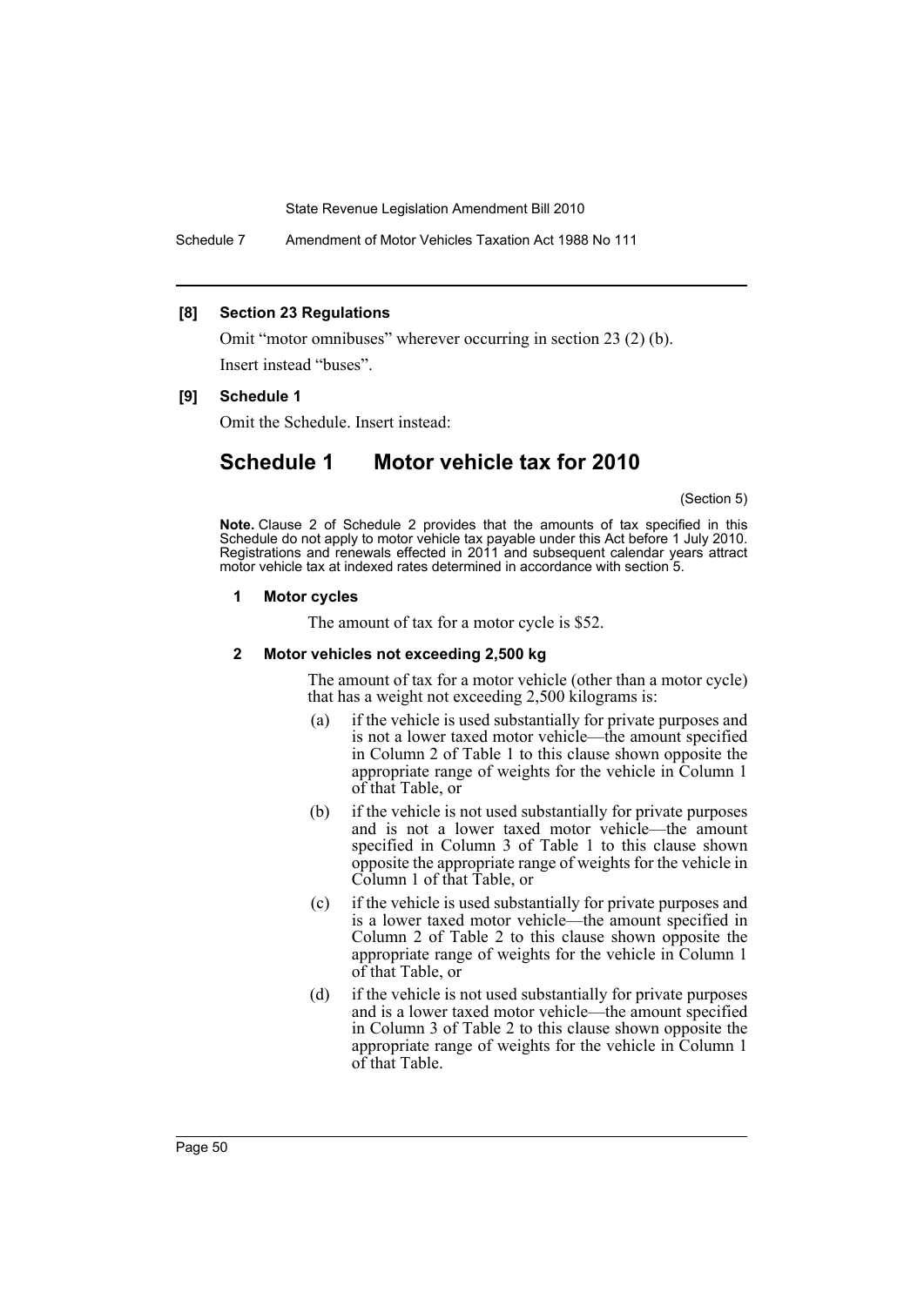**[8] Section 23 Regulations**

Omit “motor omnibuses” wherever occurring in section 23 (2) (b).

Insert instead “buses”.

**[9] Schedule 1**

Omit the Schedule. Insert instead:

## Schedule 1 Motor vehicle tax for 2010

(Section 5)

**Note.** Clause 2 of Schedule 2 provides that the amounts of tax specified in this Schedule do not apply to motor vehicle tax payable under this Act before 1 July 2010. Registrations and renewals effected in 2011 and subsequent calendar years attract motor vehicle tax at indexed rates determined in accordance with section 5.

**1 Motor cycles**

The amount of tax for a motor cycle is $52.

**2 Motor vehicles not exceeding 2,500 kg**

The amount of tax for a motor vehicle (other than a motor cycle) that has a weight not exceeding 2,500 kilograms is:

(a) if the vehicle is used substantially for private purposes and is not a lower taxed motor vehicle—the amount specified in Column 2 of Table 1 to this clause shown opposite the appropriate range of weights for the vehicle in Column 1 of that Table, or

(b) if the vehicle is not used substantially for private purposes and is not a lower taxed motor vehicle—the amount specified in Column 3 of Table 1 to this clause shown opposite the appropriate range of weights for the vehicle in Column 1 of that Table, or

(c) if the vehicle is used substantially for private purposes and is a lower taxed motor vehicle—the amount specified in Column 2 of Table 2 to this clause shown opposite the appropriate range of weights for the vehicle in Column 1 of that Table, or

(d) if the vehicle is not used substantially for private purposes and is a lower taxed motor vehicle—the amount specified in Column 3 of Table 2 to this clause shown opposite the appropriate range of weights for the vehicle in Column 1 of that Table.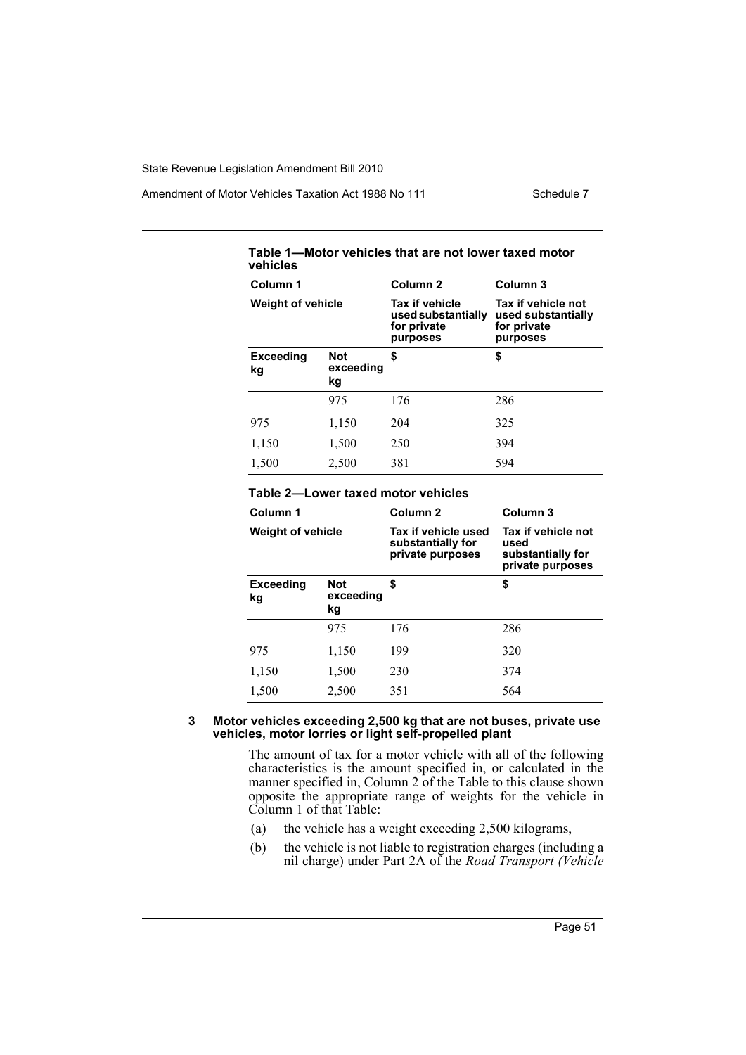**Table 1—Motor vehicles that are not lower taxed motor vehicles**

| Column 1 | | Column 2 | Column 3 |
|---|---|---|---|
| Weight of vehicle | | Tax if vehicle used substantially for private purposes | Tax if vehicle not used substantially for private purposes |
| Exceeding kg | Not exceeding kg | $ | $ |
| | 975 | 176 | 286 |
| 975 | 1,150 | 204 | 325 |
| 1,150 | 1,500 | 250 | 394 |
| 1,500 | 2,500 | 381 | 594 |

**Table 2—Lower taxed motor vehicles**

| Column 1 | | Column 2 | Column 3 |
|---|---|---|---|
| Weight of vehicle | | Tax if vehicle used substantially for private purposes | Tax if vehicle not used substantially for private purposes |
| Exceeding kg | Not exceeding kg | $ | $ |
| | 975 | 176 | 286 |
| 975 | 1,150 | 199 | 320 |
| 1,150 | 1,500 | 230 | 374 |
| 1,500 | 2,500 | 351 | 564 |

**3 Motor vehicles exceeding 2,500 kg that are not buses, private use vehicles, motor lorries or light self-propelled plant**

The amount of tax for a motor vehicle with all of the following characteristics is the amount specified in, or calculated in the manner specified in, Column 2 of the Table to this clause shown opposite the appropriate range of weights for the vehicle in Column 1 of that Table:

(a) the vehicle has a weight exceeding 2,500 kilograms,

(b) the vehicle is not liable to registration charges (including a nil charge) under Part 2A of the *Road Transport (Vehicle*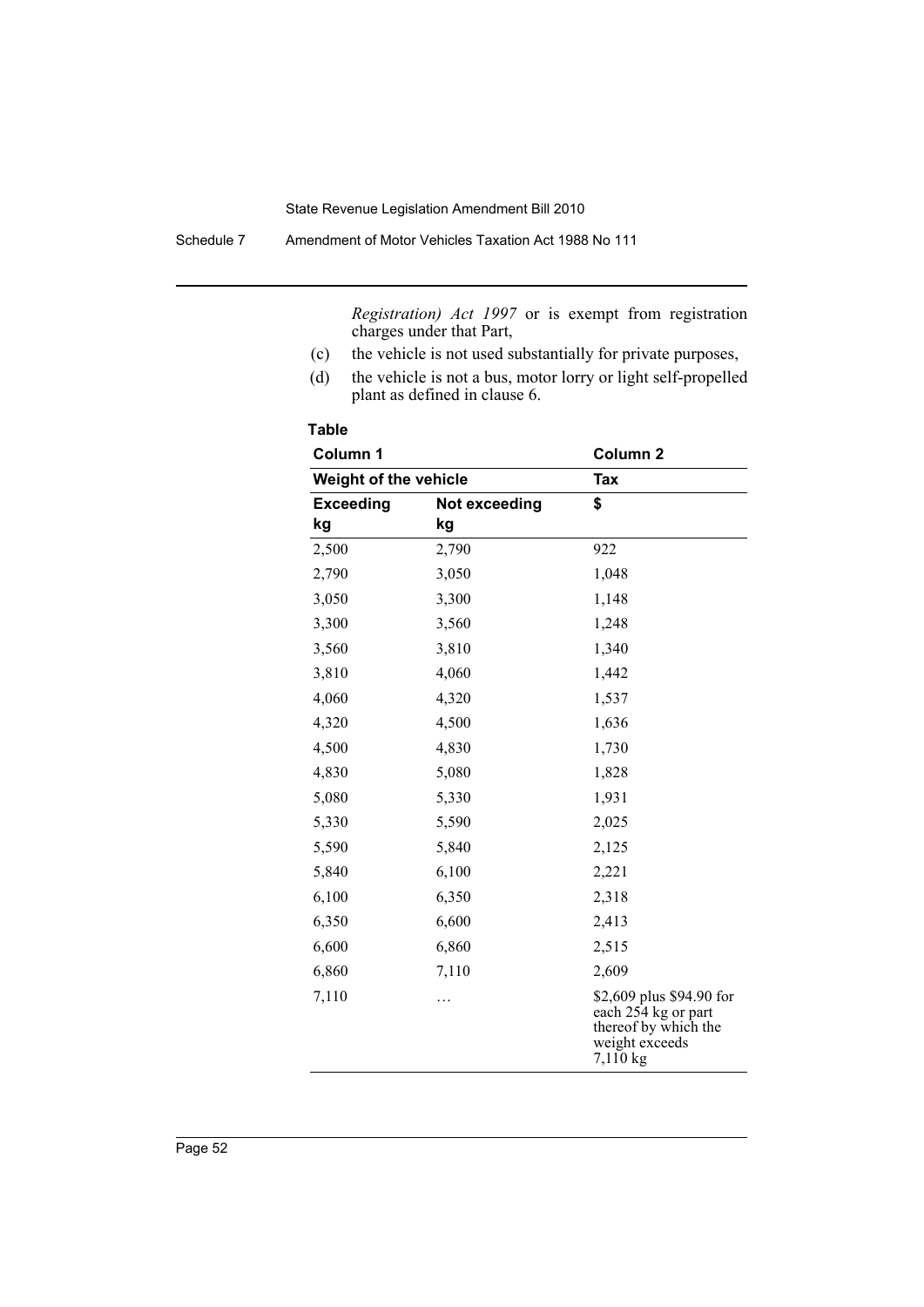*Registration) Act 1997* or is exempt from registration charges under that Part,

(c) the vehicle is not used substantially for private purposes,

(d) the vehicle is not a bus, motor lorry or light self-propelled plant as defined in clause 6.

**Table**

| Column 1 | | Column 2 |
|---|---|---|
| **Weight of the vehicle** | | **Tax** |
| **Exceeding kg** | **Not exceeding kg** | **$** |
| 2,500 | 2,790 | 922 |
| 2,790 | 3,050 | 1,048 |
| 3,050 | 3,300 | 1,148 |
| 3,300 | 3,560 | 1,248 |
| 3,560 | 3,810 | 1,340 |
| 3,810 | 4,060 | 1,442 |
| 4,060 | 4,320 | 1,537 |
| 4,320 | 4,500 | 1,636 |
| 4,500 | 4,830 | 1,730 |
| 4,830 | 5,080 | 1,828 |
| 5,080 | 5,330 | 1,931 |
| 5,330 | 5,590 | 2,025 |
| 5,590 | 5,840 | 2,125 |
| 5,840 | 6,100 | 2,221 |
| 6,100 | 6,350 | 2,318 |
| 6,350 | 6,600 | 2,413 |
| 6,600 | 6,860 | 2,515 |
| 6,860 | 7,110 | 2,609 |
| 7,110 | … | $2,609 plus $94.90 for each 254 kg or part thereof by which the weight exceeds 7,110 kg |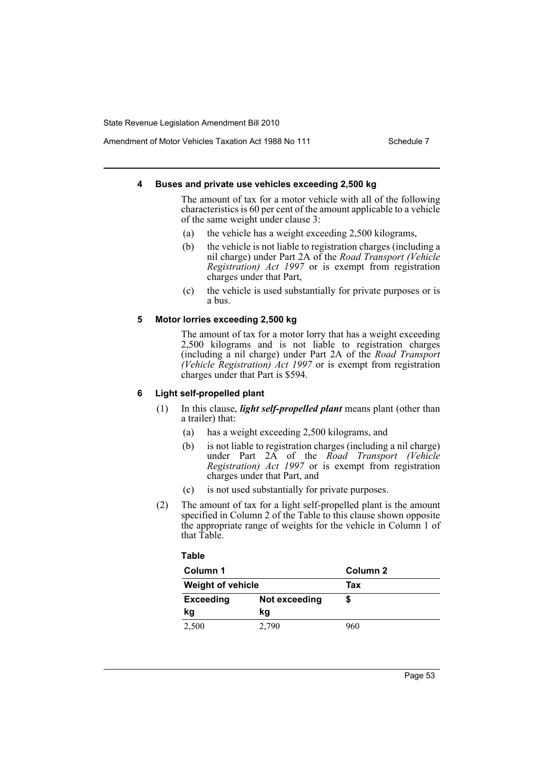#### 4 Buses and private use vehicles exceeding 2,500 kg

The amount of tax for a motor vehicle with all of the following characteristics is 60 per cent of the amount applicable to a vehicle of the same weight under clause 3:

(a) the vehicle has a weight exceeding 2,500 kilograms,

(b) the vehicle is not liable to registration charges (including a nil charge) under Part 2A of the *Road Transport (Vehicle Registration) Act 1997* or is exempt from registration charges under that Part,

(c) the vehicle is used substantially for private purposes or is a bus.

#### 5 Motor lorries exceeding 2,500 kg

The amount of tax for a motor lorry that has a weight exceeding 2,500 kilograms and is not liable to registration charges (including a nil charge) under Part 2A of the *Road Transport (Vehicle Registration) Act 1997* or is exempt from registration charges under that Part is $594.

#### 6 Light self-propelled plant

(1) In this clause, ***light self-propelled plant*** means plant (other than a trailer) that:

(a) has a weight exceeding 2,500 kilograms, and

(b) is not liable to registration charges (including a nil charge) under Part 2A of the *Road Transport (Vehicle Registration) Act 1997* or is exempt from registration charges under that Part, and

(c) is not used substantially for private purposes.

(2) The amount of tax for a light self-propelled plant is the amount specified in Column 2 of the Table to this clause shown opposite the appropriate range of weights for the vehicle in Column 1 of that Table.

**Table**

| Column 1 | | Column 2 |
|---|---|---|
| **Weight of vehicle** | | **Tax** |
| **Exceeding kg** | **Not exceeding kg** | **$** |
| 2,500 | 2,790 | 960 |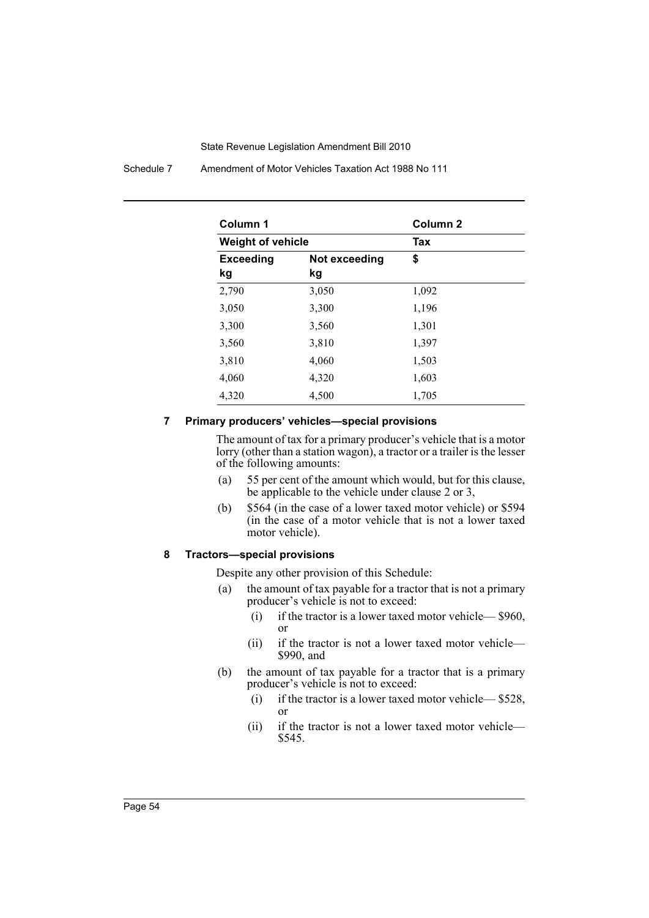| Column 1 | | Column 2 |
|---|---|---|
| **Weight of vehicle** | | **Tax** |
| **Exceeding kg** | **Not exceeding kg** | **$** |
| 2,790 | 3,050 | 1,092 |
| 3,050 | 3,300 | 1,196 |
| 3,300 | 3,560 | 1,301 |
| 3,560 | 3,810 | 1,397 |
| 3,810 | 4,060 | 1,503 |
| 4,060 | 4,320 | 1,603 |
| 4,320 | 4,500 | 1,705 |

### 7 Primary producers' vehicles—special provisions

The amount of tax for a primary producer's vehicle that is a motor lorry (other than a station wagon), a tractor or a trailer is the lesser of the following amounts:

(a) 55 per cent of the amount which would, but for this clause, be applicable to the vehicle under clause 2 or 3,

(b) $564 (in the case of a lower taxed motor vehicle) or $594 (in the case of a motor vehicle that is not a lower taxed motor vehicle).

### 8 Tractors—special provisions

Despite any other provision of this Schedule:

(a) the amount of tax payable for a tractor that is not a primary producer's vehicle is not to exceed:

 (i) if the tractor is a lower taxed motor vehicle— $960, or

 (ii) if the tractor is not a lower taxed motor vehicle— $990, and

(b) the amount of tax payable for a tractor that is a primary producer's vehicle is not to exceed:

 (i) if the tractor is a lower taxed motor vehicle— $528, or

 (ii) if the tractor is not a lower taxed motor vehicle— $545.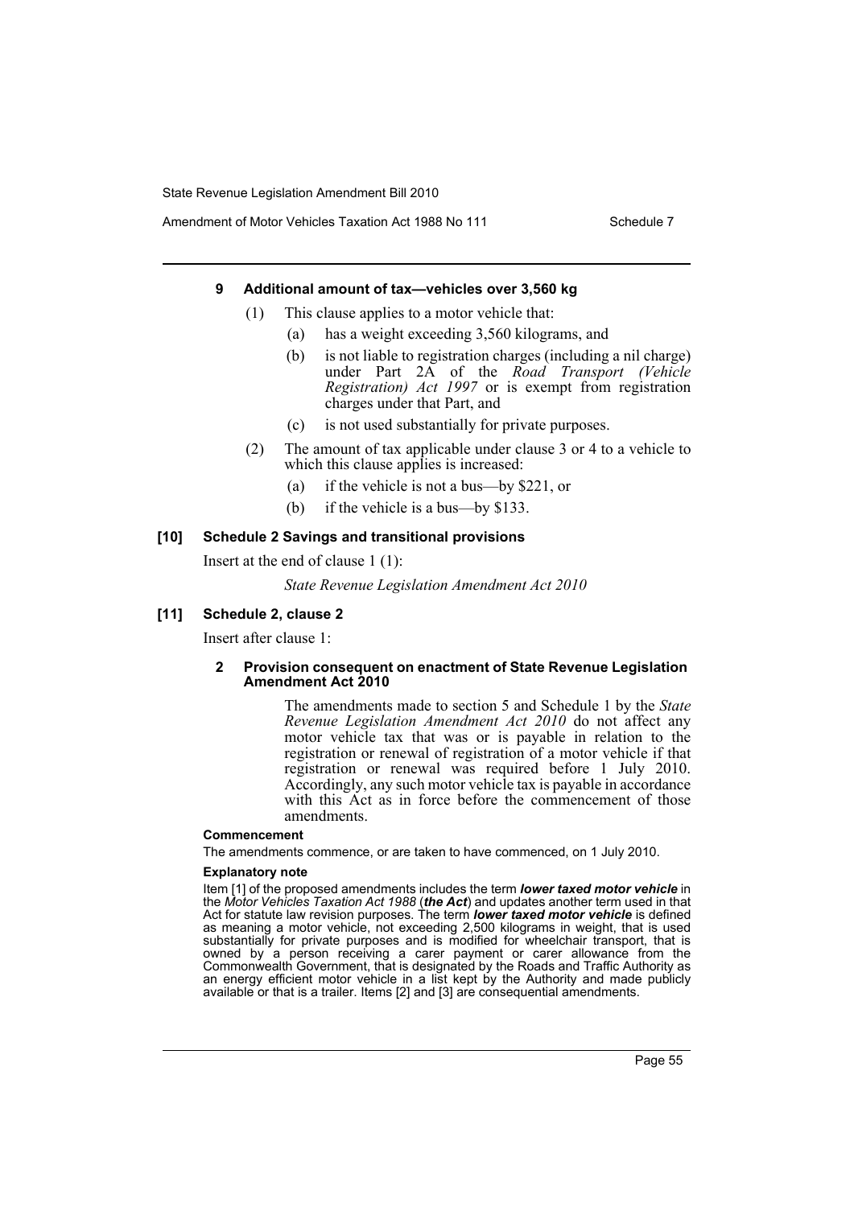#### 9 Additional amount of tax—vehicles over 3,560 kg

(1) This clause applies to a motor vehicle that:

(a) has a weight exceeding 3,560 kilograms, and

(b) is not liable to registration charges (including a nil charge) under Part 2A of the *Road Transport (Vehicle Registration) Act 1997* or is exempt from registration charges under that Part, and

(c) is not used substantially for private purposes.

(2) The amount of tax applicable under clause 3 or 4 to a vehicle to which this clause applies is increased:

(a) if the vehicle is not a bus—by $221, or

(b) if the vehicle is a bus—by $133.

### [10] Schedule 2 Savings and transitional provisions

Insert at the end of clause 1 (1):

*State Revenue Legislation Amendment Act 2010*

### [11] Schedule 2, clause 2

Insert after clause 1:

#### 2 Provision consequent on enactment of State Revenue Legislation Amendment Act 2010

The amendments made to section 5 and Schedule 1 by the *State Revenue Legislation Amendment Act 2010* do not affect any motor vehicle tax that was or is payable in relation to the registration or renewal of registration of a motor vehicle if that registration or renewal was required before 1 July 2010. Accordingly, any such motor vehicle tax is payable in accordance with this Act as in force before the commencement of those amendments.

**Commencement**

The amendments commence, or are taken to have commenced, on 1 July 2010.

**Explanatory note**

Item [1] of the proposed amendments includes the term ***lower taxed motor vehicle*** in the *Motor Vehicles Taxation Act 1988* (***the Act***) and updates another term used in that Act for statute law revision purposes. The term ***lower taxed motor vehicle*** is defined as meaning a motor vehicle, not exceeding 2,500 kilograms in weight, that is used substantially for private purposes and is modified for wheelchair transport, that is owned by a person receiving a carer payment or carer allowance from the Commonwealth Government, that is designated by the Roads and Traffic Authority as an energy efficient motor vehicle in a list kept by the Authority and made publicly available or that is a trailer. Items [2] and [3] are consequential amendments.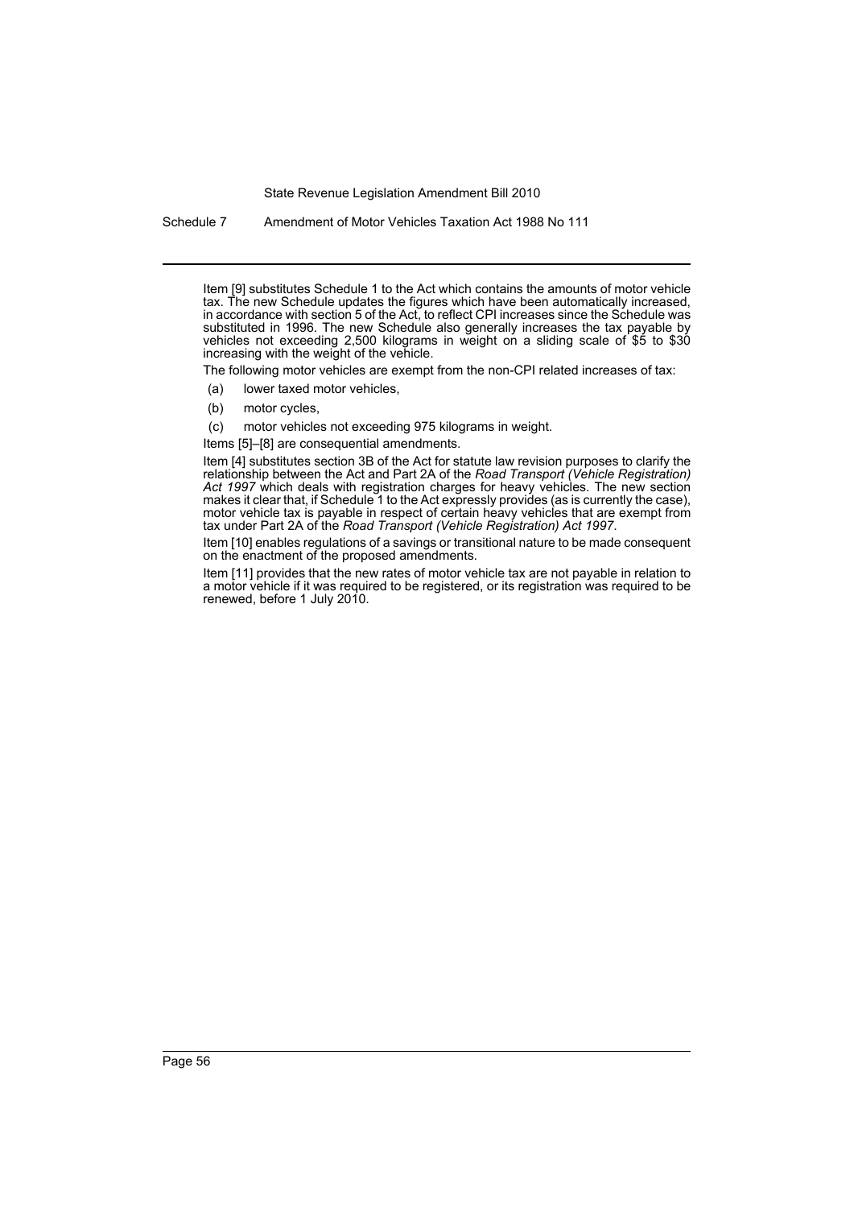Item [9] substitutes Schedule 1 to the Act which contains the amounts of motor vehicle tax. The new Schedule updates the figures which have been automatically increased, in accordance with section 5 of the Act, to reflect CPI increases since the Schedule was substituted in 1996. The new Schedule also generally increases the tax payable by vehicles not exceeding 2,500 kilograms in weight on a sliding scale of $5 to $30 increasing with the weight of the vehicle.

The following motor vehicles are exempt from the non-CPI related increases of tax:

(a) lower taxed motor vehicles,

(b) motor cycles,

(c) motor vehicles not exceeding 975 kilograms in weight.

Items [5]–[8] are consequential amendments.

Item [4] substitutes section 3B of the Act for statute law revision purposes to clarify the relationship between the Act and Part 2A of the *Road Transport (Vehicle Registration) Act 1997* which deals with registration charges for heavy vehicles. The new section makes it clear that, if Schedule 1 to the Act expressly provides (as is currently the case), motor vehicle tax is payable in respect of certain heavy vehicles that are exempt from tax under Part 2A of the *Road Transport (Vehicle Registration) Act 1997*.

Item [10] enables regulations of a savings or transitional nature to be made consequent on the enactment of the proposed amendments.

Item [11] provides that the new rates of motor vehicle tax are not payable in relation to a motor vehicle if it was required to be registered, or its registration was required to be renewed, before 1 July 2010.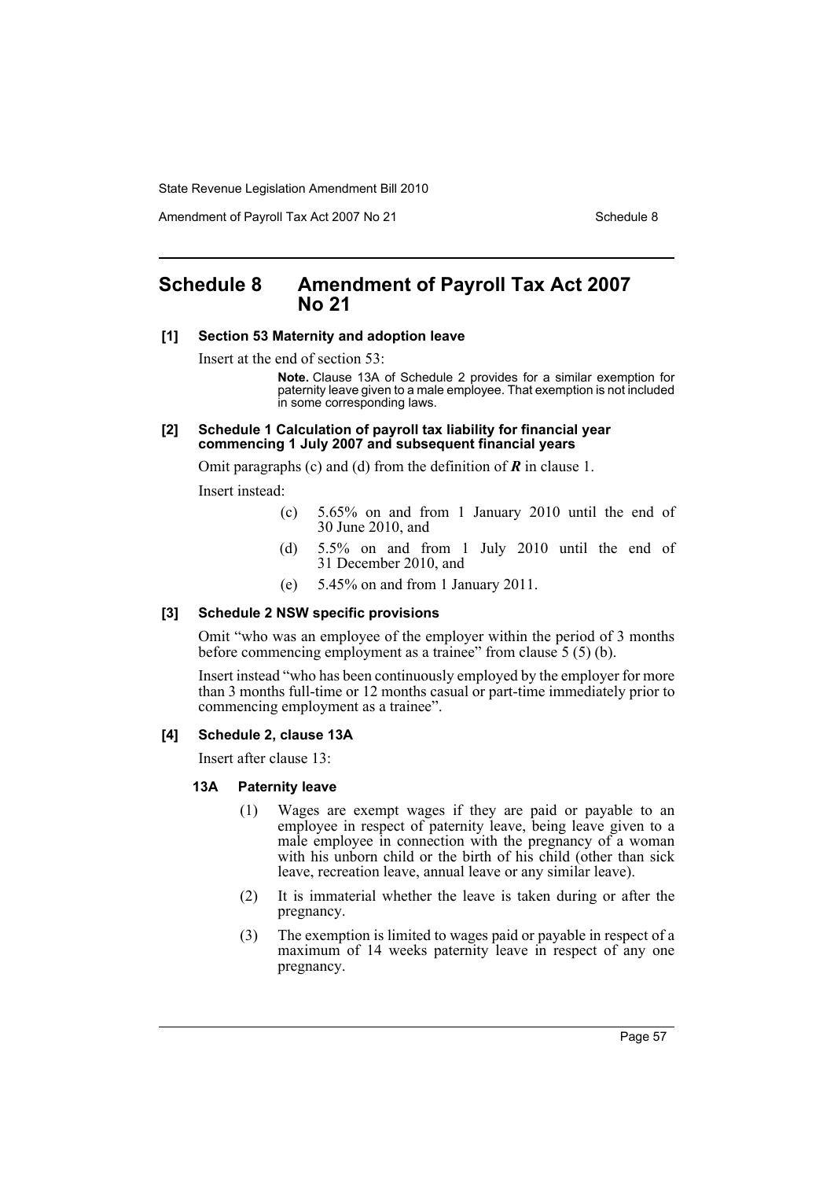## Schedule 8 Amendment of Payroll Tax Act 2007 No 21

**[1] Section 53 Maternity and adoption leave**

Insert at the end of section 53:

> **Note.** Clause 13A of Schedule 2 provides for a similar exemption for paternity leave given to a male employee. That exemption is not included in some corresponding laws.

**[2] Schedule 1 Calculation of payroll tax liability for financial year commencing 1 July 2007 and subsequent financial years**

Omit paragraphs (c) and (d) from the definition of ***R*** in clause 1.

Insert instead:

> (c) 5.65% on and from 1 January 2010 until the end of 30 June 2010, and
>
> (d) 5.5% on and from 1 July 2010 until the end of 31 December 2010, and
>
> (e) 5.45% on and from 1 January 2011.

**[3] Schedule 2 NSW specific provisions**

Omit "who was an employee of the employer within the period of 3 months before commencing employment as a trainee" from clause 5 (5) (b).

Insert instead "who has been continuously employed by the employer for more than 3 months full-time or 12 months casual or part-time immediately prior to commencing employment as a trainee".

**[4] Schedule 2, clause 13A**

Insert after clause 13:

**13A Paternity leave**

(1) Wages are exempt wages if they are paid or payable to an employee in respect of paternity leave, being leave given to a male employee in connection with the pregnancy of a woman with his unborn child or the birth of his child (other than sick leave, recreation leave, annual leave or any similar leave).

(2) It is immaterial whether the leave is taken during or after the pregnancy.

(3) The exemption is limited to wages paid or payable in respect of a maximum of 14 weeks paternity leave in respect of any one pregnancy.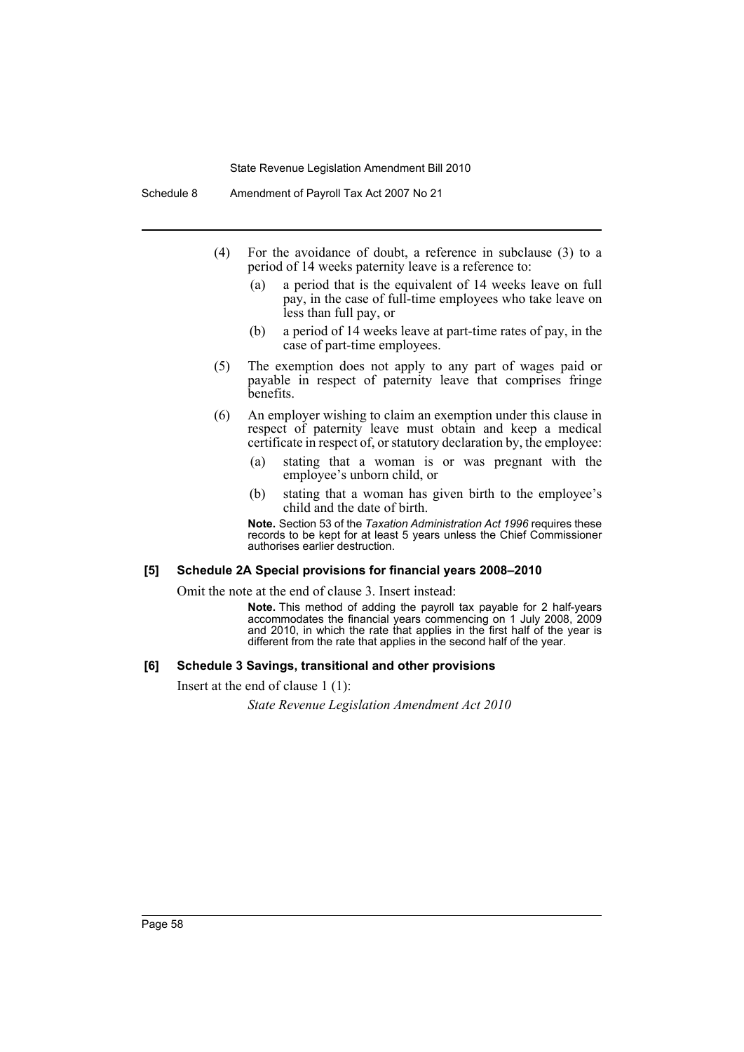(4) For the avoidance of doubt, a reference in subclause (3) to a period of 14 weeks paternity leave is a reference to:

   (a) a period that is the equivalent of 14 weeks leave on full pay, in the case of full-time employees who take leave on less than full pay, or

   (b) a period of 14 weeks leave at part-time rates of pay, in the case of part-time employees.

(5) The exemption does not apply to any part of wages paid or payable in respect of paternity leave that comprises fringe benefits.

(6) An employer wishing to claim an exemption under this clause in respect of paternity leave must obtain and keep a medical certificate in respect of, or statutory declaration by, the employee:

   (a) stating that a woman is or was pregnant with the employee's unborn child, or

   (b) stating that a woman has given birth to the employee's child and the date of birth.

**Note.** Section 53 of the *Taxation Administration Act 1996* requires these records to be kept for at least 5 years unless the Chief Commissioner authorises earlier destruction.

#### [5] Schedule 2A Special provisions for financial years 2008–2010

Omit the note at the end of clause 3. Insert instead:

**Note.** This method of adding the payroll tax payable for 2 half-years accommodates the financial years commencing on 1 July 2008, 2009 and 2010, in which the rate that applies in the first half of the year is different from the rate that applies in the second half of the year.

#### [6] Schedule 3 Savings, transitional and other provisions

Insert at the end of clause 1 (1):

*State Revenue Legislation Amendment Act 2010*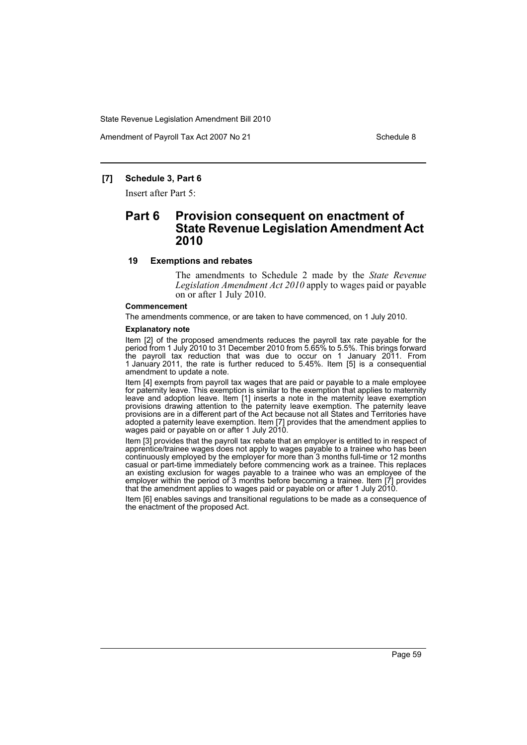**[7] Schedule 3, Part 6**

Insert after Part 5:

## Part 6 Provision consequent on enactment of State Revenue Legislation Amendment Act 2010

**19 Exemptions and rebates**

The amendments to Schedule 2 made by the *State Revenue Legislation Amendment Act 2010* apply to wages paid or payable on or after 1 July 2010.

**Commencement**

The amendments commence, or are taken to have commenced, on 1 July 2010.

**Explanatory note**

Item [2] of the proposed amendments reduces the payroll tax rate payable for the period from 1 July 2010 to 31 December 2010 from 5.65% to 5.5%. This brings forward the payroll tax reduction that was due to occur on 1 January 2011. From 1 January 2011, the rate is further reduced to 5.45%. Item [5] is a consequential amendment to update a note.

Item [4] exempts from payroll tax wages that are paid or payable to a male employee for paternity leave. This exemption is similar to the exemption that applies to maternity leave and adoption leave. Item [1] inserts a note in the maternity leave exemption provisions drawing attention to the paternity leave exemption. The paternity leave provisions are in a different part of the Act because not all States and Territories have adopted a paternity leave exemption. Item [7] provides that the amendment applies to wages paid or payable on or after 1 July 2010.

Item [3] provides that the payroll tax rebate that an employer is entitled to in respect of apprentice/trainee wages does not apply to wages payable to a trainee who has been continuously employed by the employer for more than 3 months full-time or 12 months casual or part-time immediately before commencing work as a trainee. This replaces an existing exclusion for wages payable to a trainee who was an employee of the employer within the period of 3 months before becoming a trainee. Item [7] provides that the amendment applies to wages paid or payable on or after 1 July 2010.

Item [6] enables savings and transitional regulations to be made as a consequence of the enactment of the proposed Act.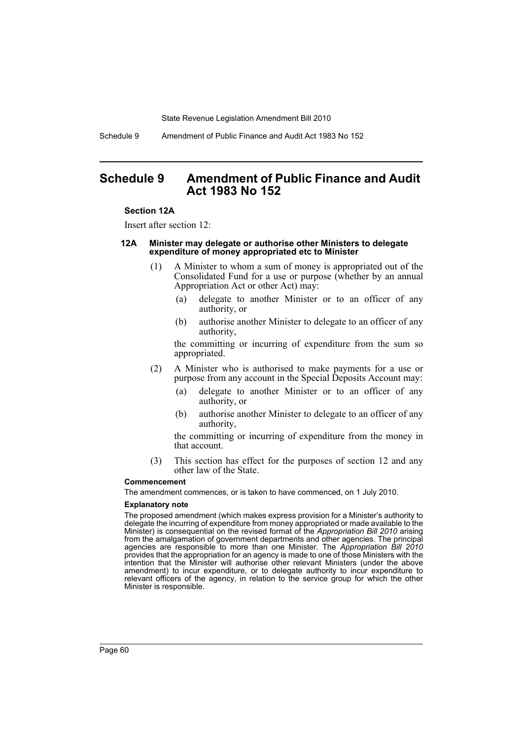# Schedule 9 Amendment of Public Finance and Audit Act 1983 No 152

**Section 12A**

Insert after section 12:

#### 12A Minister may delegate or authorise other Ministers to delegate expenditure of money appropriated etc to Minister

(1) A Minister to whom a sum of money is appropriated out of the Consolidated Fund for a use or purpose (whether by an annual Appropriation Act or other Act) may:

- (a) delegate to another Minister or to an officer of any authority, or
- (b) authorise another Minister to delegate to an officer of any authority,

the committing or incurring of expenditure from the sum so appropriated.

(2) A Minister who is authorised to make payments for a use or purpose from any account in the Special Deposits Account may:

- (a) delegate to another Minister or to an officer of any authority, or
- (b) authorise another Minister to delegate to an officer of any authority,

the committing or incurring of expenditure from the money in that account.

(3) This section has effect for the purposes of section 12 and any other law of the State.

**Commencement**

The amendment commences, or is taken to have commenced, on 1 July 2010.

**Explanatory note**

The proposed amendment (which makes express provision for a Minister's authority to delegate the incurring of expenditure from money appropriated or made available to the Minister) is consequential on the revised format of the *Appropriation Bill 2010* arising from the amalgamation of government departments and other agencies. The principal agencies are responsible to more than one Minister. The *Appropriation Bill 2010* provides that the appropriation for an agency is made to one of those Ministers with the intention that the Minister will authorise other relevant Ministers (under the above amendment) to incur expenditure, or to delegate authority to incur expenditure to relevant officers of the agency, in relation to the service group for which the other Minister is responsible.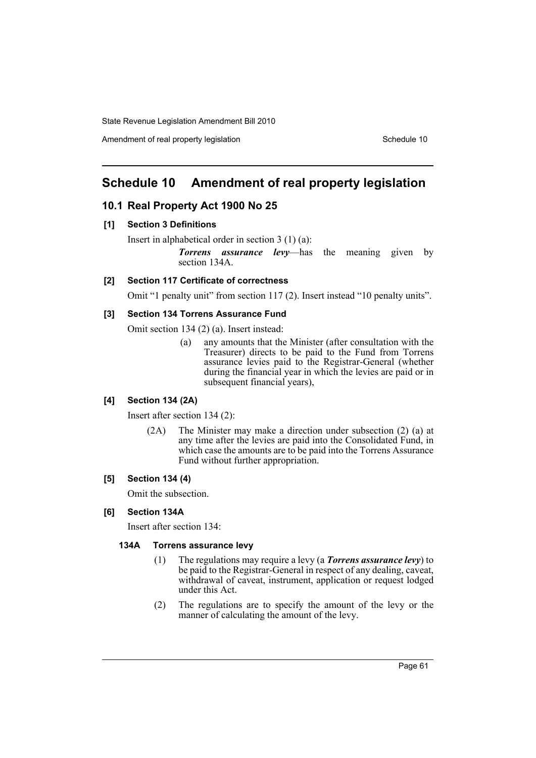# Schedule 10 Amendment of real property legislation

## 10.1 Real Property Act 1900 No 25

### [1] Section 3 Definitions

Insert in alphabetical order in section 3 (1) (a):

> ***Torrens assurance levy***—has the meaning given by section 134A.

### [2] Section 117 Certificate of correctness

Omit "1 penalty unit" from section 117 (2). Insert instead "10 penalty units".

### [3] Section 134 Torrens Assurance Fund

Omit section 134 (2) (a). Insert instead:

> (a) any amounts that the Minister (after consultation with the Treasurer) directs to be paid to the Fund from Torrens assurance levies paid to the Registrar-General (whether during the financial year in which the levies are paid or in subsequent financial years),

### [4] Section 134 (2A)

Insert after section 134 (2):

> (2A) The Minister may make a direction under subsection (2) (a) at any time after the levies are paid into the Consolidated Fund, in which case the amounts are to be paid into the Torrens Assurance Fund without further appropriation.

### [5] Section 134 (4)

Omit the subsection.

### [6] Section 134A

Insert after section 134:

#### 134A Torrens assurance levy

> (1) The regulations may require a levy (a ***Torrens assurance levy***) to be paid to the Registrar-General in respect of any dealing, caveat, withdrawal of caveat, instrument, application or request lodged under this Act.
>
> (2) The regulations are to specify the amount of the levy or the manner of calculating the amount of the levy.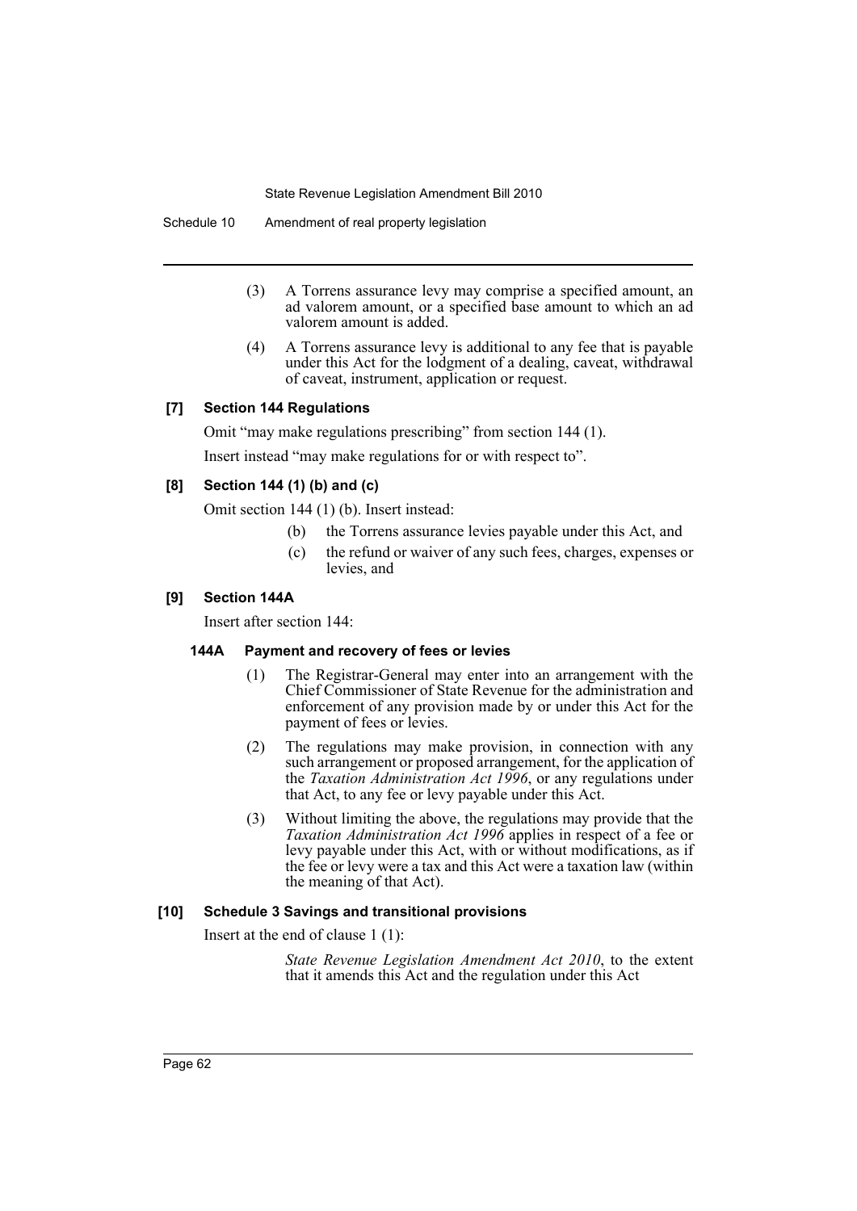(3) A Torrens assurance levy may comprise a specified amount, an ad valorem amount, or a specified base amount to which an ad valorem amount is added.

(4) A Torrens assurance levy is additional to any fee that is payable under this Act for the lodgment of a dealing, caveat, withdrawal of caveat, instrument, application or request.

### [7] Section 144 Regulations

Omit "may make regulations prescribing" from section 144 (1).

Insert instead "may make regulations for or with respect to".

### [8] Section 144 (1) (b) and (c)

Omit section 144 (1) (b). Insert instead:

(b) the Torrens assurance levies payable under this Act, and

(c) the refund or waiver of any such fees, charges, expenses or levies, and

### [9] Section 144A

Insert after section 144:

#### 144A Payment and recovery of fees or levies

(1) The Registrar-General may enter into an arrangement with the Chief Commissioner of State Revenue for the administration and enforcement of any provision made by or under this Act for the payment of fees or levies.

(2) The regulations may make provision, in connection with any such arrangement or proposed arrangement, for the application of the *Taxation Administration Act 1996*, or any regulations under that Act, to any fee or levy payable under this Act.

(3) Without limiting the above, the regulations may provide that the *Taxation Administration Act 1996* applies in respect of a fee or levy payable under this Act, with or without modifications, as if the fee or levy were a tax and this Act were a taxation law (within the meaning of that Act).

### [10] Schedule 3 Savings and transitional provisions

Insert at the end of clause 1 (1):

*State Revenue Legislation Amendment Act 2010*, to the extent that it amends this Act and the regulation under this Act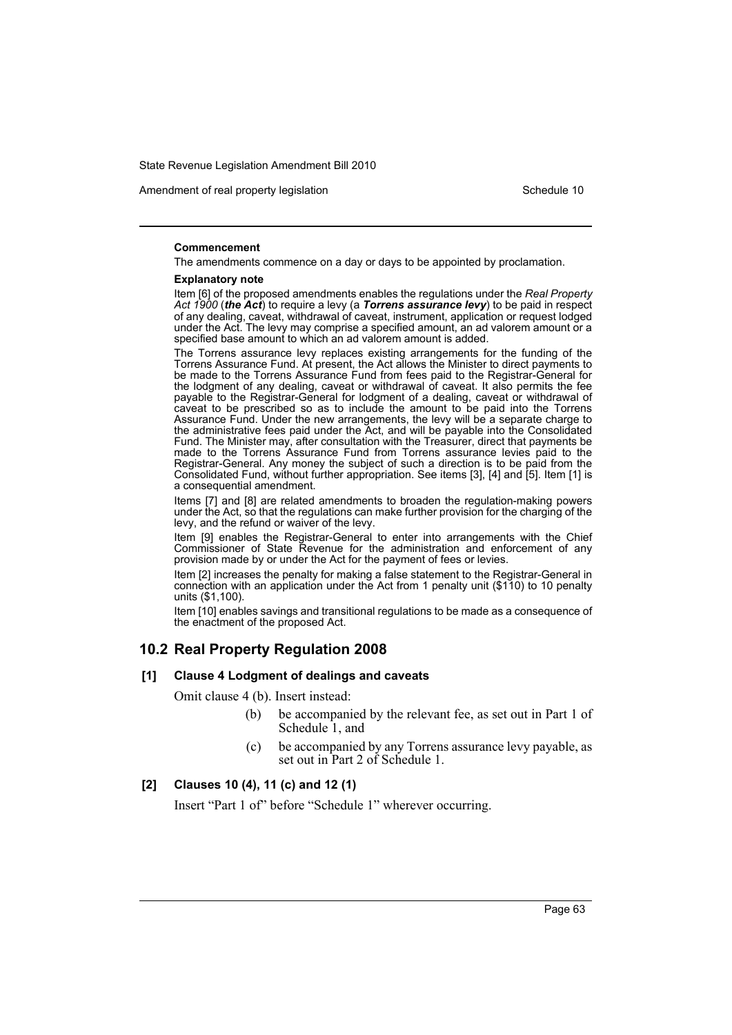**Commencement**

The amendments commence on a day or days to be appointed by proclamation.

**Explanatory note**

Item [6] of the proposed amendments enables the regulations under the *Real Property Act 1900* (***the Act***) to require a levy (a ***Torrens assurance levy***) to be paid in respect of any dealing, caveat, withdrawal of caveat, instrument, application or request lodged under the Act. The levy may comprise a specified amount, an ad valorem amount or a specified base amount to which an ad valorem amount is added.

The Torrens assurance levy replaces existing arrangements for the funding of the Torrens Assurance Fund. At present, the Act allows the Minister to direct payments to be made to the Torrens Assurance Fund from fees paid to the Registrar-General for the lodgment of any dealing, caveat or withdrawal of caveat. It also permits the fee payable to the Registrar-General for lodgment of a dealing, caveat or withdrawal of caveat to be prescribed so as to include the amount to be paid into the Torrens Assurance Fund. Under the new arrangements, the levy will be a separate charge to the administrative fees paid under the Act, and will be payable into the Consolidated Fund. The Minister may, after consultation with the Treasurer, direct that payments be made to the Torrens Assurance Fund from Torrens assurance levies paid to the Registrar-General. Any money the subject of such a direction is to be paid from the Consolidated Fund, without further appropriation. See items [3], [4] and [5]. Item [1] is a consequential amendment.

Items [7] and [8] are related amendments to broaden the regulation-making powers under the Act, so that the regulations can make further provision for the charging of the levy, and the refund or waiver of the levy.

Item [9] enables the Registrar-General to enter into arrangements with the Chief Commissioner of State Revenue for the administration and enforcement of any provision made by or under the Act for the payment of fees or levies.

Item [2] increases the penalty for making a false statement to the Registrar-General in connection with an application under the Act from 1 penalty unit ($110) to 10 penalty units ($1,100).

Item [10] enables savings and transitional regulations to be made as a consequence of the enactment of the proposed Act.

## 10.2 Real Property Regulation 2008

### [1] Clause 4 Lodgment of dealings and caveats

Omit clause 4 (b). Insert instead:

> (b) be accompanied by the relevant fee, as set out in Part 1 of Schedule 1, and
>
> (c) be accompanied by any Torrens assurance levy payable, as set out in Part 2 of Schedule 1.

### [2] Clauses 10 (4), 11 (c) and 12 (1)

Insert "Part 1 of" before "Schedule 1" wherever occurring.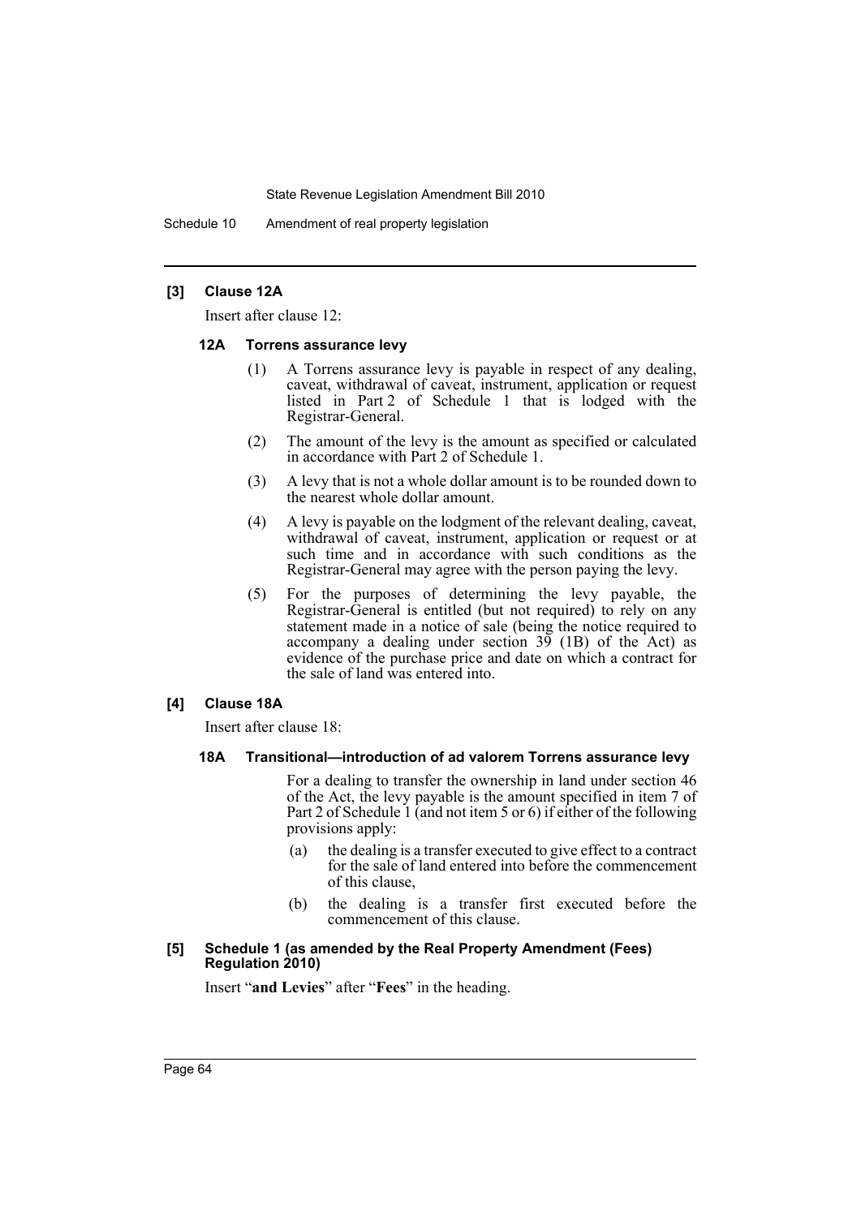**[3] Clause 12A**

Insert after clause 12:

**12A Torrens assurance levy**

(1) A Torrens assurance levy is payable in respect of any dealing, caveat, withdrawal of caveat, instrument, application or request listed in Part 2 of Schedule 1 that is lodged with the Registrar-General.

(2) The amount of the levy is the amount as specified or calculated in accordance with Part 2 of Schedule 1.

(3) A levy that is not a whole dollar amount is to be rounded down to the nearest whole dollar amount.

(4) A levy is payable on the lodgment of the relevant dealing, caveat, withdrawal of caveat, instrument, application or request or at such time and in accordance with such conditions as the Registrar-General may agree with the person paying the levy.

(5) For the purposes of determining the levy payable, the Registrar-General is entitled (but not required) to rely on any statement made in a notice of sale (being the notice required to accompany a dealing under section 39 (1B) of the Act) as evidence of the purchase price and date on which a contract for the sale of land was entered into.

**[4] Clause 18A**

Insert after clause 18:

**18A Transitional—introduction of ad valorem Torrens assurance levy**

For a dealing to transfer the ownership in land under section 46 of the Act, the levy payable is the amount specified in item 7 of Part 2 of Schedule 1 (and not item 5 or 6) if either of the following provisions apply:

(a) the dealing is a transfer executed to give effect to a contract for the sale of land entered into before the commencement of this clause,

(b) the dealing is a transfer first executed before the commencement of this clause.

**[5] Schedule 1 (as amended by the Real Property Amendment (Fees) Regulation 2010)**

Insert "**and Levies**" after "**Fees**" in the heading.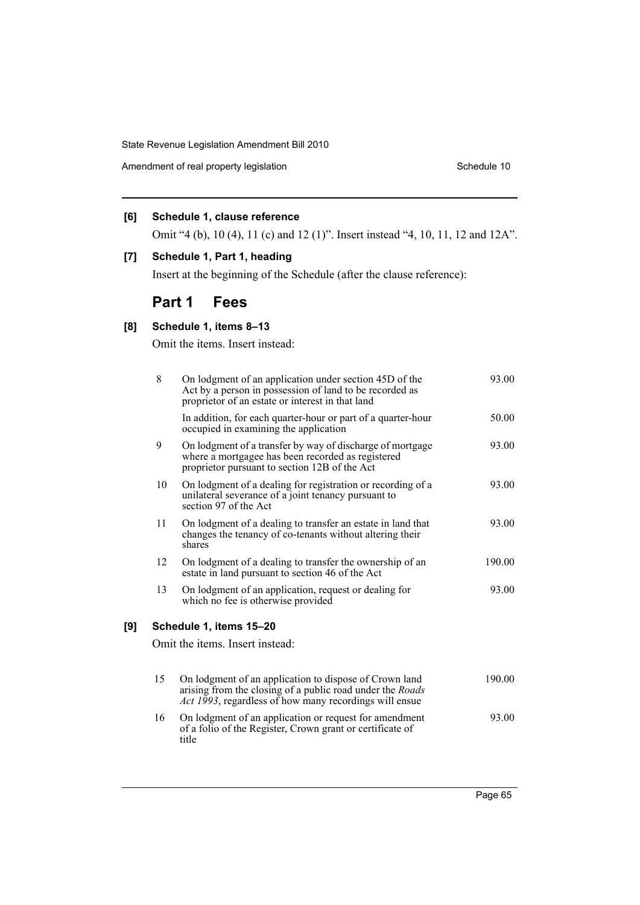**[6] Schedule 1, clause reference**

Omit "4 (b), 10 (4), 11 (c) and 12 (1)". Insert instead "4, 10, 11, 12 and 12A".

**[7] Schedule 1, Part 1, heading**

Insert at the beginning of the Schedule (after the clause reference):

## Part 1 Fees

**[8] Schedule 1, items 8–13**

Omit the items. Insert instead:

| | | |
|---|---|---|
| 8 | On lodgment of an application under section 45D of the Act by a person in possession of land to be recorded as proprietor of an estate or interest in that land | 93.00 |
| | In addition, for each quarter-hour or part of a quarter-hour occupied in examining the application | 50.00 |
| 9 | On lodgment of a transfer by way of discharge of mortgage where a mortgagee has been recorded as registered proprietor pursuant to section 12B of the Act | 93.00 |
| 10 | On lodgment of a dealing for registration or recording of a unilateral severance of a joint tenancy pursuant to section 97 of the Act | 93.00 |
| 11 | On lodgment of a dealing to transfer an estate in land that changes the tenancy of co-tenants without altering their shares | 93.00 |
| 12 | On lodgment of a dealing to transfer the ownership of an estate in land pursuant to section 46 of the Act | 190.00 |
| 13 | On lodgment of an application, request or dealing for which no fee is otherwise provided | 93.00 |

**[9] Schedule 1, items 15–20**

Omit the items. Insert instead:

| | | |
|---|---|---|
| 15 | On lodgment of an application to dispose of Crown land arising from the closing of a public road under the *Roads Act 1993*, regardless of how many recordings will ensue | 190.00 |
| 16 | On lodgment of an application or request for amendment of a folio of the Register, Crown grant or certificate of title | 93.00 |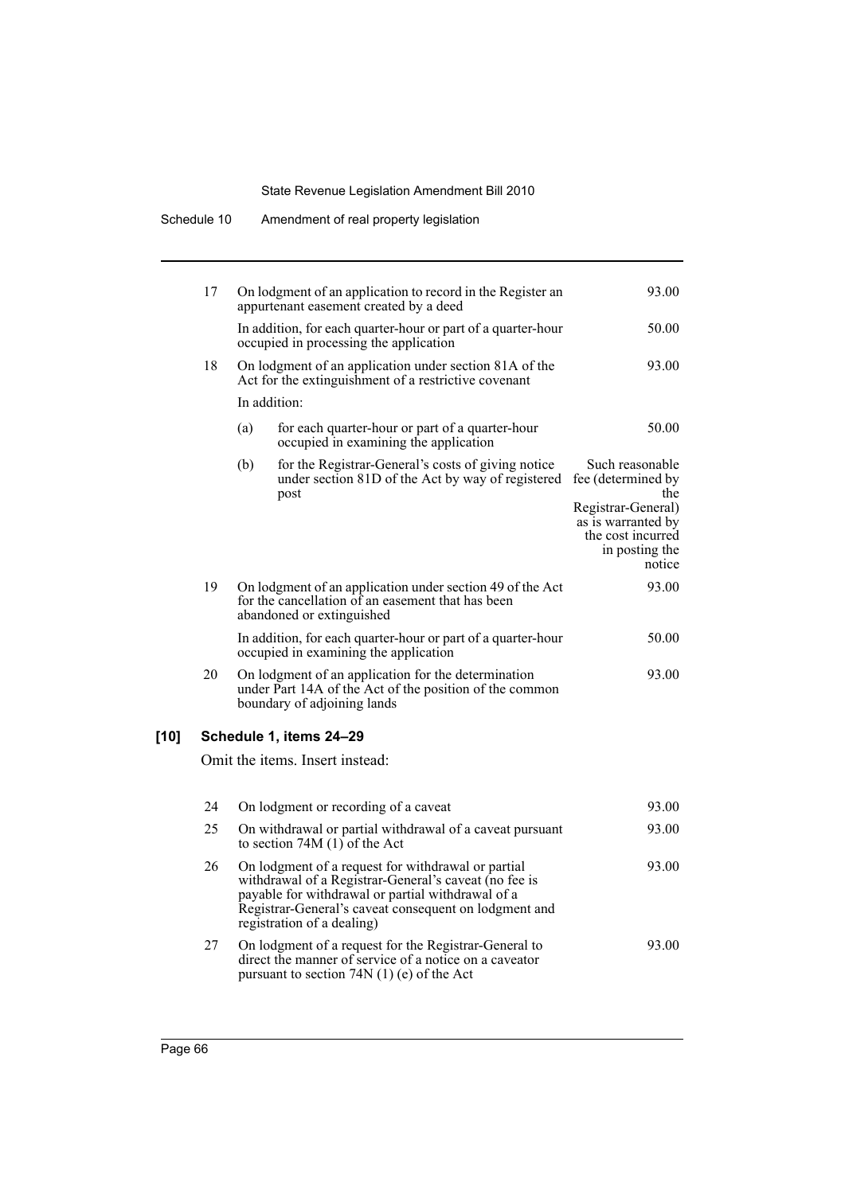| | | | |
|---|---|---|---|
| 17 | On lodgment of an application to record in the Register an appurtenant easement created by a deed | | 93.00 |
| | In addition, for each quarter-hour or part of a quarter-hour occupied in processing the application | | 50.00 |
| 18 | On lodgment of an application under section 81A of the Act for the extinguishment of a restrictive covenant | | 93.00 |
| | In addition: | | |
| | (a) | for each quarter-hour or part of a quarter-hour occupied in examining the application | 50.00 |
| | (b) | for the Registrar-General's costs of giving notice under section 81D of the Act by way of registered post | Such reasonable fee (determined by the Registrar-General) as is warranted by the cost incurred in posting the notice |
| 19 | On lodgment of an application under section 49 of the Act for the cancellation of an easement that has been abandoned or extinguished | | 93.00 |
| | In addition, for each quarter-hour or part of a quarter-hour occupied in examining the application | | 50.00 |
| 20 | On lodgment of an application for the determination under Part 14A of the Act of the position of the common boundary of adjoining lands | | 93.00 |

### [10] Schedule 1, items 24–29

Omit the items. Insert instead:

| | | |
|---|---|---|
| 24 | On lodgment or recording of a caveat | 93.00 |
| 25 | On withdrawal or partial withdrawal of a caveat pursuant to section 74M (1) of the Act | 93.00 |
| 26 | On lodgment of a request for withdrawal or partial withdrawal of a Registrar-General's caveat (no fee is payable for withdrawal or partial withdrawal of a Registrar-General's caveat consequent on lodgment and registration of a dealing) | 93.00 |
| 27 | On lodgment of a request for the Registrar-General to direct the manner of service of a notice on a caveator pursuant to section 74N (1) (e) of the Act | 93.00 |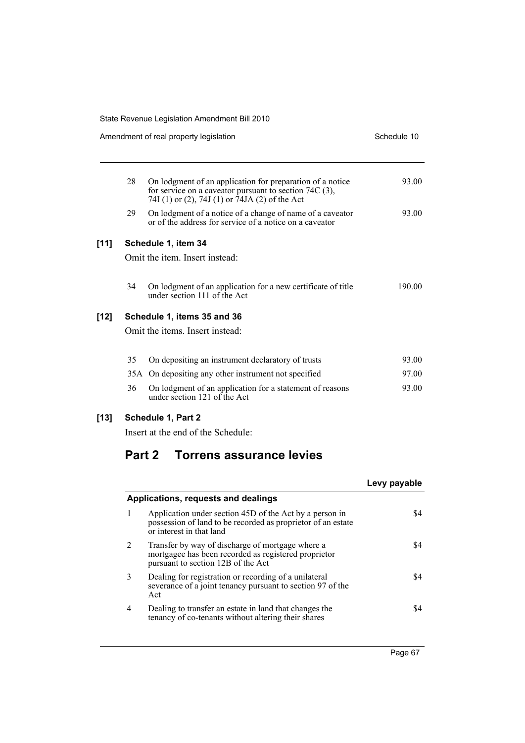| | | |
|---|---|---|
| 28 | On lodgment of an application for preparation of a notice for service on a caveator pursuant to section 74C (3), 74I (1) or (2), 74J (1) or 74JA (2) of the Act | 93.00 |
| 29 | On lodgment of a notice of a change of name of a caveator or of the address for service of a notice on a caveator | 93.00 |

**[11] Schedule 1, item 34**

Omit the item. Insert instead:

| | | |
|---|---|---|
| 34 | On lodgment of an application for a new certificate of title under section 111 of the Act | 190.00 |

**[12] Schedule 1, items 35 and 36**

Omit the items. Insert instead:

| | | |
|---|---|---|
| 35 | On depositing an instrument declaratory of trusts | 93.00 |
| 35A | On depositing any other instrument not specified | 97.00 |
| 36 | On lodgment of an application for a statement of reasons under section 121 of the Act | 93.00 |

**[13] Schedule 1, Part 2**

Insert at the end of the Schedule:

## Part 2 Torrens assurance levies

| | | Levy payable |
|---|---|---|
| **Applications, requests and dealings** | | |
| 1 | Application under section 45D of the Act by a person in possession of land to be recorded as proprietor of an estate or interest in that land | \$4 |
| 2 | Transfer by way of discharge of mortgage where a mortgagee has been recorded as registered proprietor pursuant to section 12B of the Act | \$4 |
| 3 | Dealing for registration or recording of a unilateral severance of a joint tenancy pursuant to section 97 of the Act | \$4 |
| 4 | Dealing to transfer an estate in land that changes the tenancy of co-tenants without altering their shares | \$4 |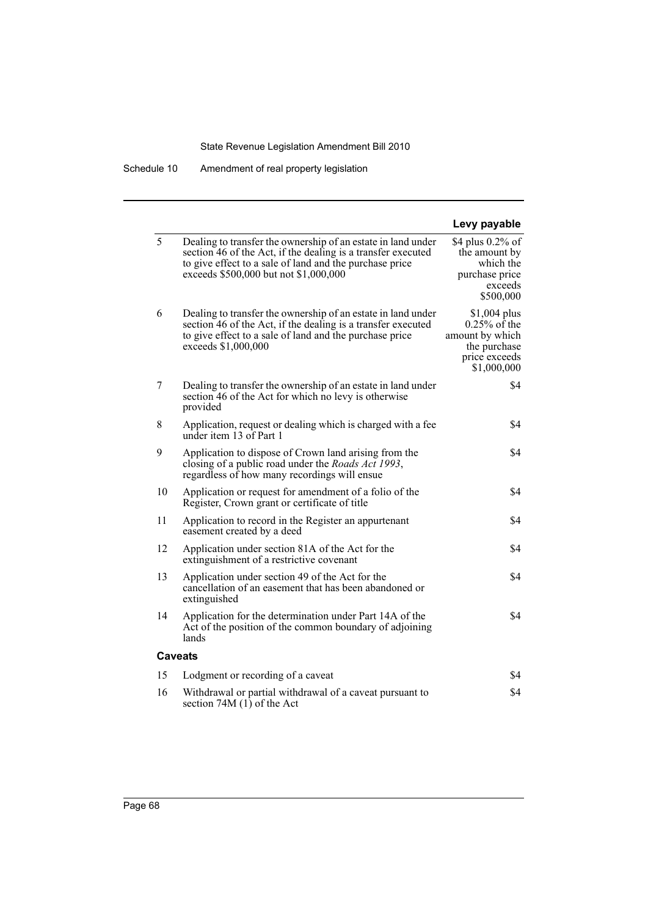| | | Levy payable |
|---|---|---|
| 5 | Dealing to transfer the ownership of an estate in land under section 46 of the Act, if the dealing is a transfer executed to give effect to a sale of land and the purchase price exceeds $500,000 but not $1,000,000 | $4 plus 0.2% of the amount by which the purchase price exceeds $500,000 |
| 6 | Dealing to transfer the ownership of an estate in land under section 46 of the Act, if the dealing is a transfer executed to give effect to a sale of land and the purchase price exceeds $1,000,000 | $1,004 plus 0.25% of the amount by which the purchase price exceeds $1,000,000 |
| 7 | Dealing to transfer the ownership of an estate in land under section 46 of the Act for which no levy is otherwise provided | $4 |
| 8 | Application, request or dealing which is charged with a fee under item 13 of Part 1 | $4 |
| 9 | Application to dispose of Crown land arising from the closing of a public road under the *Roads Act 1993*, regardless of how many recordings will ensue | $4 |
| 10 | Application or request for amendment of a folio of the Register, Crown grant or certificate of title | $4 |
| 11 | Application to record in the Register an appurtenant easement created by a deed | $4 |
| 12 | Application under section 81A of the Act for the extinguishment of a restrictive covenant | $4 |
| 13 | Application under section 49 of the Act for the cancellation of an easement that has been abandoned or extinguished | $4 |
| 14 | Application for the determination under Part 14A of the Act of the position of the common boundary of adjoining lands | $4 |
| **Caveats** | | |
| 15 | Lodgment or recording of a caveat | $4 |
| 16 | Withdrawal or partial withdrawal of a caveat pursuant to section 74M (1) of the Act | $4 |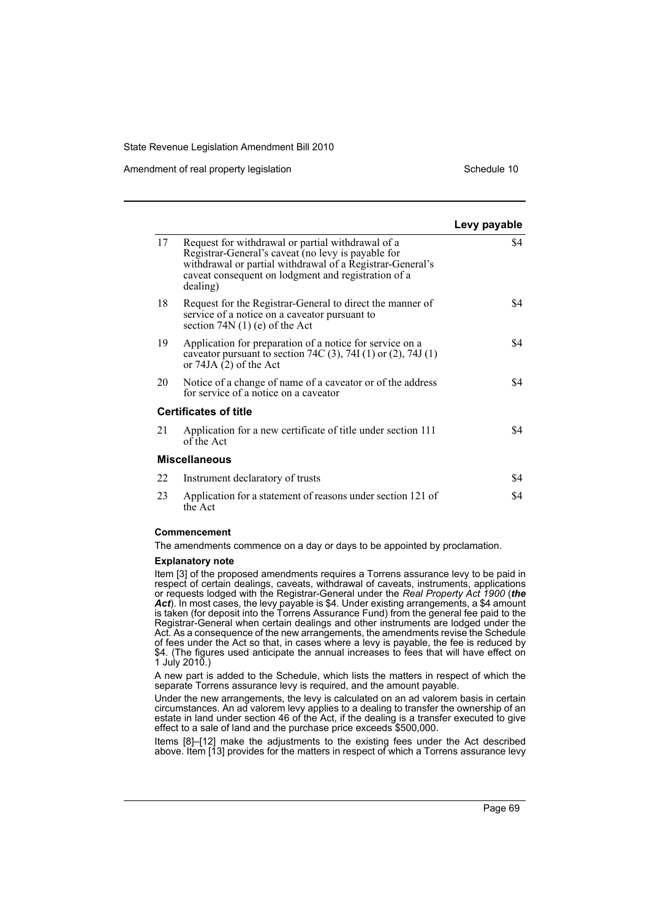| | | Levy payable |
|---|---|---|
| 17 | Request for withdrawal or partial withdrawal of a Registrar-General's caveat (no levy is payable for withdrawal or partial withdrawal of a Registrar-General's caveat consequent on lodgment and registration of a dealing) | $4 |
| 18 | Request for the Registrar-General to direct the manner of service of a notice on a caveator pursuant to section 74N (1) (e) of the Act | $4 |
| 19 | Application for preparation of a notice for service on a caveator pursuant to section 74C (3), 74I (1) or (2), 74J (1) or 74JA (2) of the Act | $4 |
| 20 | Notice of a change of name of a caveator or of the address for service of a notice on a caveator | $4 |
| | **Certificates of title** | |
| 21 | Application for a new certificate of title under section 111 of the Act | $4 |
| | **Miscellaneous** | |
| 22 | Instrument declaratory of trusts | $4 |
| 23 | Application for a statement of reasons under section 121 of the Act | $4 |

**Commencement**

The amendments commence on a day or days to be appointed by proclamation.

**Explanatory note**

Item [3] of the proposed amendments requires a Torrens assurance levy to be paid in respect of certain dealings, caveats, withdrawal of caveats, instruments, applications or requests lodged with the Registrar-General under the *Real Property Act 1900* (***the Act***). In most cases, the levy payable is $4. Under existing arrangements, a $4 amount is taken (for deposit into the Torrens Assurance Fund) from the general fee paid to the Registrar-General when certain dealings and other instruments are lodged under the Act. As a consequence of the new arrangements, the amendments revise the Schedule of fees under the Act so that, in cases where a levy is payable, the fee is reduced by $4. (The figures used anticipate the annual increases to fees that will have effect on 1 July 2010.)

A new part is added to the Schedule, which lists the matters in respect of which the separate Torrens assurance levy is required, and the amount payable.

Under the new arrangements, the levy is calculated on an ad valorem basis in certain circumstances. An ad valorem levy applies to a dealing to transfer the ownership of an estate in land under section 46 of the Act, if the dealing is a transfer executed to give effect to a sale of land and the purchase price exceeds $500,000.

Items [8]–[12] make the adjustments to the existing fees under the Act described above. Item [13] provides for the matters in respect of which a Torrens assurance levy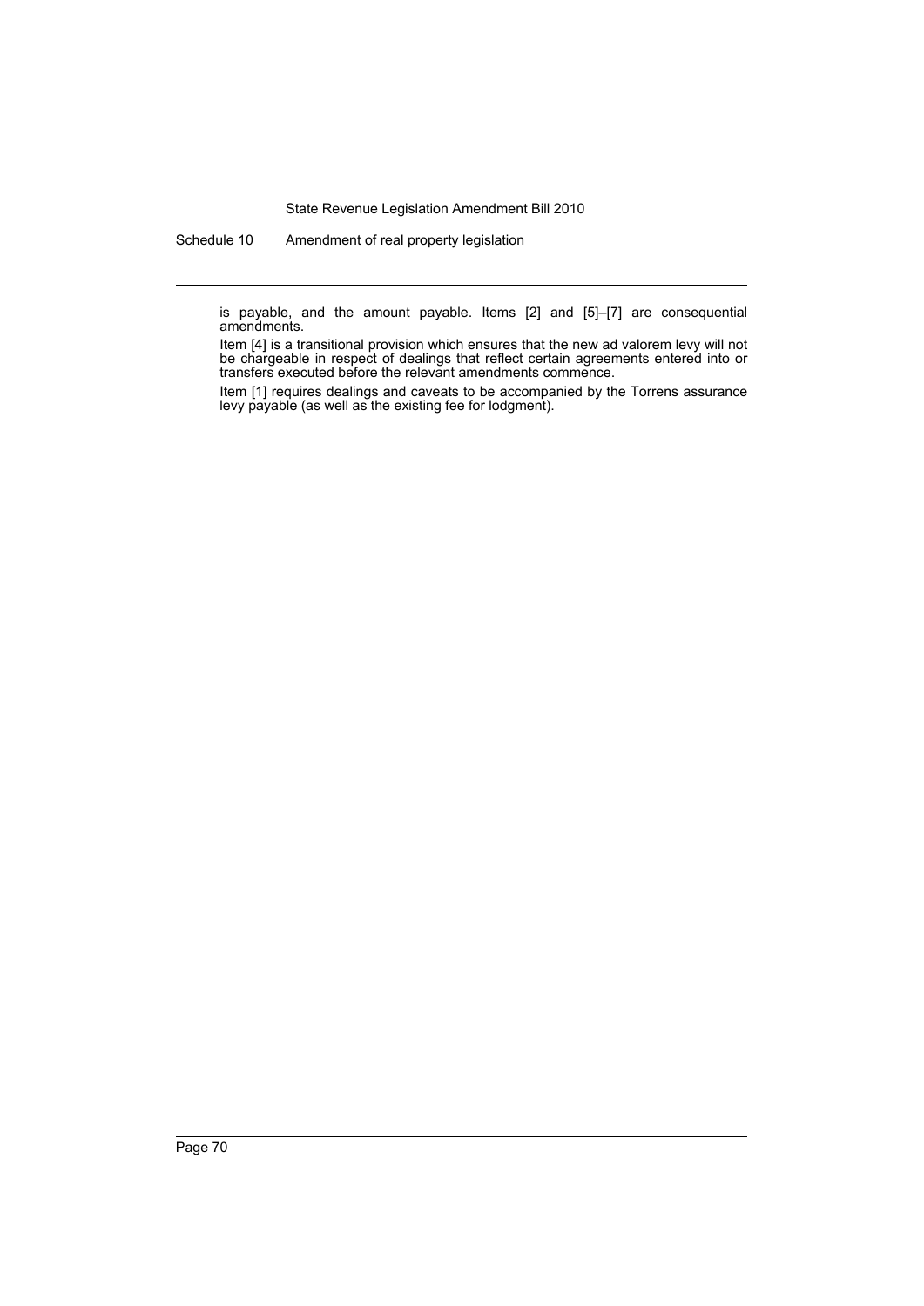is payable, and the amount payable. Items [2] and [5]–[7] are consequential amendments.

Item [4] is a transitional provision which ensures that the new ad valorem levy will not be chargeable in respect of dealings that reflect certain agreements entered into or transfers executed before the relevant amendments commence.

Item [1] requires dealings and caveats to be accompanied by the Torrens assurance levy payable (as well as the existing fee for lodgment).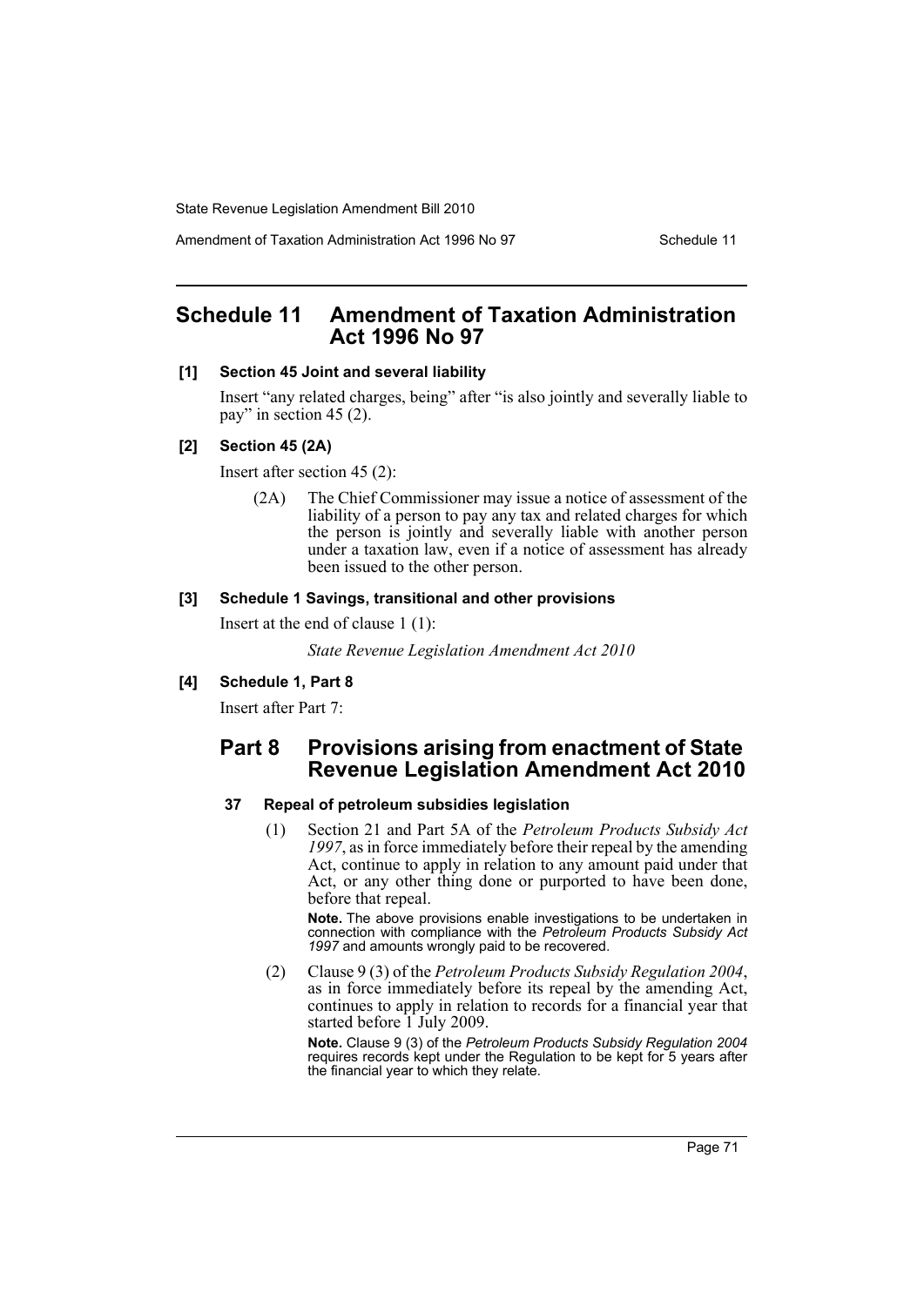# Schedule 11 Amendment of Taxation Administration Act 1996 No 97

**[1] Section 45 Joint and several liability**

Insert "any related charges, being" after "is also jointly and severally liable to pay" in section 45 (2).

**[2] Section 45 (2A)**

Insert after section 45 (2):

> (2A) The Chief Commissioner may issue a notice of assessment of the liability of a person to pay any tax and related charges for which the person is jointly and severally liable with another person under a taxation law, even if a notice of assessment has already been issued to the other person.

**[3] Schedule 1 Savings, transitional and other provisions**

Insert at the end of clause 1 (1):

> *State Revenue Legislation Amendment Act 2010*

**[4] Schedule 1, Part 8**

Insert after Part 7:

## Part 8 Provisions arising from enactment of State Revenue Legislation Amendment Act 2010

**37 Repeal of petroleum subsidies legislation**

(1) Section 21 and Part 5A of the *Petroleum Products Subsidy Act 1997*, as in force immediately before their repeal by the amending Act, continue to apply in relation to any amount paid under that Act, or any other thing done or purported to have been done, before that repeal.

**Note.** The above provisions enable investigations to be undertaken in connection with compliance with the *Petroleum Products Subsidy Act 1997* and amounts wrongly paid to be recovered.

(2) Clause 9 (3) of the *Petroleum Products Subsidy Regulation 2004*, as in force immediately before its repeal by the amending Act, continues to apply in relation to records for a financial year that started before 1 July 2009.

**Note.** Clause 9 (3) of the *Petroleum Products Subsidy Regulation 2004* requires records kept under the Regulation to be kept for 5 years after the financial year to which they relate.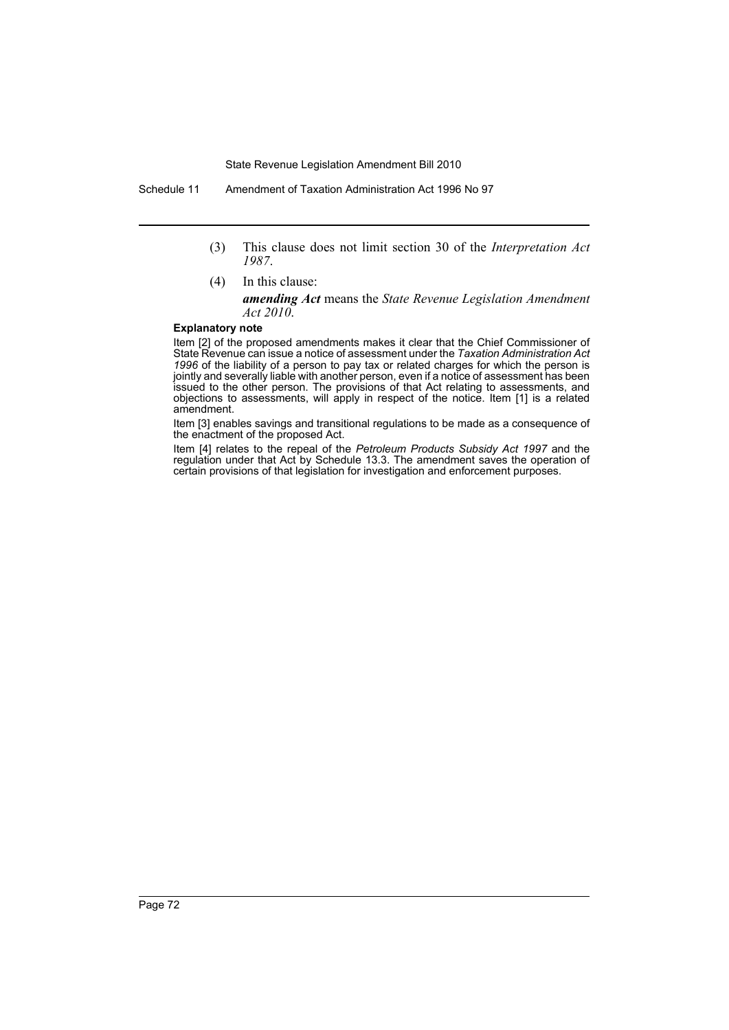(3) This clause does not limit section 30 of the *Interpretation Act 1987*.

(4) In this clause:

***amending Act*** means the *State Revenue Legislation Amendment Act 2010*.

**Explanatory note**

Item [2] of the proposed amendments makes it clear that the Chief Commissioner of State Revenue can issue a notice of assessment under the *Taxation Administration Act 1996* of the liability of a person to pay tax or related charges for which the person is jointly and severally liable with another person, even if a notice of assessment has been issued to the other person. The provisions of that Act relating to assessments, and objections to assessments, will apply in respect of the notice. Item [1] is a related amendment.

Item [3] enables savings and transitional regulations to be made as a consequence of the enactment of the proposed Act.

Item [4] relates to the repeal of the *Petroleum Products Subsidy Act 1997* and the regulation under that Act by Schedule 13.3. The amendment saves the operation of certain provisions of that legislation for investigation and enforcement purposes.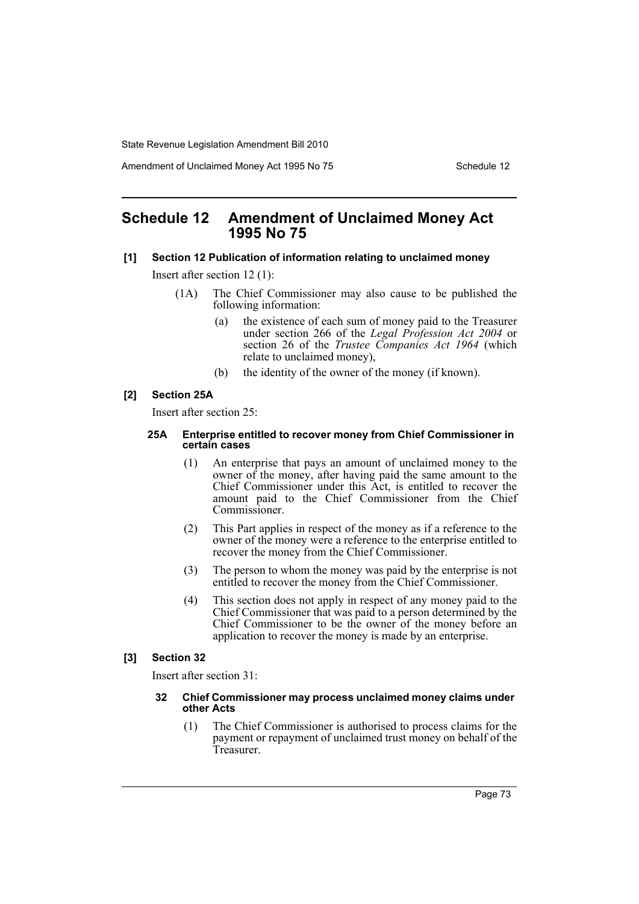# Schedule 12 Amendment of Unclaimed Money Act 1995 No 75

## [1] Section 12 Publication of information relating to unclaimed money

Insert after section 12 (1):

(1A) The Chief Commissioner may also cause to be published the following information:

- (a) the existence of each sum of money paid to the Treasurer under section 266 of the *Legal Profession Act 2004* or section 26 of the *Trustee Companies Act 1964* (which relate to unclaimed money),
- (b) the identity of the owner of the money (if known).

## [2] Section 25A

Insert after section 25:

### 25A Enterprise entitled to recover money from Chief Commissioner in certain cases

(1) An enterprise that pays an amount of unclaimed money to the owner of the money, after having paid the same amount to the Chief Commissioner under this Act, is entitled to recover the amount paid to the Chief Commissioner from the Chief Commissioner.

(2) This Part applies in respect of the money as if a reference to the owner of the money were a reference to the enterprise entitled to recover the money from the Chief Commissioner.

(3) The person to whom the money was paid by the enterprise is not entitled to recover the money from the Chief Commissioner.

(4) This section does not apply in respect of any money paid to the Chief Commissioner that was paid to a person determined by the Chief Commissioner to be the owner of the money before an application to recover the money is made by an enterprise.

## [3] Section 32

Insert after section 31:

### 32 Chief Commissioner may process unclaimed money claims under other Acts

(1) The Chief Commissioner is authorised to process claims for the payment or repayment of unclaimed trust money on behalf of the Treasurer.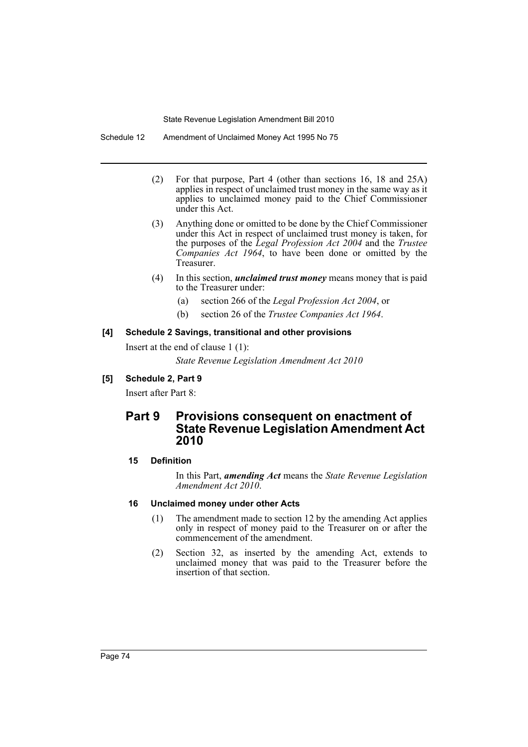(2) For that purpose, Part 4 (other than sections 16, 18 and 25A) applies in respect of unclaimed trust money in the same way as it applies to unclaimed money paid to the Chief Commissioner under this Act.

(3) Anything done or omitted to be done by the Chief Commissioner under this Act in respect of unclaimed trust money is taken, for the purposes of the *Legal Profession Act 2004* and the *Trustee Companies Act 1964*, to have been done or omitted by the Treasurer.

(4) In this section, ***unclaimed trust money*** means money that is paid to the Treasurer under:

- (a) section 266 of the *Legal Profession Act 2004*, or
- (b) section 26 of the *Trustee Companies Act 1964*.

**[4] Schedule 2 Savings, transitional and other provisions**

Insert at the end of clause 1 (1):

*State Revenue Legislation Amendment Act 2010*

**[5] Schedule 2, Part 9**

Insert after Part 8:

## Part 9 Provisions consequent on enactment of State Revenue Legislation Amendment Act 2010

**15 Definition**

In this Part, ***amending Act*** means the *State Revenue Legislation Amendment Act 2010*.

**16 Unclaimed money under other Acts**

(1) The amendment made to section 12 by the amending Act applies only in respect of money paid to the Treasurer on or after the commencement of the amendment.

(2) Section 32, as inserted by the amending Act, extends to unclaimed money that was paid to the Treasurer before the insertion of that section.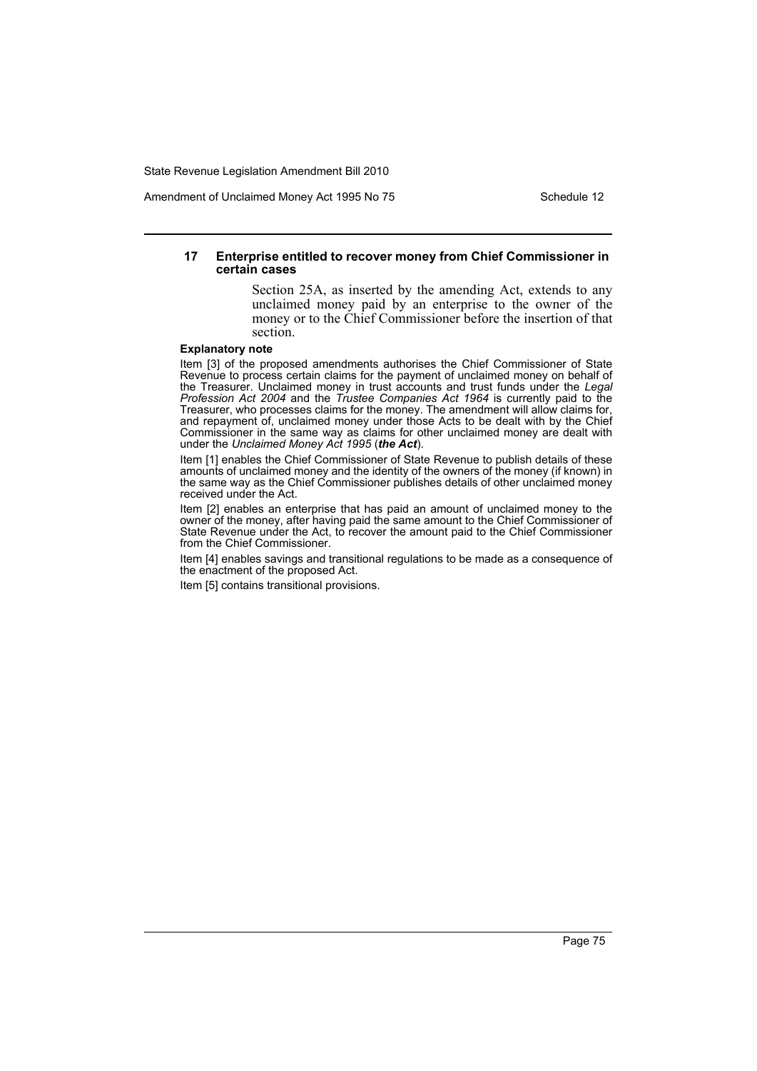### 17 Enterprise entitled to recover money from Chief Commissioner in certain cases

Section 25A, as inserted by the amending Act, extends to any unclaimed money paid by an enterprise to the owner of the money or to the Chief Commissioner before the insertion of that section.

**Explanatory note**

Item [3] of the proposed amendments authorises the Chief Commissioner of State Revenue to process certain claims for the payment of unclaimed money on behalf of the Treasurer. Unclaimed money in trust accounts and trust funds under the *Legal Profession Act 2004* and the *Trustee Companies Act 1964* is currently paid to the Treasurer, who processes claims for the money. The amendment will allow claims for, and repayment of, unclaimed money under those Acts to be dealt with by the Chief Commissioner in the same way as claims for other unclaimed money are dealt with under the *Unclaimed Money Act 1995* (***the Act***).

Item [1] enables the Chief Commissioner of State Revenue to publish details of these amounts of unclaimed money and the identity of the owners of the money (if known) in the same way as the Chief Commissioner publishes details of other unclaimed money received under the Act.

Item [2] enables an enterprise that has paid an amount of unclaimed money to the owner of the money, after having paid the same amount to the Chief Commissioner of State Revenue under the Act, to recover the amount paid to the Chief Commissioner from the Chief Commissioner.

Item [4] enables savings and transitional regulations to be made as a consequence of the enactment of the proposed Act.

Item [5] contains transitional provisions.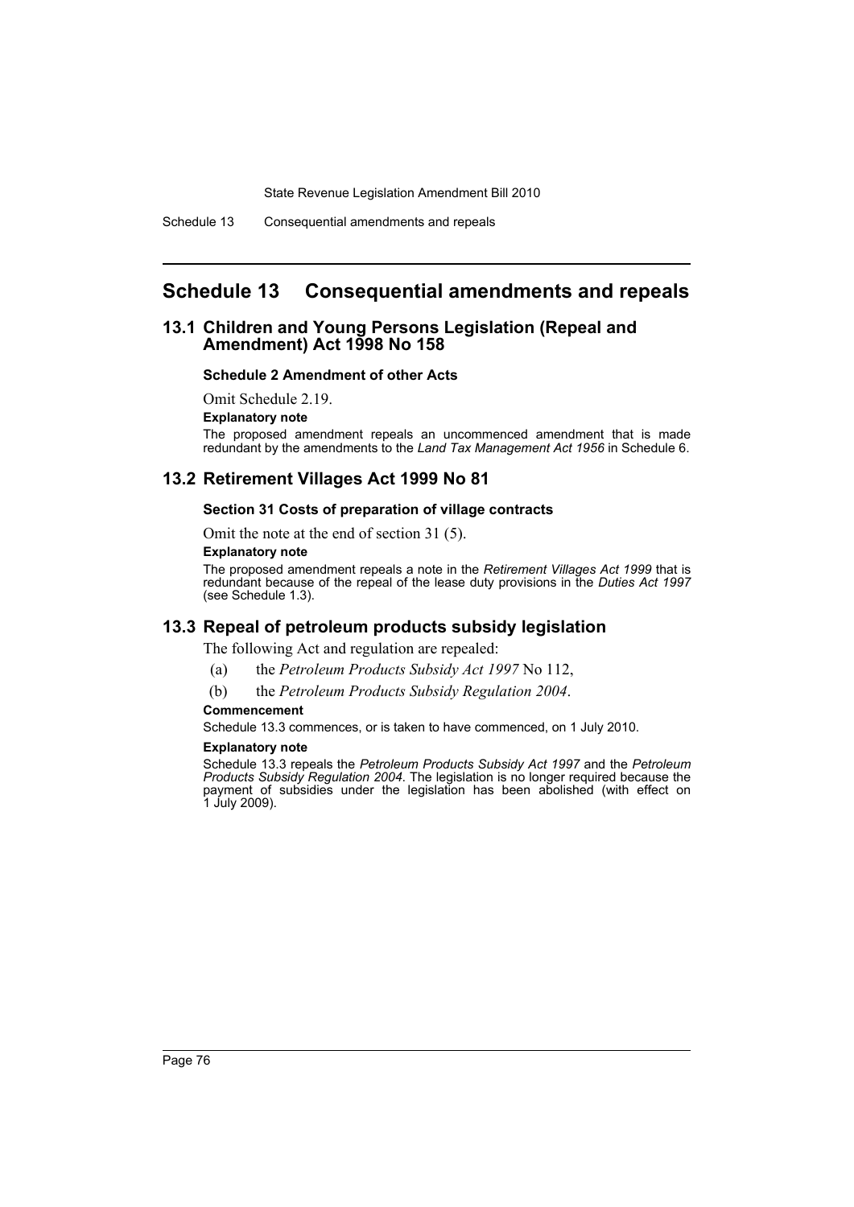# Schedule 13 Consequential amendments and repeals

## 13.1 Children and Young Persons Legislation (Repeal and Amendment) Act 1998 No 158

### Schedule 2 Amendment of other Acts

Omit Schedule 2.19.

**Explanatory note**

The proposed amendment repeals an uncommenced amendment that is made redundant by the amendments to the *Land Tax Management Act 1956* in Schedule 6.

## 13.2 Retirement Villages Act 1999 No 81

### Section 31 Costs of preparation of village contracts

Omit the note at the end of section 31 (5).

**Explanatory note**

The proposed amendment repeals a note in the *Retirement Villages Act 1999* that is redundant because of the repeal of the lease duty provisions in the *Duties Act 1997* (see Schedule 1.3).

## 13.3 Repeal of petroleum products subsidy legislation

The following Act and regulation are repealed:

(a) the *Petroleum Products Subsidy Act 1997* No 112,

(b) the *Petroleum Products Subsidy Regulation 2004*.

**Commencement**

Schedule 13.3 commences, or is taken to have commenced, on 1 July 2010.

**Explanatory note**

Schedule 13.3 repeals the *Petroleum Products Subsidy Act 1997* and the *Petroleum Products Subsidy Regulation 2004*. The legislation is no longer required because the payment of subsidies under the legislation has been abolished (with effect on 1 July 2009).